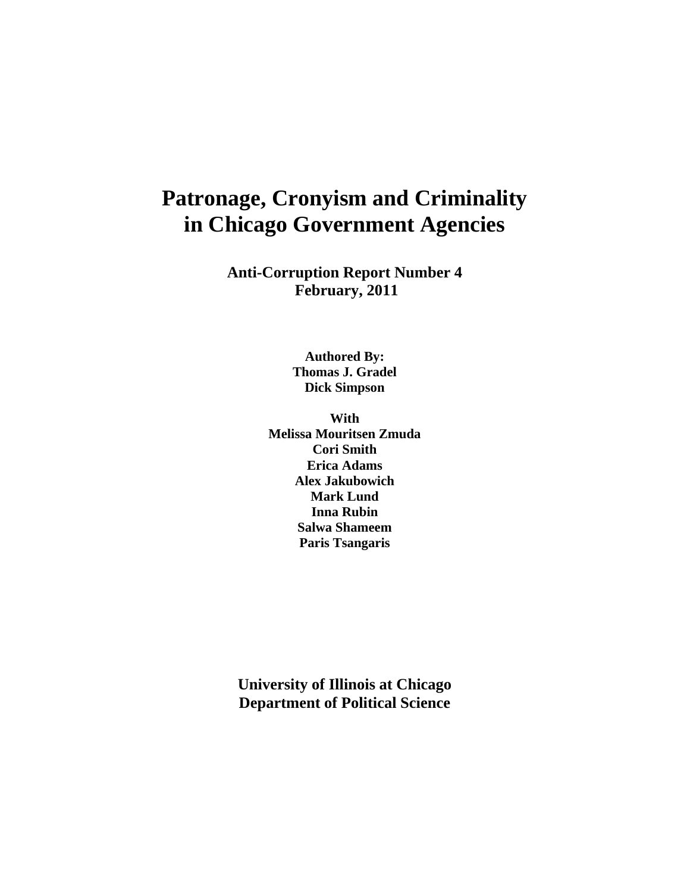# Patronage, Cronyism and Criminality in Chicago Government Agencies

**Anti-Corruption Report Number 4**
**February, 2011**

**Authored By:**
**Thomas J. Gradel**
**Dick Simpson**

**With**
**Melissa Mouritsen Zmuda**
**Cori Smith**
**Erica Adams**
**Alex Jakubowich**
**Mark Lund**
**Inna Rubin**
**Salwa Shameem**
**Paris Tsangaris**

**University of Illinois at Chicago**
**Department of Political Science**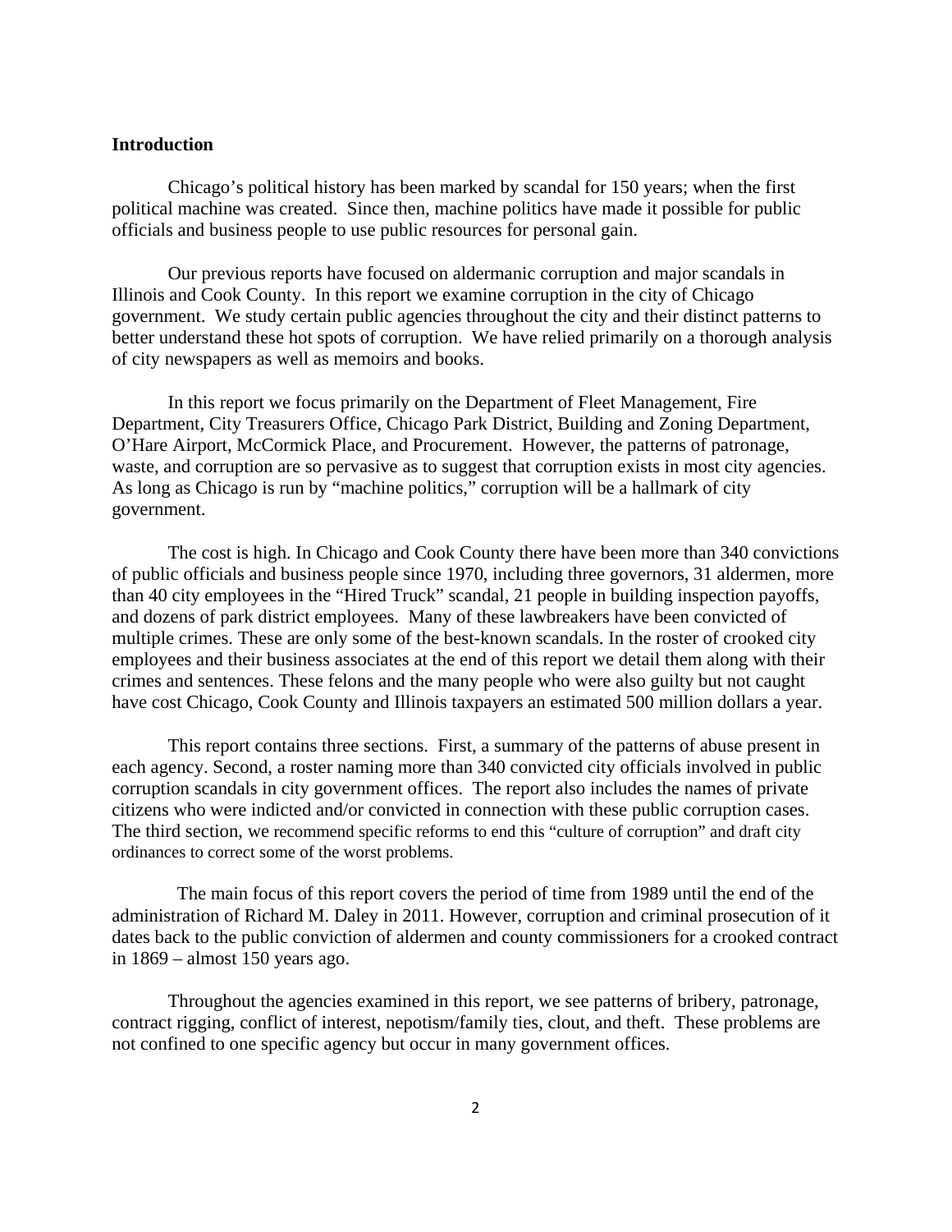**Introduction**

Chicago's political history has been marked by scandal for 150 years; when the first political machine was created. Since then, machine politics have made it possible for public officials and business people to use public resources for personal gain.

Our previous reports have focused on aldermanic corruption and major scandals in Illinois and Cook County. In this report we examine corruption in the city of Chicago government. We study certain public agencies throughout the city and their distinct patterns to better understand these hot spots of corruption. We have relied primarily on a thorough analysis of city newspapers as well as memoirs and books.

In this report we focus primarily on the Department of Fleet Management, Fire Department, City Treasurers Office, Chicago Park District, Building and Zoning Department, O'Hare Airport, McCormick Place, and Procurement. However, the patterns of patronage, waste, and corruption are so pervasive as to suggest that corruption exists in most city agencies. As long as Chicago is run by "machine politics," corruption will be a hallmark of city government.

The cost is high. In Chicago and Cook County there have been more than 340 convictions of public officials and business people since 1970, including three governors, 31 aldermen, more than 40 city employees in the "Hired Truck" scandal, 21 people in building inspection payoffs, and dozens of park district employees. Many of these lawbreakers have been convicted of multiple crimes. These are only some of the best-known scandals. In the roster of crooked city employees and their business associates at the end of this report we detail them along with their crimes and sentences. These felons and the many people who were also guilty but not caught have cost Chicago, Cook County and Illinois taxpayers an estimated 500 million dollars a year.

This report contains three sections. First, a summary of the patterns of abuse present in each agency. Second, a roster naming more than 340 convicted city officials involved in public corruption scandals in city government offices. The report also includes the names of private citizens who were indicted and/or convicted in connection with these public corruption cases. The third section, we recommend specific reforms to end this "culture of corruption" and draft city ordinances to correct some of the worst problems.

The main focus of this report covers the period of time from 1989 until the end of the administration of Richard M. Daley in 2011. However, corruption and criminal prosecution of it dates back to the public conviction of aldermen and county commissioners for a crooked contract in 1869 – almost 150 years ago.

Throughout the agencies examined in this report, we see patterns of bribery, patronage, contract rigging, conflict of interest, nepotism/family ties, clout, and theft. These problems are not confined to one specific agency but occur in many government offices.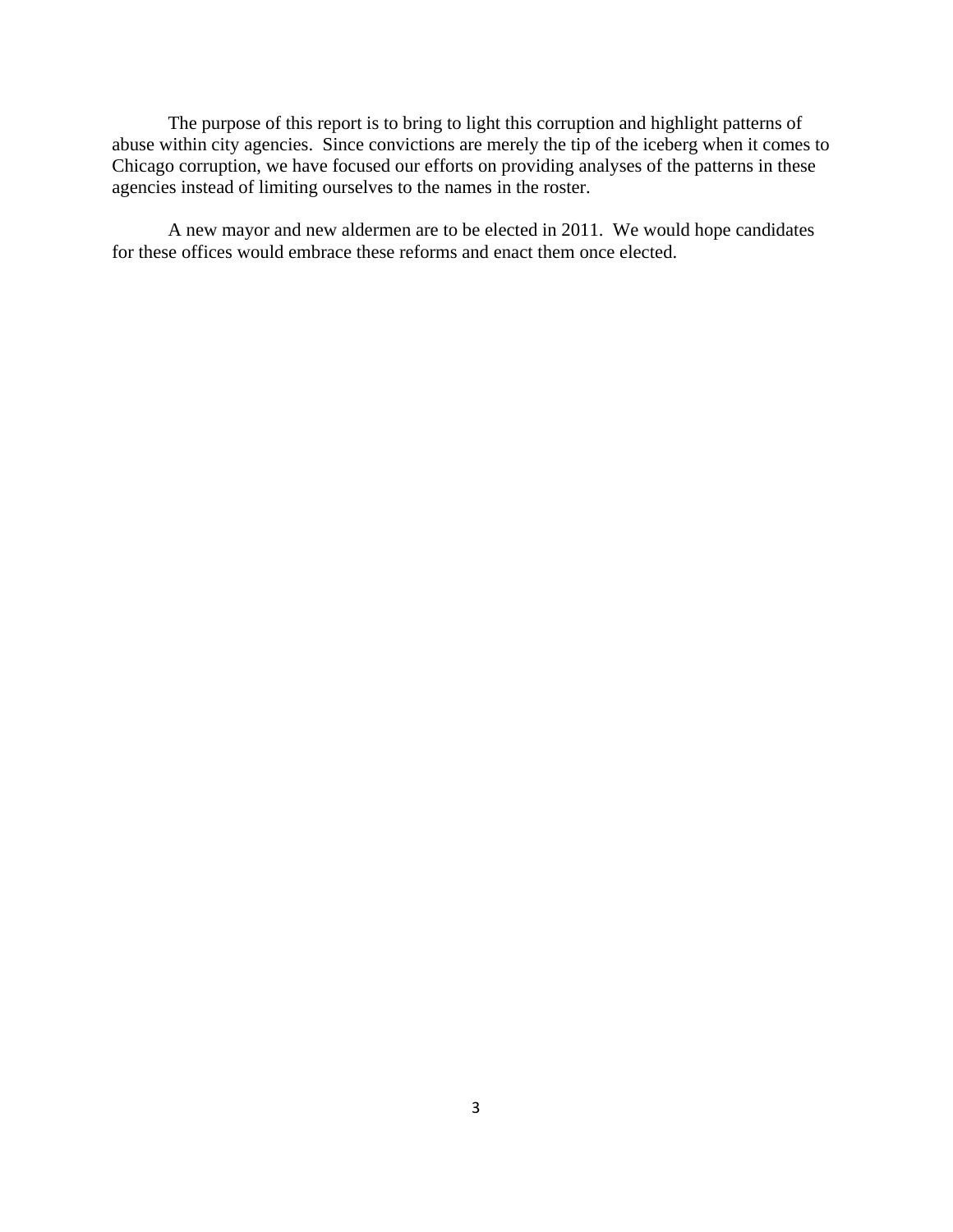The purpose of this report is to bring to light this corruption and highlight patterns of abuse within city agencies. Since convictions are merely the tip of the iceberg when it comes to Chicago corruption, we have focused our efforts on providing analyses of the patterns in these agencies instead of limiting ourselves to the names in the roster.

A new mayor and new aldermen are to be elected in 2011. We would hope candidates for these offices would embrace these reforms and enact them once elected.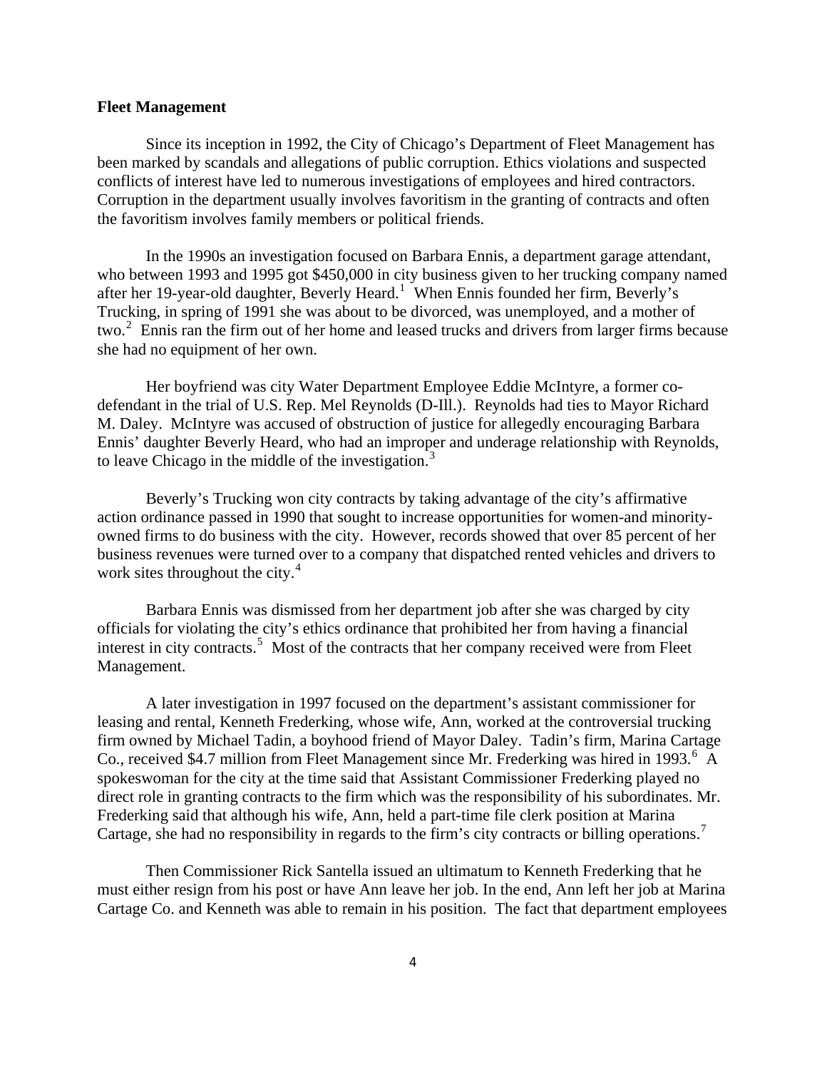**Fleet Management**

Since its inception in 1992, the City of Chicago's Department of Fleet Management has been marked by scandals and allegations of public corruption. Ethics violations and suspected conflicts of interest have led to numerous investigations of employees and hired contractors. Corruption in the department usually involves favoritism in the granting of contracts and often the favoritism involves family members or political friends.

In the 1990s an investigation focused on Barbara Ennis, a department garage attendant, who between 1993 and 1995 got $450,000 in city business given to her trucking company named after her 19-year-old daughter, Beverly Heard.[1] When Ennis founded her firm, Beverly's Trucking, in spring of 1991 she was about to be divorced, was unemployed, and a mother of two.[2] Ennis ran the firm out of her home and leased trucks and drivers from larger firms because she had no equipment of her own.

Her boyfriend was city Water Department Employee Eddie McIntyre, a former co-defendant in the trial of U.S. Rep. Mel Reynolds (D-Ill.). Reynolds had ties to Mayor Richard M. Daley. McIntyre was accused of obstruction of justice for allegedly encouraging Barbara Ennis' daughter Beverly Heard, who had an improper and underage relationship with Reynolds, to leave Chicago in the middle of the investigation.[3]

Beverly's Trucking won city contracts by taking advantage of the city's affirmative action ordinance passed in 1990 that sought to increase opportunities for women-and minority-owned firms to do business with the city. However, records showed that over 85 percent of her business revenues were turned over to a company that dispatched rented vehicles and drivers to work sites throughout the city.[4]

Barbara Ennis was dismissed from her department job after she was charged by city officials for violating the city's ethics ordinance that prohibited her from having a financial interest in city contracts.[5] Most of the contracts that her company received were from Fleet Management.

A later investigation in 1997 focused on the department's assistant commissioner for leasing and rental, Kenneth Frederking, whose wife, Ann, worked at the controversial trucking firm owned by Michael Tadin, a boyhood friend of Mayor Daley. Tadin's firm, Marina Cartage Co., received $4.7 million from Fleet Management since Mr. Frederking was hired in 1993.[6] A spokeswoman for the city at the time said that Assistant Commissioner Frederking played no direct role in granting contracts to the firm which was the responsibility of his subordinates. Mr. Frederking said that although his wife, Ann, held a part-time file clerk position at Marina Cartage, she had no responsibility in regards to the firm's city contracts or billing operations.[7]

Then Commissioner Rick Santella issued an ultimatum to Kenneth Frederking that he must either resign from his post or have Ann leave her job. In the end, Ann left her job at Marina Cartage Co. and Kenneth was able to remain in his position. The fact that department employees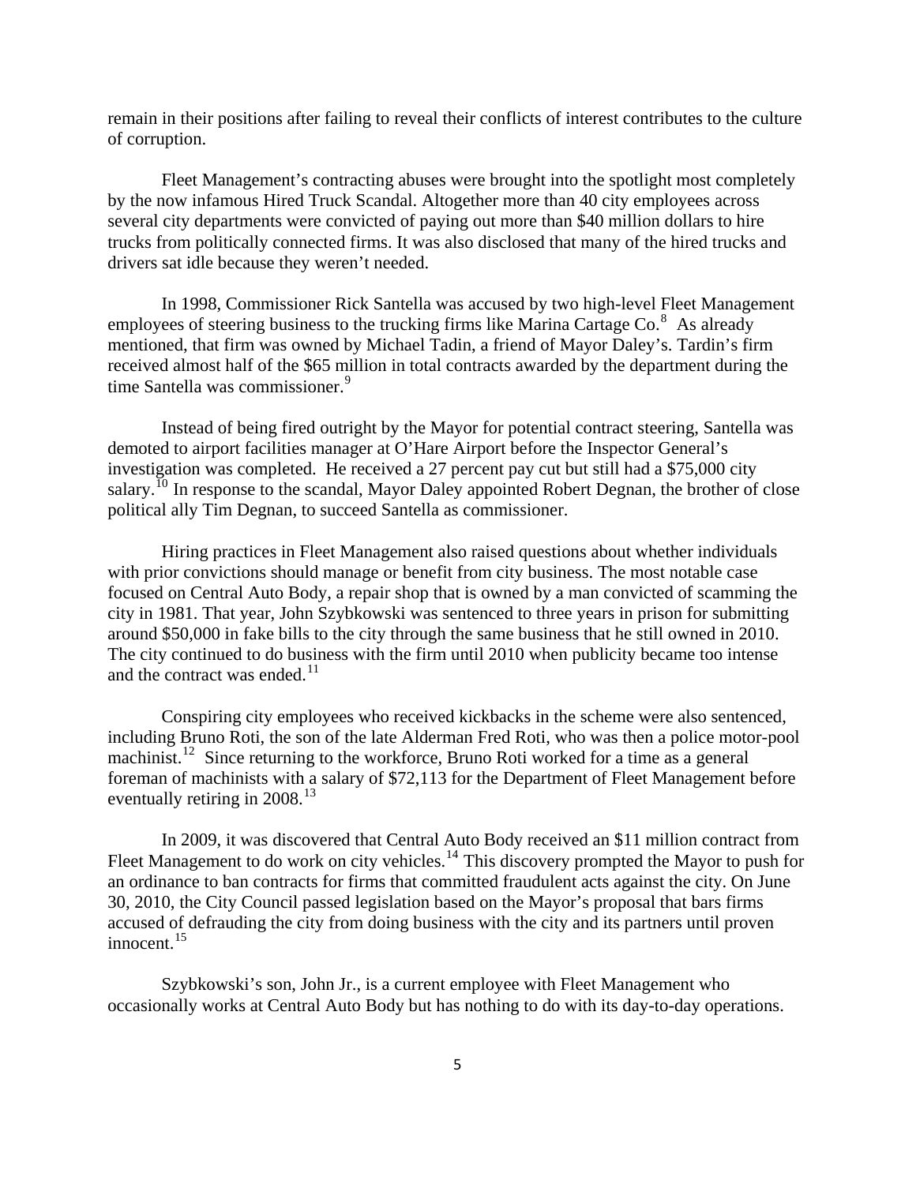remain in their positions after failing to reveal their conflicts of interest contributes to the culture of corruption.

Fleet Management's contracting abuses were brought into the spotlight most completely by the now infamous Hired Truck Scandal. Altogether more than 40 city employees across several city departments were convicted of paying out more than $40 million dollars to hire trucks from politically connected firms. It was also disclosed that many of the hired trucks and drivers sat idle because they weren't needed.

In 1998, Commissioner Rick Santella was accused by two high-level Fleet Management employees of steering business to the trucking firms like Marina Cartage Co.[8] As already mentioned, that firm was owned by Michael Tadin, a friend of Mayor Daley's. Tardin's firm received almost half of the $65 million in total contracts awarded by the department during the time Santella was commissioner.[9]

Instead of being fired outright by the Mayor for potential contract steering, Santella was demoted to airport facilities manager at O'Hare Airport before the Inspector General's investigation was completed. He received a 27 percent pay cut but still had a $75,000 city salary.[10] In response to the scandal, Mayor Daley appointed Robert Degnan, the brother of close political ally Tim Degnan, to succeed Santella as commissioner.

Hiring practices in Fleet Management also raised questions about whether individuals with prior convictions should manage or benefit from city business. The most notable case focused on Central Auto Body, a repair shop that is owned by a man convicted of scamming the city in 1981. That year, John Szybkowski was sentenced to three years in prison for submitting around $50,000 in fake bills to the city through the same business that he still owned in 2010. The city continued to do business with the firm until 2010 when publicity became too intense and the contract was ended.[11]

Conspiring city employees who received kickbacks in the scheme were also sentenced, including Bruno Roti, the son of the late Alderman Fred Roti, who was then a police motor-pool machinist.[12] Since returning to the workforce, Bruno Roti worked for a time as a general foreman of machinists with a salary of $72,113 for the Department of Fleet Management before eventually retiring in 2008.[13]

In 2009, it was discovered that Central Auto Body received an $11 million contract from Fleet Management to do work on city vehicles.[14] This discovery prompted the Mayor to push for an ordinance to ban contracts for firms that committed fraudulent acts against the city. On June 30, 2010, the City Council passed legislation based on the Mayor's proposal that bars firms accused of defrauding the city from doing business with the city and its partners until proven innocent.[15]

Szybkowski's son, John Jr., is a current employee with Fleet Management who occasionally works at Central Auto Body but has nothing to do with its day-to-day operations.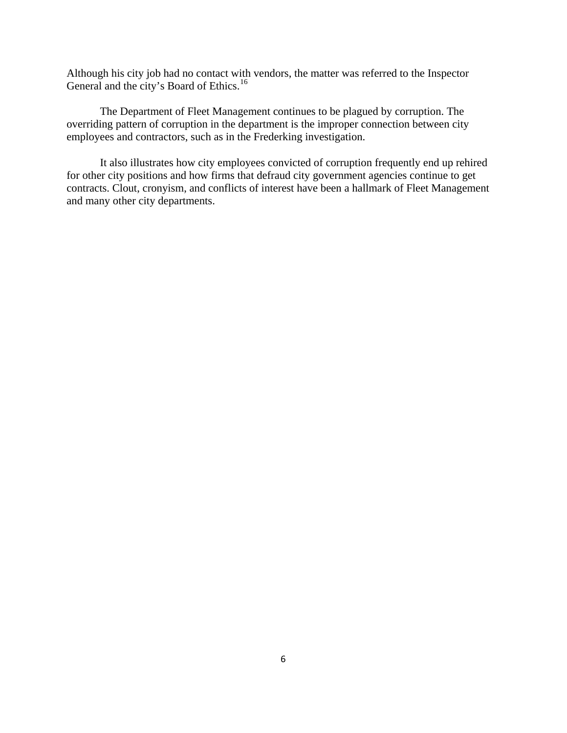Although his city job had no contact with vendors, the matter was referred to the Inspector General and the city's Board of Ethics.[16]

The Department of Fleet Management continues to be plagued by corruption. The overriding pattern of corruption in the department is the improper connection between city employees and contractors, such as in the Frederking investigation.

It also illustrates how city employees convicted of corruption frequently end up rehired for other city positions and how firms that defraud city government agencies continue to get contracts. Clout, cronyism, and conflicts of interest have been a hallmark of Fleet Management and many other city departments.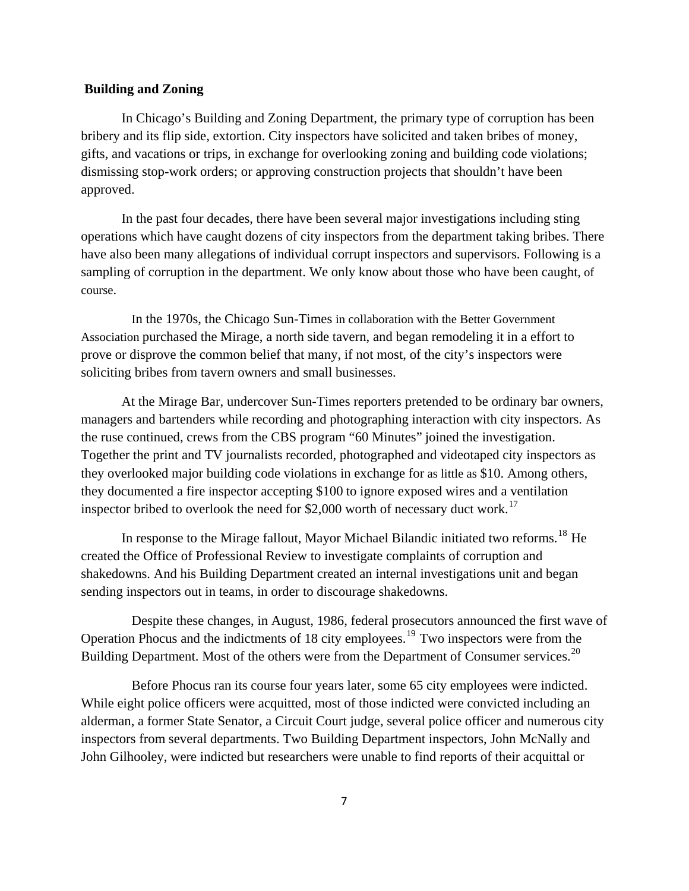**Building and Zoning**

In Chicago's Building and Zoning Department, the primary type of corruption has been bribery and its flip side, extortion. City inspectors have solicited and taken bribes of money, gifts, and vacations or trips, in exchange for overlooking zoning and building code violations; dismissing stop-work orders; or approving construction projects that shouldn't have been approved.

In the past four decades, there have been several major investigations including sting operations which have caught dozens of city inspectors from the department taking bribes. There have also been many allegations of individual corrupt inspectors and supervisors. Following is a sampling of corruption in the department. We only know about those who have been caught, of course.

In the 1970s, the Chicago Sun-Times in collaboration with the Better Government Association purchased the Mirage, a north side tavern, and began remodeling it in a effort to prove or disprove the common belief that many, if not most, of the city's inspectors were soliciting bribes from tavern owners and small businesses.

At the Mirage Bar, undercover Sun-Times reporters pretended to be ordinary bar owners, managers and bartenders while recording and photographing interaction with city inspectors. As the ruse continued, crews from the CBS program "60 Minutes" joined the investigation. Together the print and TV journalists recorded, photographed and videotaped city inspectors as they overlooked major building code violations in exchange for as little as $10. Among others, they documented a fire inspector accepting $100 to ignore exposed wires and a ventilation inspector bribed to overlook the need for $2,000 worth of necessary duct work.[17]

In response to the Mirage fallout, Mayor Michael Bilandic initiated two reforms.[18] He created the Office of Professional Review to investigate complaints of corruption and shakedowns. And his Building Department created an internal investigations unit and began sending inspectors out in teams, in order to discourage shakedowns.

Despite these changes, in August, 1986, federal prosecutors announced the first wave of Operation Phocus and the indictments of 18 city employees.[19] Two inspectors were from the Building Department. Most of the others were from the Department of Consumer services.[20]

Before Phocus ran its course four years later, some 65 city employees were indicted. While eight police officers were acquitted, most of those indicted were convicted including an alderman, a former State Senator, a Circuit Court judge, several police officer and numerous city inspectors from several departments. Two Building Department inspectors, John McNally and John Gilhooley, were indicted but researchers were unable to find reports of their acquittal or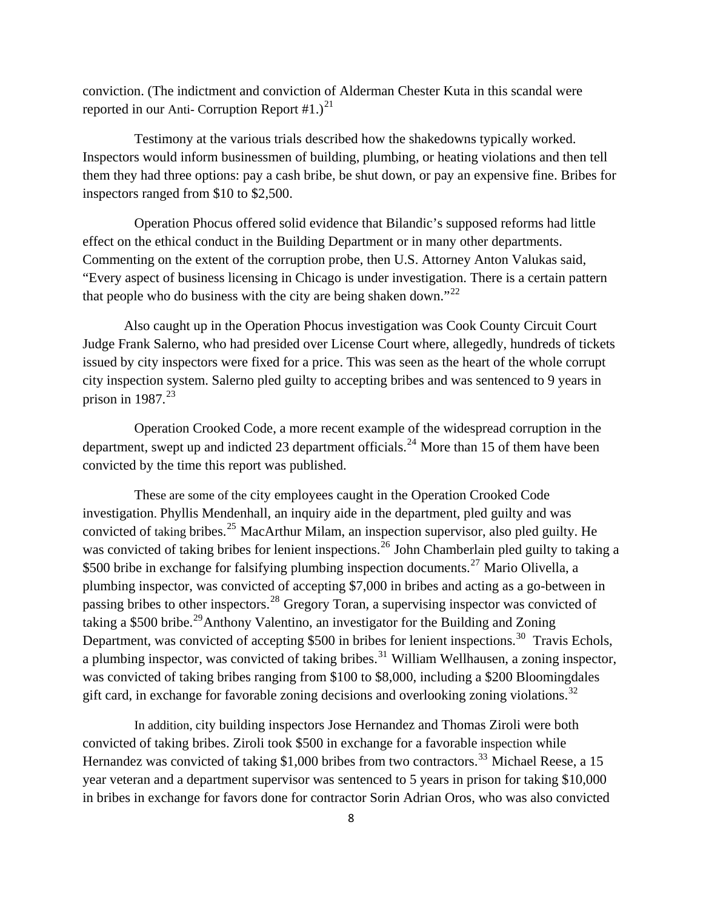conviction. (The indictment and conviction of Alderman Chester Kuta in this scandal were reported in our Anti- Corruption Report #1.)[21]

Testimony at the various trials described how the shakedowns typically worked. Inspectors would inform businessmen of building, plumbing, or heating violations and then tell them they had three options: pay a cash bribe, be shut down, or pay an expensive fine. Bribes for inspectors ranged from $10 to $2,500.

Operation Phocus offered solid evidence that Bilandic's supposed reforms had little effect on the ethical conduct in the Building Department or in many other departments. Commenting on the extent of the corruption probe, then U.S. Attorney Anton Valukas said, "Every aspect of business licensing in Chicago is under investigation. There is a certain pattern that people who do business with the city are being shaken down."[22]

Also caught up in the Operation Phocus investigation was Cook County Circuit Court Judge Frank Salerno, who had presided over License Court where, allegedly, hundreds of tickets issued by city inspectors were fixed for a price. This was seen as the heart of the whole corrupt city inspection system. Salerno pled guilty to accepting bribes and was sentenced to 9 years in prison in 1987.[23]

Operation Crooked Code, a more recent example of the widespread corruption in the department, swept up and indicted 23 department officials.[24] More than 15 of them have been convicted by the time this report was published.

These are some of the city employees caught in the Operation Crooked Code investigation. Phyllis Mendenhall, an inquiry aide in the department, pled guilty and was convicted of taking bribes.[25] MacArthur Milam, an inspection supervisor, also pled guilty. He was convicted of taking bribes for lenient inspections.[26] John Chamberlain pled guilty to taking a $500 bribe in exchange for falsifying plumbing inspection documents.[27] Mario Olivella, a plumbing inspector, was convicted of accepting $7,000 in bribes and acting as a go-between in passing bribes to other inspectors.[28] Gregory Toran, a supervising inspector was convicted of taking a $500 bribe.[29]Anthony Valentino, an investigator for the Building and Zoning Department, was convicted of accepting $500 in bribes for lenient inspections.[30] Travis Echols, a plumbing inspector, was convicted of taking bribes.[31] William Wellhausen, a zoning inspector, was convicted of taking bribes ranging from $100 to $8,000, including a $200 Bloomingdales gift card, in exchange for favorable zoning decisions and overlooking zoning violations.[32]

In addition, city building inspectors Jose Hernandez and Thomas Ziroli were both convicted of taking bribes. Ziroli took $500 in exchange for a favorable inspection while Hernandez was convicted of taking $1,000 bribes from two contractors.[33] Michael Reese, a 15 year veteran and a department supervisor was sentenced to 5 years in prison for taking $10,000 in bribes in exchange for favors done for contractor Sorin Adrian Oros, who was also convicted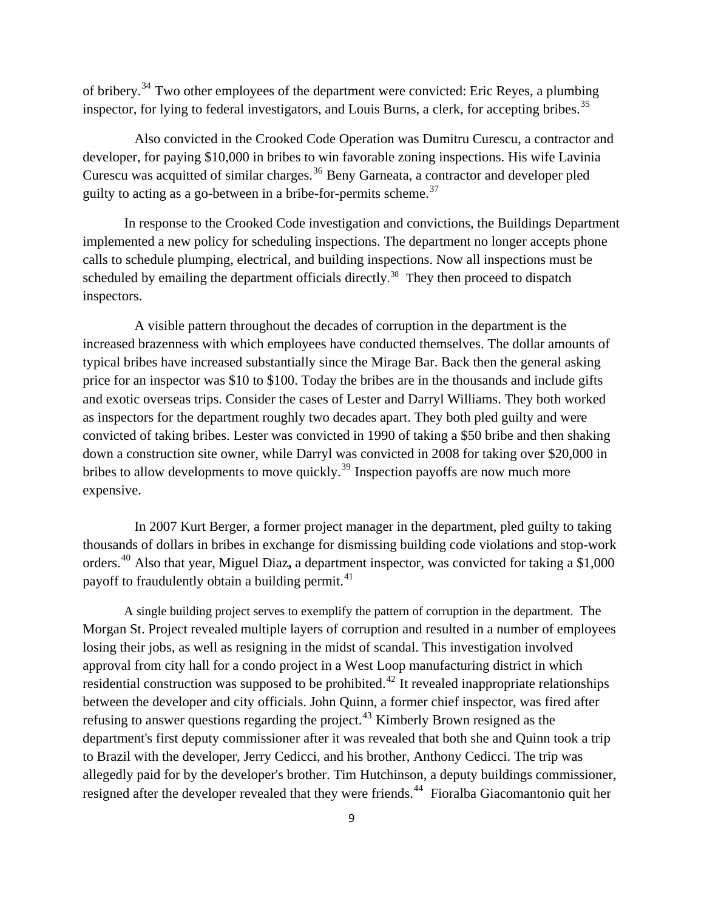of bribery.[34] Two other employees of the department were convicted: Eric Reyes, a plumbing inspector, for lying to federal investigators, and Louis Burns, a clerk, for accepting bribes.[35]

Also convicted in the Crooked Code Operation was Dumitru Curescu, a contractor and developer, for paying $10,000 in bribes to win favorable zoning inspections. His wife Lavinia Curescu was acquitted of similar charges.[36] Beny Garneata, a contractor and developer pled guilty to acting as a go-between in a bribe-for-permits scheme.[37]

In response to the Crooked Code investigation and convictions, the Buildings Department implemented a new policy for scheduling inspections. The department no longer accepts phone calls to schedule plumping, electrical, and building inspections. Now all inspections must be scheduled by emailing the department officials directly.[38] They then proceed to dispatch inspectors.

A visible pattern throughout the decades of corruption in the department is the increased brazenness with which employees have conducted themselves. The dollar amounts of typical bribes have increased substantially since the Mirage Bar. Back then the general asking price for an inspector was $10 to $100. Today the bribes are in the thousands and include gifts and exotic overseas trips. Consider the cases of Lester and Darryl Williams. They both worked as inspectors for the department roughly two decades apart. They both pled guilty and were convicted of taking bribes. Lester was convicted in 1990 of taking a $50 bribe and then shaking down a construction site owner, while Darryl was convicted in 2008 for taking over $20,000 in bribes to allow developments to move quickly.[39] Inspection payoffs are now much more expensive.

In 2007 Kurt Berger, a former project manager in the department, pled guilty to taking thousands of dollars in bribes in exchange for dismissing building code violations and stop-work orders.[40] Also that year, Miguel Diaz**,** a department inspector, was convicted for taking a $1,000 payoff to fraudulently obtain a building permit.[41]

A single building project serves to exemplify the pattern of corruption in the department. The Morgan St. Project revealed multiple layers of corruption and resulted in a number of employees losing their jobs, as well as resigning in the midst of scandal. This investigation involved approval from city hall for a condo project in a West Loop manufacturing district in which residential construction was supposed to be prohibited.[42] It revealed inappropriate relationships between the developer and city officials. John Quinn, a former chief inspector, was fired after refusing to answer questions regarding the project.[43] Kimberly Brown resigned as the department's first deputy commissioner after it was revealed that both she and Quinn took a trip to Brazil with the developer, Jerry Cedicci, and his brother, Anthony Cedicci. The trip was allegedly paid for by the developer's brother. Tim Hutchinson, a deputy buildings commissioner, resigned after the developer revealed that they were friends.[44] Fioralba Giacomantonio quit her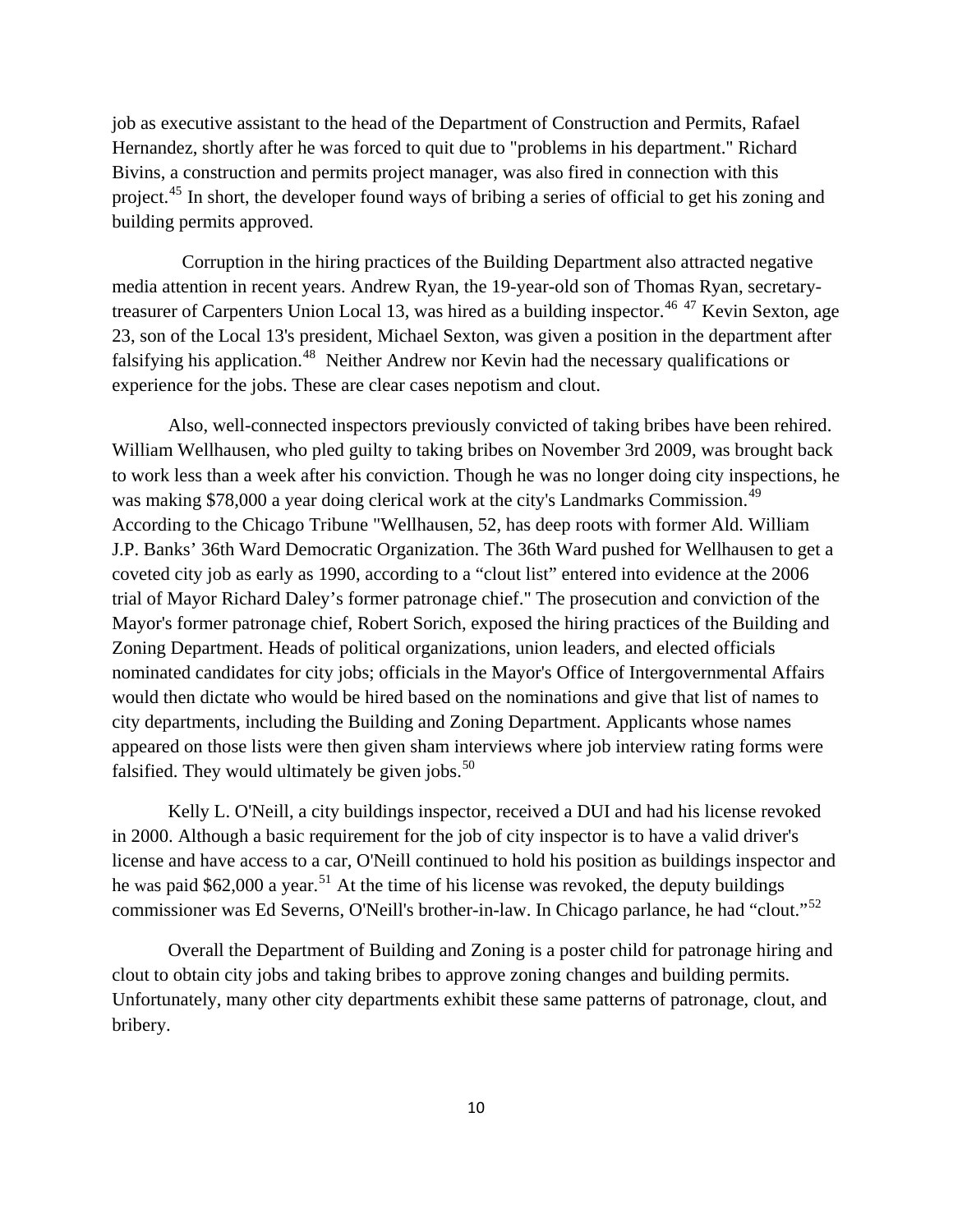job as executive assistant to the head of the Department of Construction and Permits, Rafael Hernandez, shortly after he was forced to quit due to "problems in his department." Richard Bivins, a construction and permits project manager, was also fired in connection with this project.[45] In short, the developer found ways of bribing a series of official to get his zoning and building permits approved.

Corruption in the hiring practices of the Building Department also attracted negative media attention in recent years. Andrew Ryan, the 19-year-old son of Thomas Ryan, secretary-treasurer of Carpenters Union Local 13, was hired as a building inspector.[46] [47] Kevin Sexton, age 23, son of the Local 13's president, Michael Sexton, was given a position in the department after falsifying his application.[48] Neither Andrew nor Kevin had the necessary qualifications or experience for the jobs. These are clear cases nepotism and clout.

Also, well-connected inspectors previously convicted of taking bribes have been rehired. William Wellhausen, who pled guilty to taking bribes on November 3rd 2009, was brought back to work less than a week after his conviction. Though he was no longer doing city inspections, he was making $78,000 a year doing clerical work at the city's Landmarks Commission.[49] According to the Chicago Tribune "Wellhausen, 52, has deep roots with former Ald. William J.P. Banks' 36th Ward Democratic Organization. The 36th Ward pushed for Wellhausen to get a coveted city job as early as 1990, according to a "clout list" entered into evidence at the 2006 trial of Mayor Richard Daley's former patronage chief." The prosecution and conviction of the Mayor's former patronage chief, Robert Sorich, exposed the hiring practices of the Building and Zoning Department. Heads of political organizations, union leaders, and elected officials nominated candidates for city jobs; officials in the Mayor's Office of Intergovernmental Affairs would then dictate who would be hired based on the nominations and give that list of names to city departments, including the Building and Zoning Department. Applicants whose names appeared on those lists were then given sham interviews where job interview rating forms were falsified. They would ultimately be given jobs.[50]

Kelly L. O'Neill, a city buildings inspector, received a DUI and had his license revoked in 2000. Although a basic requirement for the job of city inspector is to have a valid driver's license and have access to a car, O'Neill continued to hold his position as buildings inspector and he was paid $62,000 a year.[51] At the time of his license was revoked, the deputy buildings commissioner was Ed Severns, O'Neill's brother-in-law. In Chicago parlance, he had "clout."[52]

Overall the Department of Building and Zoning is a poster child for patronage hiring and clout to obtain city jobs and taking bribes to approve zoning changes and building permits. Unfortunately, many other city departments exhibit these same patterns of patronage, clout, and bribery.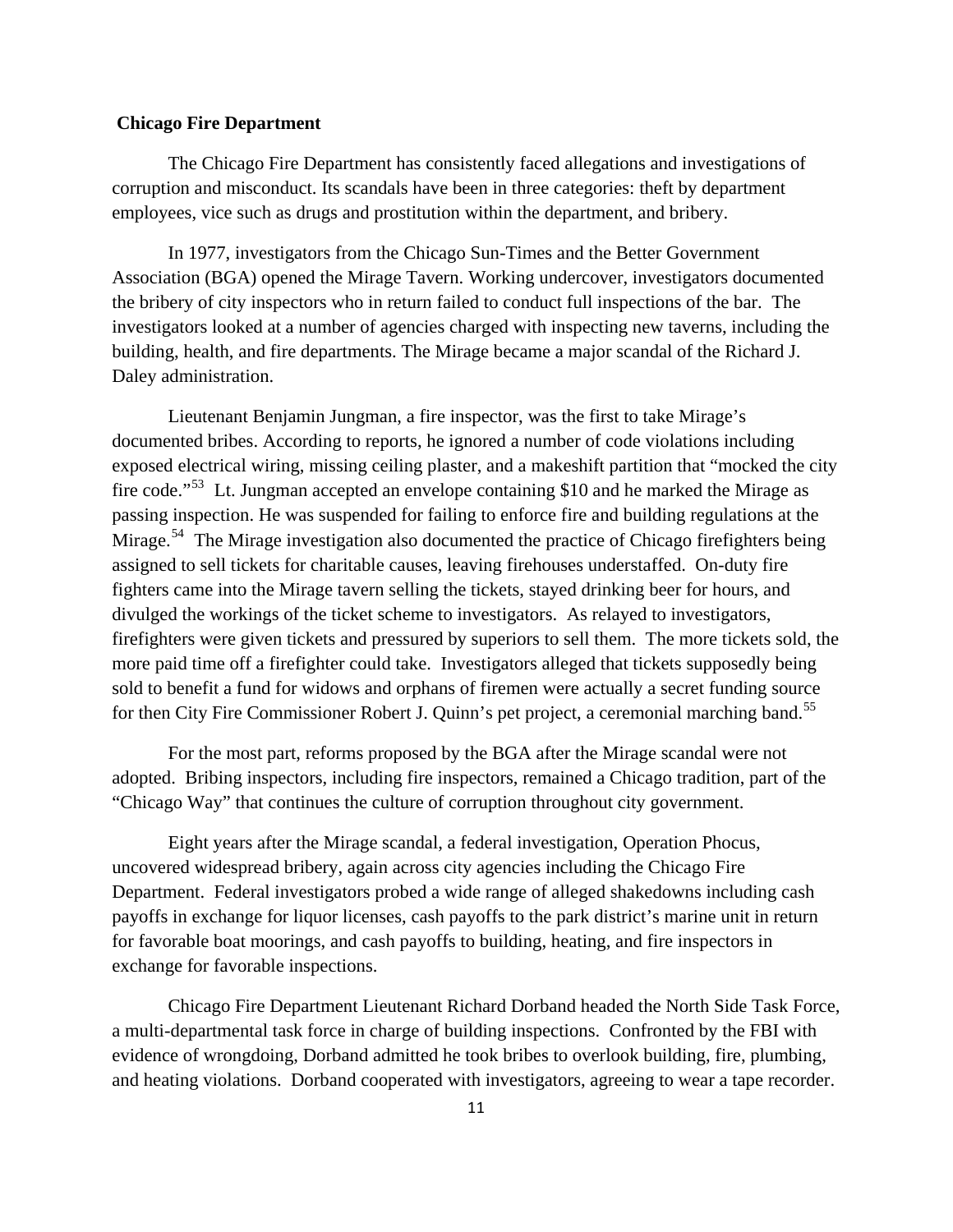**Chicago Fire Department**

The Chicago Fire Department has consistently faced allegations and investigations of corruption and misconduct. Its scandals have been in three categories: theft by department employees, vice such as drugs and prostitution within the department, and bribery.

In 1977, investigators from the Chicago Sun-Times and the Better Government Association (BGA) opened the Mirage Tavern. Working undercover, investigators documented the bribery of city inspectors who in return failed to conduct full inspections of the bar. The investigators looked at a number of agencies charged with inspecting new taverns, including the building, health, and fire departments. The Mirage became a major scandal of the Richard J. Daley administration.

Lieutenant Benjamin Jungman, a fire inspector, was the first to take Mirage's documented bribes. According to reports, he ignored a number of code violations including exposed electrical wiring, missing ceiling plaster, and a makeshift partition that "mocked the city fire code."[53] Lt. Jungman accepted an envelope containing $10 and he marked the Mirage as passing inspection. He was suspended for failing to enforce fire and building regulations at the Mirage.[54] The Mirage investigation also documented the practice of Chicago firefighters being assigned to sell tickets for charitable causes, leaving firehouses understaffed. On-duty fire fighters came into the Mirage tavern selling the tickets, stayed drinking beer for hours, and divulged the workings of the ticket scheme to investigators. As relayed to investigators, firefighters were given tickets and pressured by superiors to sell them. The more tickets sold, the more paid time off a firefighter could take. Investigators alleged that tickets supposedly being sold to benefit a fund for widows and orphans of firemen were actually a secret funding source for then City Fire Commissioner Robert J. Quinn's pet project, a ceremonial marching band.[55]

For the most part, reforms proposed by the BGA after the Mirage scandal were not adopted. Bribing inspectors, including fire inspectors, remained a Chicago tradition, part of the "Chicago Way" that continues the culture of corruption throughout city government.

Eight years after the Mirage scandal, a federal investigation, Operation Phocus, uncovered widespread bribery, again across city agencies including the Chicago Fire Department. Federal investigators probed a wide range of alleged shakedowns including cash payoffs in exchange for liquor licenses, cash payoffs to the park district's marine unit in return for favorable boat moorings, and cash payoffs to building, heating, and fire inspectors in exchange for favorable inspections.

Chicago Fire Department Lieutenant Richard Dorband headed the North Side Task Force, a multi-departmental task force in charge of building inspections. Confronted by the FBI with evidence of wrongdoing, Dorband admitted he took bribes to overlook building, fire, plumbing, and heating violations. Dorband cooperated with investigators, agreeing to wear a tape recorder.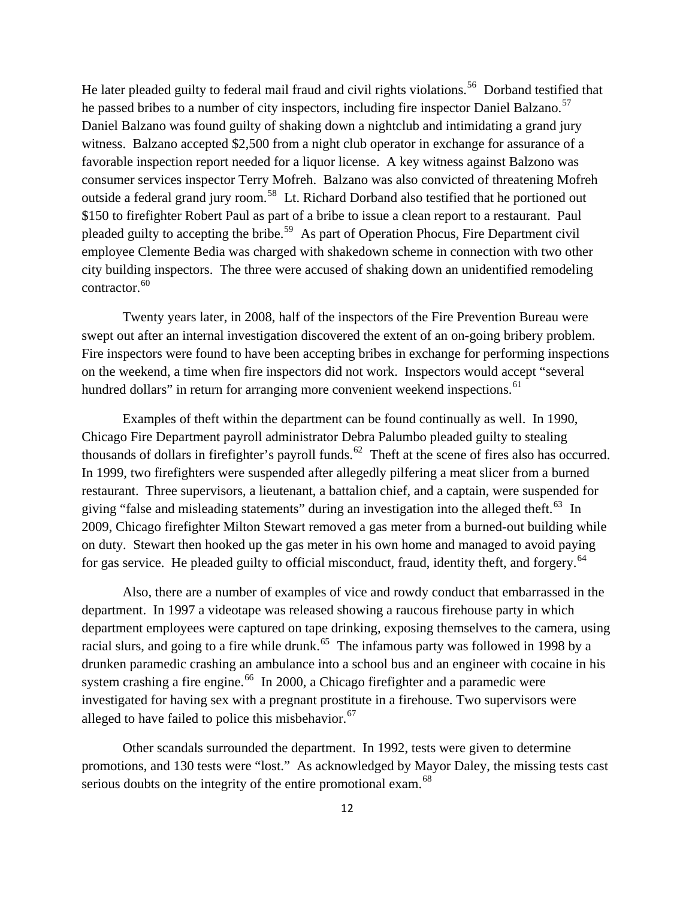He later pleaded guilty to federal mail fraud and civil rights violations.[56] Dorband testified that he passed bribes to a number of city inspectors, including fire inspector Daniel Balzano.[57] Daniel Balzano was found guilty of shaking down a nightclub and intimidating a grand jury witness. Balzano accepted $2,500 from a night club operator in exchange for assurance of a favorable inspection report needed for a liquor license. A key witness against Balzono was consumer services inspector Terry Mofreh. Balzano was also convicted of threatening Mofreh outside a federal grand jury room.[58] Lt. Richard Dorband also testified that he portioned out $150 to firefighter Robert Paul as part of a bribe to issue a clean report to a restaurant. Paul pleaded guilty to accepting the bribe.[59] As part of Operation Phocus, Fire Department civil employee Clemente Bedia was charged with shakedown scheme in connection with two other city building inspectors. The three were accused of shaking down an unidentified remodeling contractor.[60]

Twenty years later, in 2008, half of the inspectors of the Fire Prevention Bureau were swept out after an internal investigation discovered the extent of an on-going bribery problem. Fire inspectors were found to have been accepting bribes in exchange for performing inspections on the weekend, a time when fire inspectors did not work. Inspectors would accept "several hundred dollars" in return for arranging more convenient weekend inspections.[61]

Examples of theft within the department can be found continually as well. In 1990, Chicago Fire Department payroll administrator Debra Palumbo pleaded guilty to stealing thousands of dollars in firefighter's payroll funds.[62] Theft at the scene of fires also has occurred. In 1999, two firefighters were suspended after allegedly pilfering a meat slicer from a burned restaurant. Three supervisors, a lieutenant, a battalion chief, and a captain, were suspended for giving "false and misleading statements" during an investigation into the alleged theft.[63] In 2009, Chicago firefighter Milton Stewart removed a gas meter from a burned-out building while on duty. Stewart then hooked up the gas meter in his own home and managed to avoid paying for gas service. He pleaded guilty to official misconduct, fraud, identity theft, and forgery.[64]

Also, there are a number of examples of vice and rowdy conduct that embarrassed in the department. In 1997 a videotape was released showing a raucous firehouse party in which department employees were captured on tape drinking, exposing themselves to the camera, using racial slurs, and going to a fire while drunk.[65] The infamous party was followed in 1998 by a drunken paramedic crashing an ambulance into a school bus and an engineer with cocaine in his system crashing a fire engine.[66] In 2000, a Chicago firefighter and a paramedic were investigated for having sex with a pregnant prostitute in a firehouse. Two supervisors were alleged to have failed to police this misbehavior.[67]

Other scandals surrounded the department. In 1992, tests were given to determine promotions, and 130 tests were "lost." As acknowledged by Mayor Daley, the missing tests cast serious doubts on the integrity of the entire promotional exam.[68]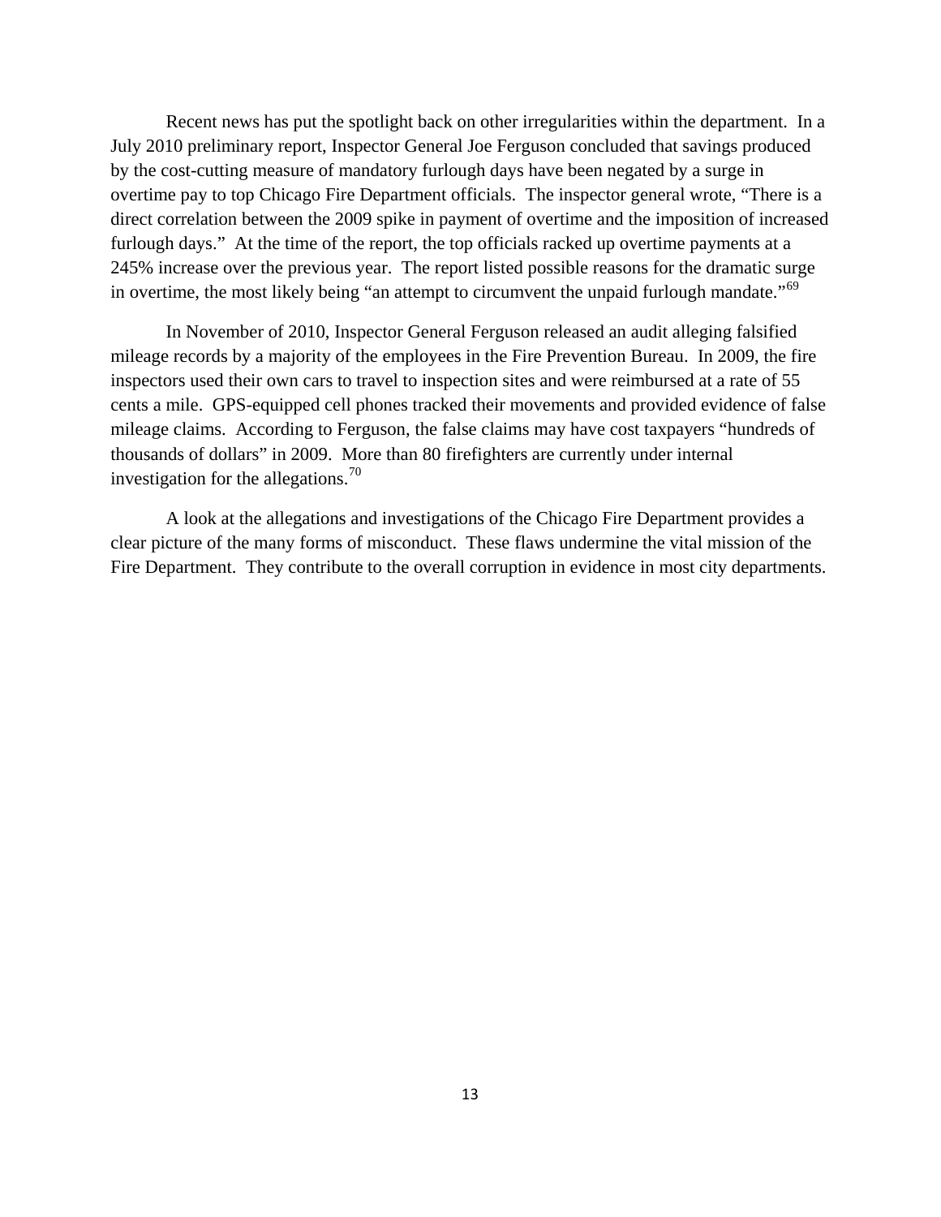Recent news has put the spotlight back on other irregularities within the department. In a July 2010 preliminary report, Inspector General Joe Ferguson concluded that savings produced by the cost-cutting measure of mandatory furlough days have been negated by a surge in overtime pay to top Chicago Fire Department officials. The inspector general wrote, "There is a direct correlation between the 2009 spike in payment of overtime and the imposition of increased furlough days." At the time of the report, the top officials racked up overtime payments at a 245% increase over the previous year. The report listed possible reasons for the dramatic surge in overtime, the most likely being "an attempt to circumvent the unpaid furlough mandate."[69]

In November of 2010, Inspector General Ferguson released an audit alleging falsified mileage records by a majority of the employees in the Fire Prevention Bureau. In 2009, the fire inspectors used their own cars to travel to inspection sites and were reimbursed at a rate of 55 cents a mile. GPS-equipped cell phones tracked their movements and provided evidence of false mileage claims. According to Ferguson, the false claims may have cost taxpayers "hundreds of thousands of dollars" in 2009. More than 80 firefighters are currently under internal investigation for the allegations.[70]

A look at the allegations and investigations of the Chicago Fire Department provides a clear picture of the many forms of misconduct. These flaws undermine the vital mission of the Fire Department. They contribute to the overall corruption in evidence in most city departments.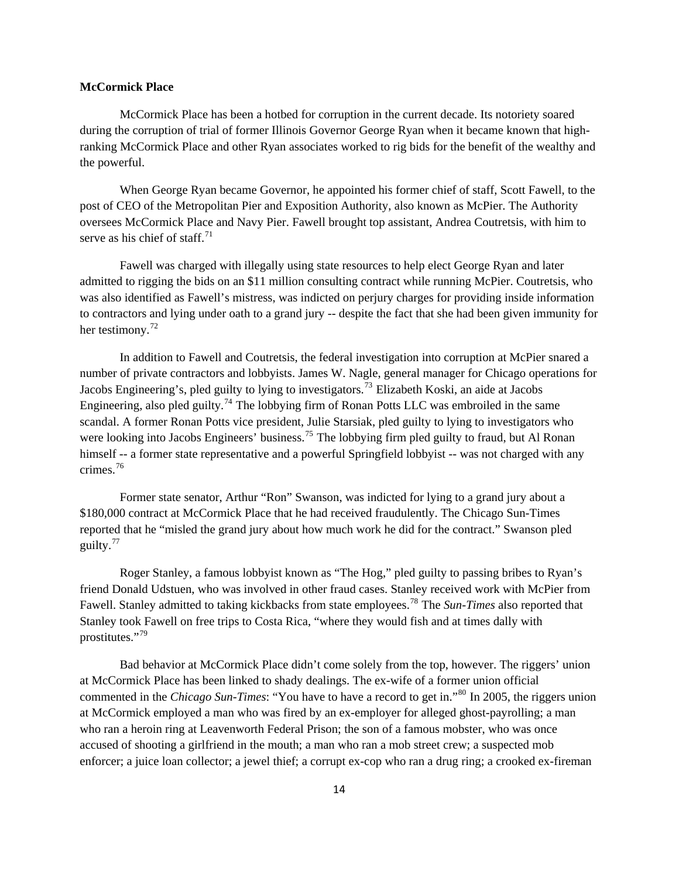**McCormick Place**

McCormick Place has been a hotbed for corruption in the current decade. Its notoriety soared during the corruption of trial of former Illinois Governor George Ryan when it became known that high-ranking McCormick Place and other Ryan associates worked to rig bids for the benefit of the wealthy and the powerful.

When George Ryan became Governor, he appointed his former chief of staff, Scott Fawell, to the post of CEO of the Metropolitan Pier and Exposition Authority, also known as McPier. The Authority oversees McCormick Place and Navy Pier. Fawell brought top assistant, Andrea Coutretsis, with him to serve as his chief of staff.[71]

Fawell was charged with illegally using state resources to help elect George Ryan and later admitted to rigging the bids on an $11 million consulting contract while running McPier. Coutretsis, who was also identified as Fawell's mistress, was indicted on perjury charges for providing inside information to contractors and lying under oath to a grand jury -- despite the fact that she had been given immunity for her testimony.[72]

In addition to Fawell and Coutretsis, the federal investigation into corruption at McPier snared a number of private contractors and lobbyists. James W. Nagle, general manager for Chicago operations for Jacobs Engineering's, pled guilty to lying to investigators.[73] Elizabeth Koski, an aide at Jacobs Engineering, also pled guilty.[74] The lobbying firm of Ronan Potts LLC was embroiled in the same scandal. A former Ronan Potts vice president, Julie Starsiak, pled guilty to lying to investigators who were looking into Jacobs Engineers' business.[75] The lobbying firm pled guilty to fraud, but Al Ronan himself -- a former state representative and a powerful Springfield lobbyist -- was not charged with any crimes.[76]

Former state senator, Arthur "Ron" Swanson, was indicted for lying to a grand jury about a $180,000 contract at McCormick Place that he had received fraudulently. The Chicago Sun-Times reported that he "misled the grand jury about how much work he did for the contract." Swanson pled guilty.[77]

Roger Stanley, a famous lobbyist known as "The Hog," pled guilty to passing bribes to Ryan's friend Donald Udstuen, who was involved in other fraud cases. Stanley received work with McPier from Fawell. Stanley admitted to taking kickbacks from state employees.[78] The *Sun-Times* also reported that Stanley took Fawell on free trips to Costa Rica, "where they would fish and at times dally with prostitutes."[79]

Bad behavior at McCormick Place didn't come solely from the top, however. The riggers' union at McCormick Place has been linked to shady dealings. The ex-wife of a former union official commented in the *Chicago Sun-Times*: "You have to have a record to get in."[80] In 2005, the riggers union at McCormick employed a man who was fired by an ex-employer for alleged ghost-payrolling; a man who ran a heroin ring at Leavenworth Federal Prison; the son of a famous mobster, who was once accused of shooting a girlfriend in the mouth; a man who ran a mob street crew; a suspected mob enforcer; a juice loan collector; a jewel thief; a corrupt ex-cop who ran a drug ring; a crooked ex-fireman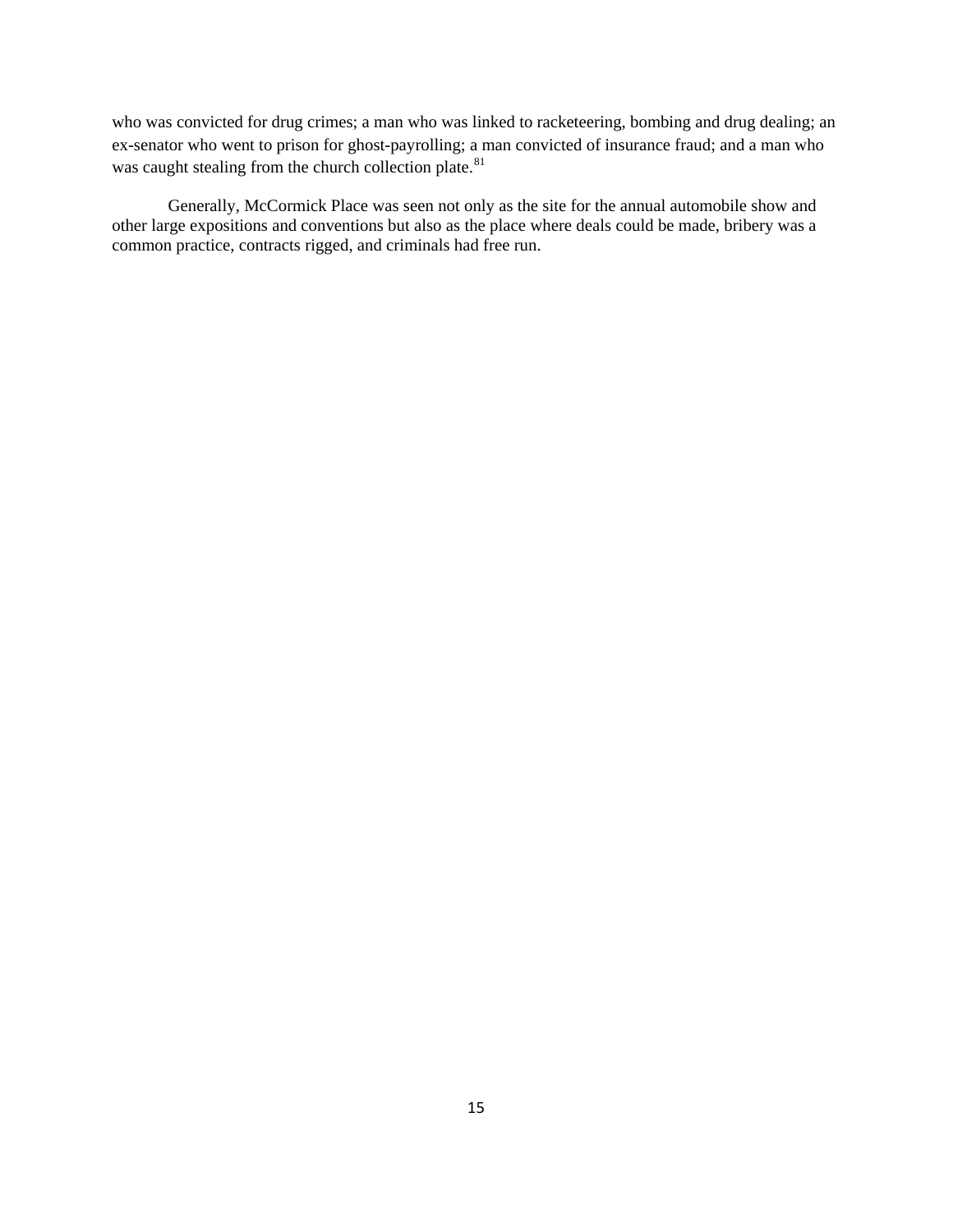who was convicted for drug crimes; a man who was linked to racketeering, bombing and drug dealing; an ex-senator who went to prison for ghost-payrolling; a man convicted of insurance fraud; and a man who was caught stealing from the church collection plate.[81]

Generally, McCormick Place was seen not only as the site for the annual automobile show and other large expositions and conventions but also as the place where deals could be made, bribery was a common practice, contracts rigged, and criminals had free run.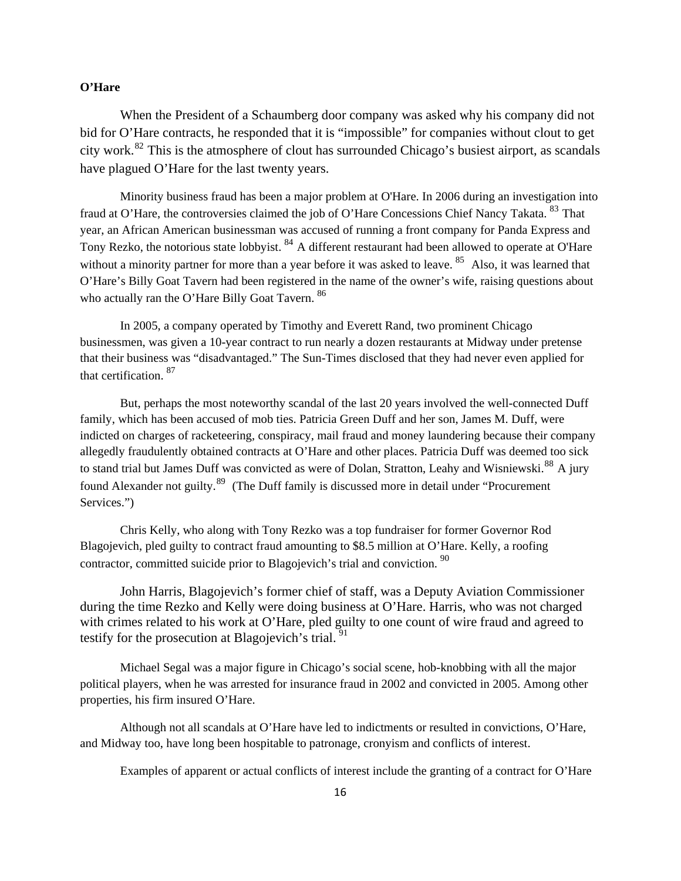**O'Hare**

When the President of a Schaumberg door company was asked why his company did not bid for O'Hare contracts, he responded that it is "impossible" for companies without clout to get city work.[82] This is the atmosphere of clout has surrounded Chicago's busiest airport, as scandals have plagued O'Hare for the last twenty years.

Minority business fraud has been a major problem at O'Hare. In 2006 during an investigation into fraud at O'Hare, the controversies claimed the job of O'Hare Concessions Chief Nancy Takata. [83] That year, an African American businessman was accused of running a front company for Panda Express and Tony Rezko, the notorious state lobbyist. [84] A different restaurant had been allowed to operate at O'Hare without a minority partner for more than a year before it was asked to leave. [85] Also, it was learned that O'Hare's Billy Goat Tavern had been registered in the name of the owner's wife, raising questions about who actually ran the O'Hare Billy Goat Tavern. [86]

In 2005, a company operated by Timothy and Everett Rand, two prominent Chicago businessmen, was given a 10-year contract to run nearly a dozen restaurants at Midway under pretense that their business was "disadvantaged." The Sun-Times disclosed that they had never even applied for that certification. [87]

But, perhaps the most noteworthy scandal of the last 20 years involved the well-connected Duff family, which has been accused of mob ties. Patricia Green Duff and her son, James M. Duff, were indicted on charges of racketeering, conspiracy, mail fraud and money laundering because their company allegedly fraudulently obtained contracts at O'Hare and other places. Patricia Duff was deemed too sick to stand trial but James Duff was convicted as were of Dolan, Stratton, Leahy and Wisniewski.[88] A jury found Alexander not guilty.[89] (The Duff family is discussed more in detail under "Procurement Services.")

Chris Kelly, who along with Tony Rezko was a top fundraiser for former Governor Rod Blagojevich, pled guilty to contract fraud amounting to $8.5 million at O'Hare. Kelly, a roofing contractor, committed suicide prior to Blagojevich's trial and conviction. [90]

John Harris, Blagojevich's former chief of staff, was a Deputy Aviation Commissioner during the time Rezko and Kelly were doing business at O'Hare. Harris, who was not charged with crimes related to his work at O'Hare, pled guilty to one count of wire fraud and agreed to testify for the prosecution at Blagojevich's trial. [91]

Michael Segal was a major figure in Chicago's social scene, hob-knobbing with all the major political players, when he was arrested for insurance fraud in 2002 and convicted in 2005. Among other properties, his firm insured O'Hare.

Although not all scandals at O'Hare have led to indictments or resulted in convictions, O'Hare, and Midway too, have long been hospitable to patronage, cronyism and conflicts of interest.

Examples of apparent or actual conflicts of interest include the granting of a contract for O'Hare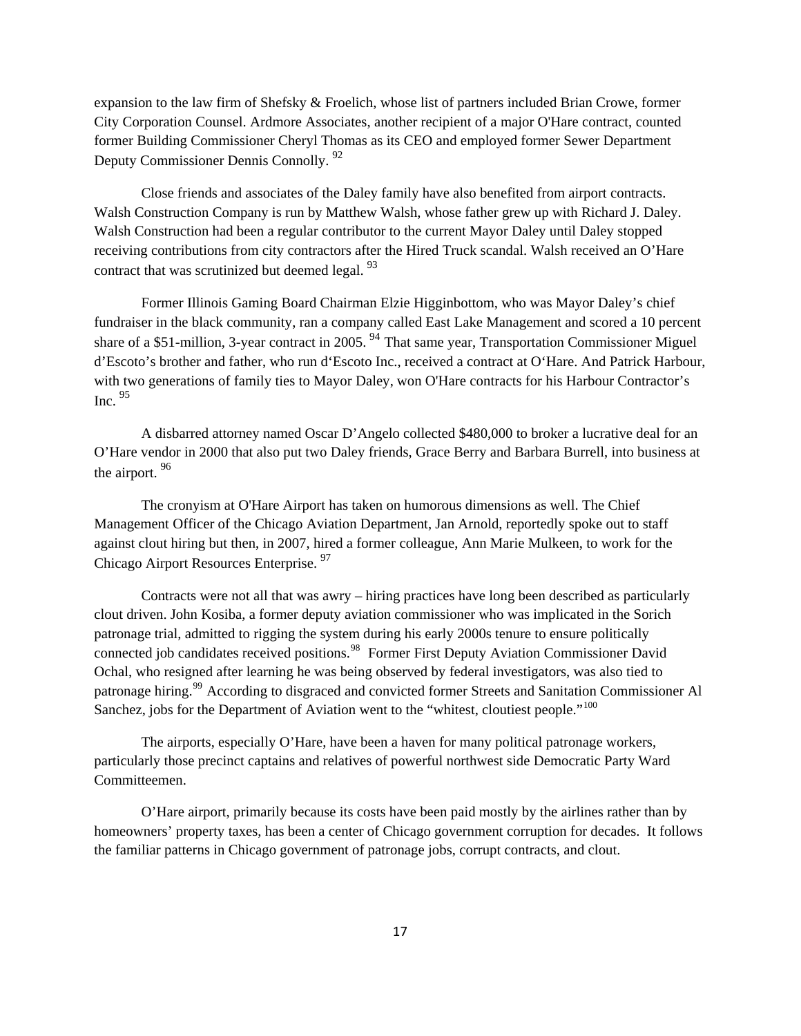expansion to the law firm of Shefsky & Froelich, whose list of partners included Brian Crowe, former City Corporation Counsel. Ardmore Associates, another recipient of a major O'Hare contract, counted former Building Commissioner Cheryl Thomas as its CEO and employed former Sewer Department Deputy Commissioner Dennis Connolly. [92]

Close friends and associates of the Daley family have also benefited from airport contracts. Walsh Construction Company is run by Matthew Walsh, whose father grew up with Richard J. Daley. Walsh Construction had been a regular contributor to the current Mayor Daley until Daley stopped receiving contributions from city contractors after the Hired Truck scandal. Walsh received an O'Hare contract that was scrutinized but deemed legal. [93]

Former Illinois Gaming Board Chairman Elzie Higginbottom, who was Mayor Daley's chief fundraiser in the black community, ran a company called East Lake Management and scored a 10 percent share of a $51-million, 3-year contract in 2005. [94] That same year, Transportation Commissioner Miguel d'Escoto's brother and father, who run d'Escoto Inc., received a contract at O'Hare. And Patrick Harbour, with two generations of family ties to Mayor Daley, won O'Hare contracts for his Harbour Contractor's Inc. [95]

A disbarred attorney named Oscar D'Angelo collected $480,000 to broker a lucrative deal for an O'Hare vendor in 2000 that also put two Daley friends, Grace Berry and Barbara Burrell, into business at the airport. [96]

The cronyism at O'Hare Airport has taken on humorous dimensions as well. The Chief Management Officer of the Chicago Aviation Department, Jan Arnold, reportedly spoke out to staff against clout hiring but then, in 2007, hired a former colleague, Ann Marie Mulkeen, to work for the Chicago Airport Resources Enterprise. [97]

Contracts were not all that was awry – hiring practices have long been described as particularly clout driven. John Kosiba, a former deputy aviation commissioner who was implicated in the Sorich patronage trial, admitted to rigging the system during his early 2000s tenure to ensure politically connected job candidates received positions.[98] Former First Deputy Aviation Commissioner David Ochal, who resigned after learning he was being observed by federal investigators, was also tied to patronage hiring.[99] According to disgraced and convicted former Streets and Sanitation Commissioner Al Sanchez, jobs for the Department of Aviation went to the "whitest, cloutiest people."[100]

The airports, especially O'Hare, have been a haven for many political patronage workers, particularly those precinct captains and relatives of powerful northwest side Democratic Party Ward Committeemen.

O'Hare airport, primarily because its costs have been paid mostly by the airlines rather than by homeowners' property taxes, has been a center of Chicago government corruption for decades. It follows the familiar patterns in Chicago government of patronage jobs, corrupt contracts, and clout.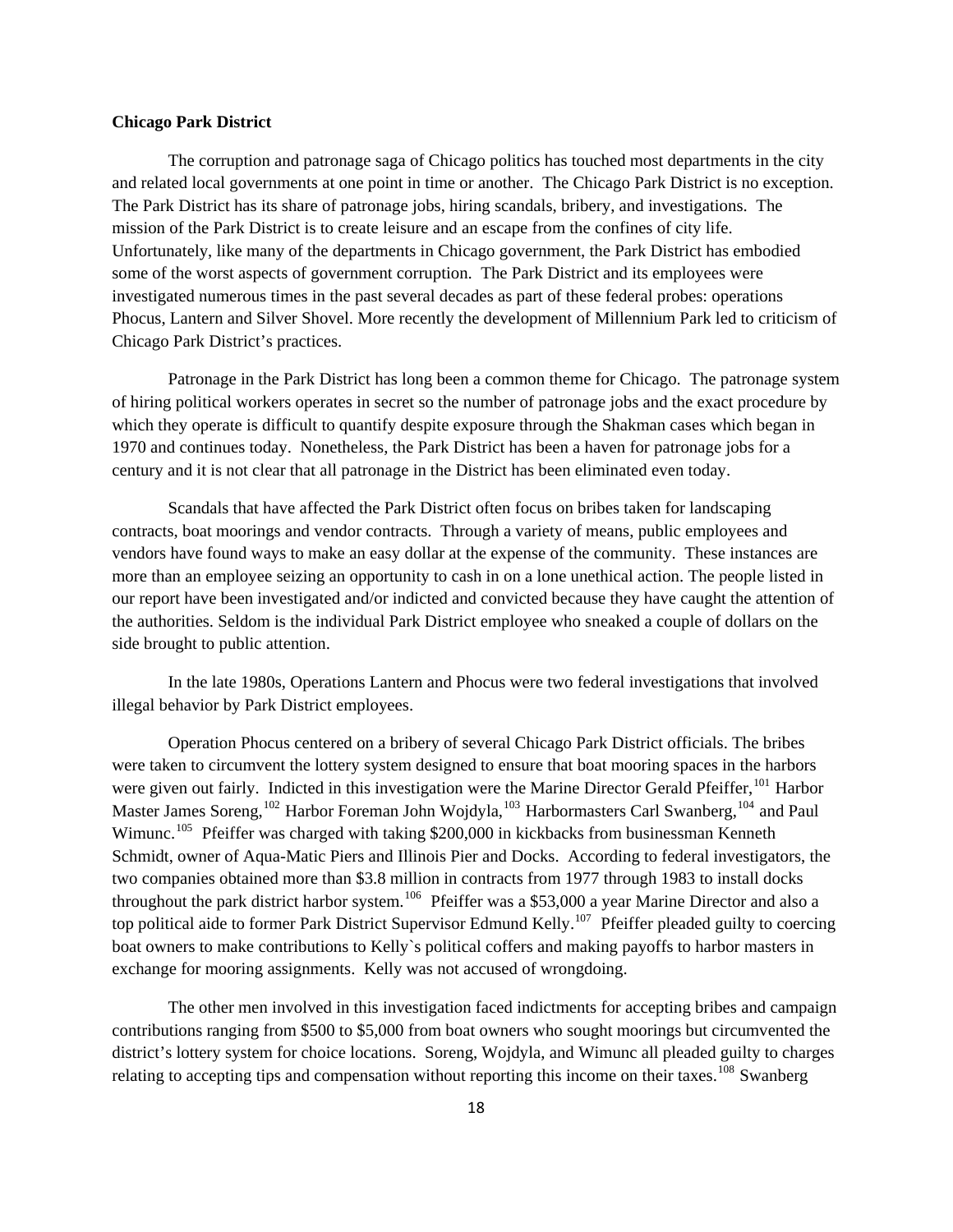**Chicago Park District**

The corruption and patronage saga of Chicago politics has touched most departments in the city and related local governments at one point in time or another. The Chicago Park District is no exception. The Park District has its share of patronage jobs, hiring scandals, bribery, and investigations. The mission of the Park District is to create leisure and an escape from the confines of city life. Unfortunately, like many of the departments in Chicago government, the Park District has embodied some of the worst aspects of government corruption. The Park District and its employees were investigated numerous times in the past several decades as part of these federal probes: operations Phocus, Lantern and Silver Shovel. More recently the development of Millennium Park led to criticism of Chicago Park District's practices.

Patronage in the Park District has long been a common theme for Chicago. The patronage system of hiring political workers operates in secret so the number of patronage jobs and the exact procedure by which they operate is difficult to quantify despite exposure through the Shakman cases which began in 1970 and continues today. Nonetheless, the Park District has been a haven for patronage jobs for a century and it is not clear that all patronage in the District has been eliminated even today.

Scandals that have affected the Park District often focus on bribes taken for landscaping contracts, boat moorings and vendor contracts. Through a variety of means, public employees and vendors have found ways to make an easy dollar at the expense of the community. These instances are more than an employee seizing an opportunity to cash in on a lone unethical action. The people listed in our report have been investigated and/or indicted and convicted because they have caught the attention of the authorities. Seldom is the individual Park District employee who sneaked a couple of dollars on the side brought to public attention.

In the late 1980s, Operations Lantern and Phocus were two federal investigations that involved illegal behavior by Park District employees.

Operation Phocus centered on a bribery of several Chicago Park District officials. The bribes were taken to circumvent the lottery system designed to ensure that boat mooring spaces in the harbors were given out fairly. Indicted in this investigation were the Marine Director Gerald Pfeiffer,[101] Harbor Master James Soreng,[102] Harbor Foreman John Wojdyla,[103] Harbormasters Carl Swanberg,[104] and Paul Wimunc.[105] Pfeiffer was charged with taking $200,000 in kickbacks from businessman Kenneth Schmidt, owner of Aqua-Matic Piers and Illinois Pier and Docks. According to federal investigators, the two companies obtained more than $3.8 million in contracts from 1977 through 1983 to install docks throughout the park district harbor system.[106] Pfeiffer was a $53,000 a year Marine Director and also a top political aide to former Park District Supervisor Edmund Kelly.[107] Pfeiffer pleaded guilty to coercing boat owners to make contributions to Kelly`s political coffers and making payoffs to harbor masters in exchange for mooring assignments. Kelly was not accused of wrongdoing.

The other men involved in this investigation faced indictments for accepting bribes and campaign contributions ranging from $500 to $5,000 from boat owners who sought moorings but circumvented the district's lottery system for choice locations. Soreng, Wojdyla, and Wimunc all pleaded guilty to charges relating to accepting tips and compensation without reporting this income on their taxes.[108] Swanberg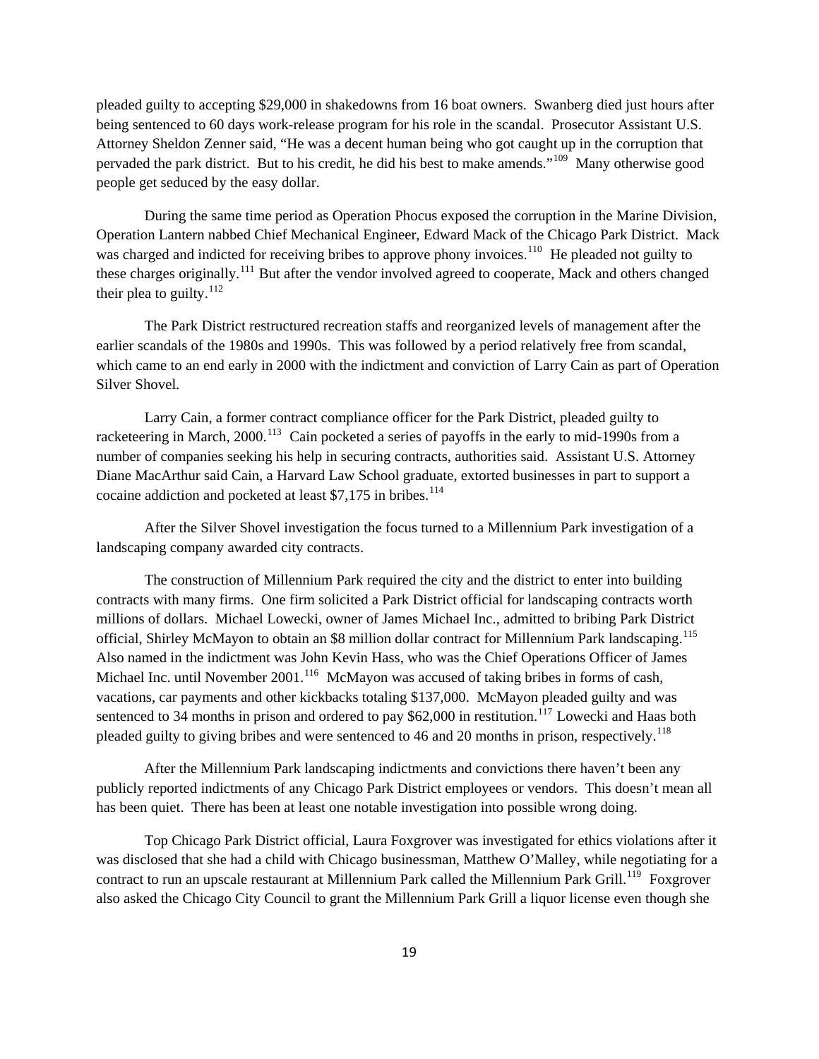pleaded guilty to accepting $29,000 in shakedowns from 16 boat owners.  Swanberg died just hours after being sentenced to 60 days work-release program for his role in the scandal.  Prosecutor Assistant U.S. Attorney Sheldon Zenner said, "He was a decent human being who got caught up in the corruption that pervaded the park district.  But to his credit, he did his best to make amends."[109]  Many otherwise good people get seduced by the easy dollar.

During the same time period as Operation Phocus exposed the corruption in the Marine Division, Operation Lantern nabbed Chief Mechanical Engineer, Edward Mack of the Chicago Park District.  Mack was charged and indicted for receiving bribes to approve phony invoices.[110]  He pleaded not guilty to these charges originally.[111] But after the vendor involved agreed to cooperate, Mack and others changed their plea to guilty.[112]

The Park District restructured recreation staffs and reorganized levels of management after the earlier scandals of the 1980s and 1990s.  This was followed by a period relatively free from scandal, which came to an end early in 2000 with the indictment and conviction of Larry Cain as part of Operation Silver Shovel.

Larry Cain, a former contract compliance officer for the Park District, pleaded guilty to racketeering in March, 2000.[113]  Cain pocketed a series of payoffs in the early to mid-1990s from a number of companies seeking his help in securing contracts, authorities said.  Assistant U.S. Attorney Diane MacArthur said Cain, a Harvard Law School graduate, extorted businesses in part to support a cocaine addiction and pocketed at least $7,175 in bribes.[114]

After the Silver Shovel investigation the focus turned to a Millennium Park investigation of a landscaping company awarded city contracts.

The construction of Millennium Park required the city and the district to enter into building contracts with many firms.  One firm solicited a Park District official for landscaping contracts worth millions of dollars.  Michael Lowecki, owner of James Michael Inc., admitted to bribing Park District official, Shirley McMayon to obtain an $8 million dollar contract for Millennium Park landscaping.[115] Also named in the indictment was John Kevin Hass, who was the Chief Operations Officer of James Michael Inc. until November 2001.[116]  McMayon was accused of taking bribes in forms of cash, vacations, car payments and other kickbacks totaling $137,000.  McMayon pleaded guilty and was sentenced to 34 months in prison and ordered to pay $62,000 in restitution.[117] Lowecki and Haas both pleaded guilty to giving bribes and were sentenced to 46 and 20 months in prison, respectively.[118]

After the Millennium Park landscaping indictments and convictions there haven't been any publicly reported indictments of any Chicago Park District employees or vendors.  This doesn't mean all has been quiet.  There has been at least one notable investigation into possible wrong doing.

Top Chicago Park District official, Laura Foxgrover was investigated for ethics violations after it was disclosed that she had a child with Chicago businessman, Matthew O'Malley, while negotiating for a contract to run an upscale restaurant at Millennium Park called the Millennium Park Grill.[119]  Foxgrover also asked the Chicago City Council to grant the Millennium Park Grill a liquor license even though she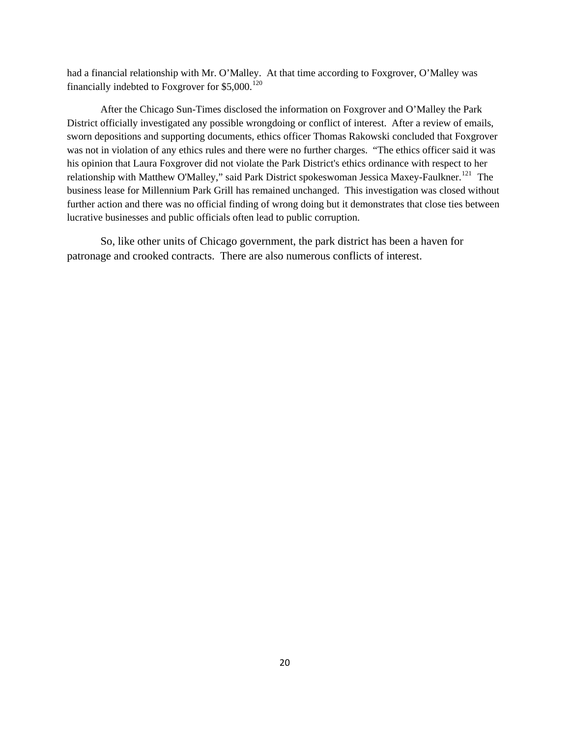had a financial relationship with Mr. O'Malley. At that time according to Foxgrover, O'Malley was financially indebted to Foxgrover for $5,000.[120]

After the Chicago Sun-Times disclosed the information on Foxgrover and O'Malley the Park District officially investigated any possible wrongdoing or conflict of interest. After a review of emails, sworn depositions and supporting documents, ethics officer Thomas Rakowski concluded that Foxgrover was not in violation of any ethics rules and there were no further charges. "The ethics officer said it was his opinion that Laura Foxgrover did not violate the Park District's ethics ordinance with respect to her relationship with Matthew O'Malley," said Park District spokeswoman Jessica Maxey-Faulkner.[121] The business lease for Millennium Park Grill has remained unchanged. This investigation was closed without further action and there was no official finding of wrong doing but it demonstrates that close ties between lucrative businesses and public officials often lead to public corruption.

So, like other units of Chicago government, the park district has been a haven for patronage and crooked contracts. There are also numerous conflicts of interest.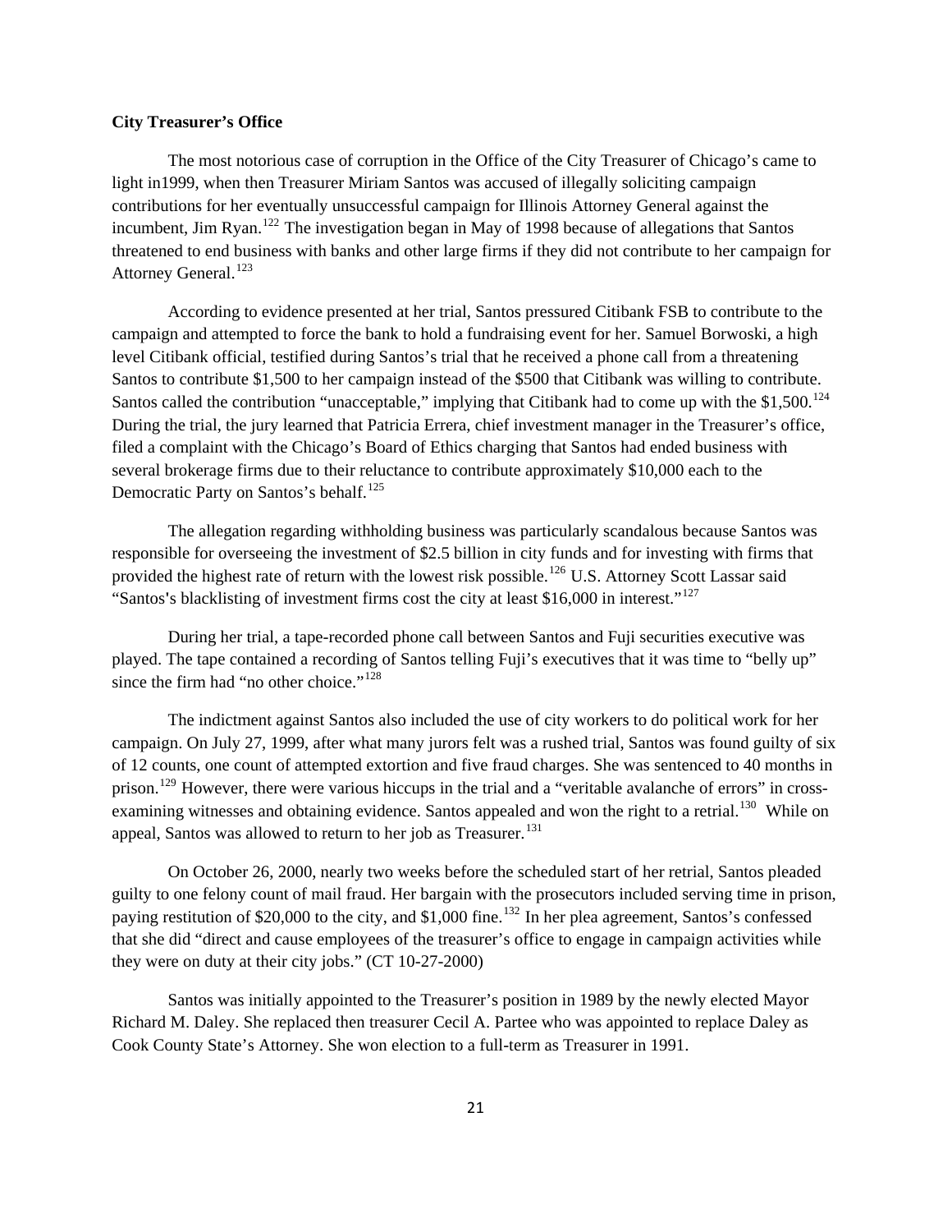**City Treasurer's Office**

The most notorious case of corruption in the Office of the City Treasurer of Chicago's came to light in1999, when then Treasurer Miriam Santos was accused of illegally soliciting campaign contributions for her eventually unsuccessful campaign for Illinois Attorney General against the incumbent, Jim Ryan.[122] The investigation began in May of 1998 because of allegations that Santos threatened to end business with banks and other large firms if they did not contribute to her campaign for Attorney General.[123]

According to evidence presented at her trial, Santos pressured Citibank FSB to contribute to the campaign and attempted to force the bank to hold a fundraising event for her. Samuel Borwoski, a high level Citibank official, testified during Santos's trial that he received a phone call from a threatening Santos to contribute $1,500 to her campaign instead of the $500 that Citibank was willing to contribute. Santos called the contribution "unacceptable," implying that Citibank had to come up with the $1,500.[124] During the trial, the jury learned that Patricia Errera, chief investment manager in the Treasurer's office, filed a complaint with the Chicago's Board of Ethics charging that Santos had ended business with several brokerage firms due to their reluctance to contribute approximately $10,000 each to the Democratic Party on Santos's behalf.[125]

The allegation regarding withholding business was particularly scandalous because Santos was responsible for overseeing the investment of $2.5 billion in city funds and for investing with firms that provided the highest rate of return with the lowest risk possible.[126] U.S. Attorney Scott Lassar said "Santos's blacklisting of investment firms cost the city at least $16,000 in interest."[127]

During her trial, a tape-recorded phone call between Santos and Fuji securities executive was played. The tape contained a recording of Santos telling Fuji's executives that it was time to "belly up" since the firm had "no other choice."[128]

The indictment against Santos also included the use of city workers to do political work for her campaign. On July 27, 1999, after what many jurors felt was a rushed trial, Santos was found guilty of six of 12 counts, one count of attempted extortion and five fraud charges. She was sentenced to 40 months in prison.[129] However, there were various hiccups in the trial and a "veritable avalanche of errors" in cross-examining witnesses and obtaining evidence. Santos appealed and won the right to a retrial.[130] While on appeal, Santos was allowed to return to her job as Treasurer.[131]

On October 26, 2000, nearly two weeks before the scheduled start of her retrial, Santos pleaded guilty to one felony count of mail fraud. Her bargain with the prosecutors included serving time in prison, paying restitution of $20,000 to the city, and $1,000 fine.[132] In her plea agreement, Santos's confessed that she did "direct and cause employees of the treasurer's office to engage in campaign activities while they were on duty at their city jobs." (CT 10-27-2000)

Santos was initially appointed to the Treasurer's position in 1989 by the newly elected Mayor Richard M. Daley. She replaced then treasurer Cecil A. Partee who was appointed to replace Daley as Cook County State's Attorney. She won election to a full-term as Treasurer in 1991.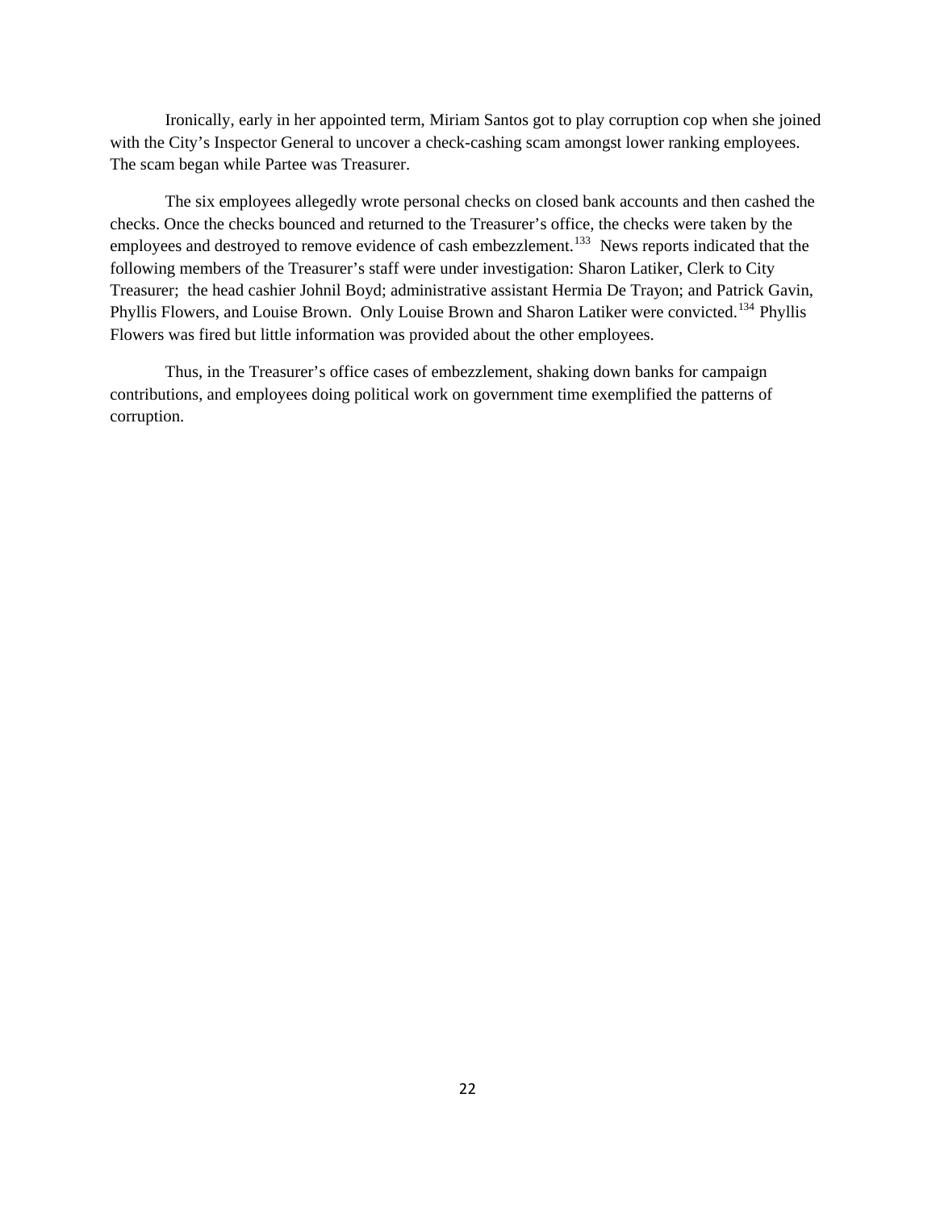Ironically, early in her appointed term, Miriam Santos got to play corruption cop when she joined with the City's Inspector General to uncover a check-cashing scam amongst lower ranking employees. The scam began while Partee was Treasurer.

The six employees allegedly wrote personal checks on closed bank accounts and then cashed the checks. Once the checks bounced and returned to the Treasurer's office, the checks were taken by the employees and destroyed to remove evidence of cash embezzlement.[133] News reports indicated that the following members of the Treasurer's staff were under investigation: Sharon Latiker, Clerk to City Treasurer; the head cashier Johnil Boyd; administrative assistant Hermia De Trayon; and Patrick Gavin, Phyllis Flowers, and Louise Brown. Only Louise Brown and Sharon Latiker were convicted.[134] Phyllis Flowers was fired but little information was provided about the other employees.

Thus, in the Treasurer's office cases of embezzlement, shaking down banks for campaign contributions, and employees doing political work on government time exemplified the patterns of corruption.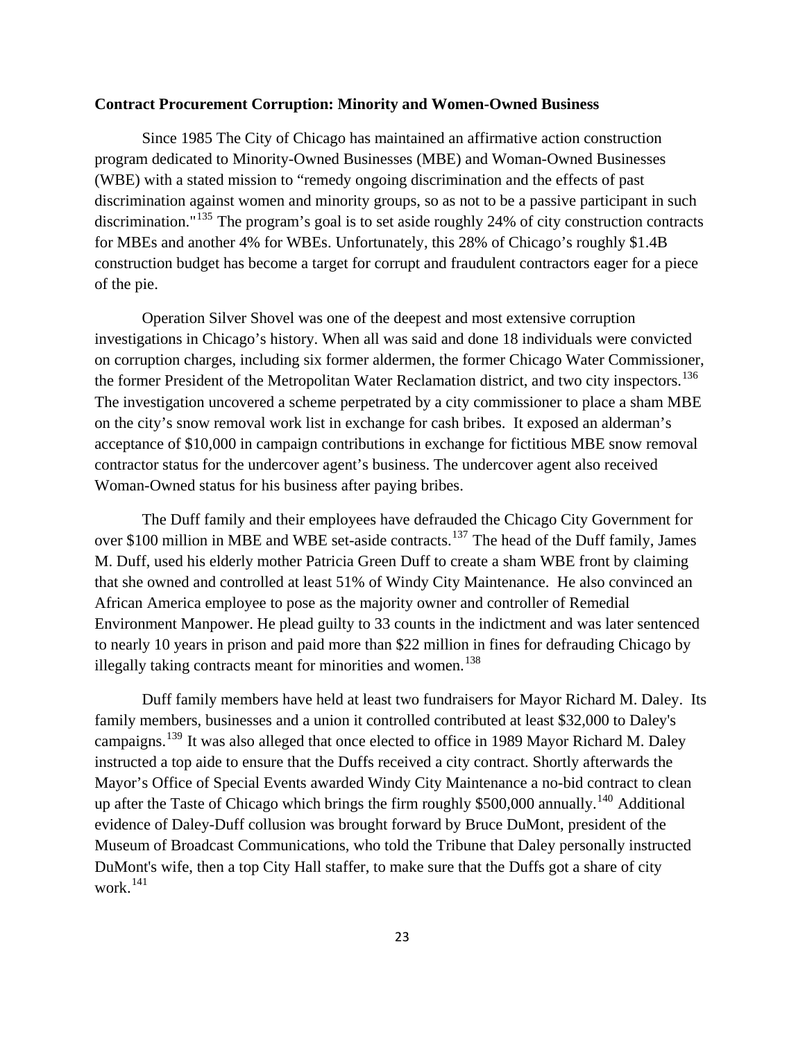**Contract Procurement Corruption: Minority and Women-Owned Business**

Since 1985 The City of Chicago has maintained an affirmative action construction program dedicated to Minority-Owned Businesses (MBE) and Woman-Owned Businesses (WBE) with a stated mission to "remedy ongoing discrimination and the effects of past discrimination against women and minority groups, so as not to be a passive participant in such discrimination."[135] The program's goal is to set aside roughly 24% of city construction contracts for MBEs and another 4% for WBEs. Unfortunately, this 28% of Chicago's roughly $1.4B construction budget has become a target for corrupt and fraudulent contractors eager for a piece of the pie.

Operation Silver Shovel was one of the deepest and most extensive corruption investigations in Chicago's history. When all was said and done 18 individuals were convicted on corruption charges, including six former aldermen, the former Chicago Water Commissioner, the former President of the Metropolitan Water Reclamation district, and two city inspectors.[136] The investigation uncovered a scheme perpetrated by a city commissioner to place a sham MBE on the city's snow removal work list in exchange for cash bribes. It exposed an alderman's acceptance of $10,000 in campaign contributions in exchange for fictitious MBE snow removal contractor status for the undercover agent's business. The undercover agent also received Woman-Owned status for his business after paying bribes.

The Duff family and their employees have defrauded the Chicago City Government for over $100 million in MBE and WBE set-aside contracts.[137] The head of the Duff family, James M. Duff, used his elderly mother Patricia Green Duff to create a sham WBE front by claiming that she owned and controlled at least 51% of Windy City Maintenance. He also convinced an African America employee to pose as the majority owner and controller of Remedial Environment Manpower. He plead guilty to 33 counts in the indictment and was later sentenced to nearly 10 years in prison and paid more than $22 million in fines for defrauding Chicago by illegally taking contracts meant for minorities and women.[138]

Duff family members have held at least two fundraisers for Mayor Richard M. Daley. Its family members, businesses and a union it controlled contributed at least $32,000 to Daley's campaigns.[139] It was also alleged that once elected to office in 1989 Mayor Richard M. Daley instructed a top aide to ensure that the Duffs received a city contract. Shortly afterwards the Mayor's Office of Special Events awarded Windy City Maintenance a no-bid contract to clean up after the Taste of Chicago which brings the firm roughly $500,000 annually.[140] Additional evidence of Daley-Duff collusion was brought forward by Bruce DuMont, president of the Museum of Broadcast Communications, who told the Tribune that Daley personally instructed DuMont's wife, then a top City Hall staffer, to make sure that the Duffs got a share of city work.[141]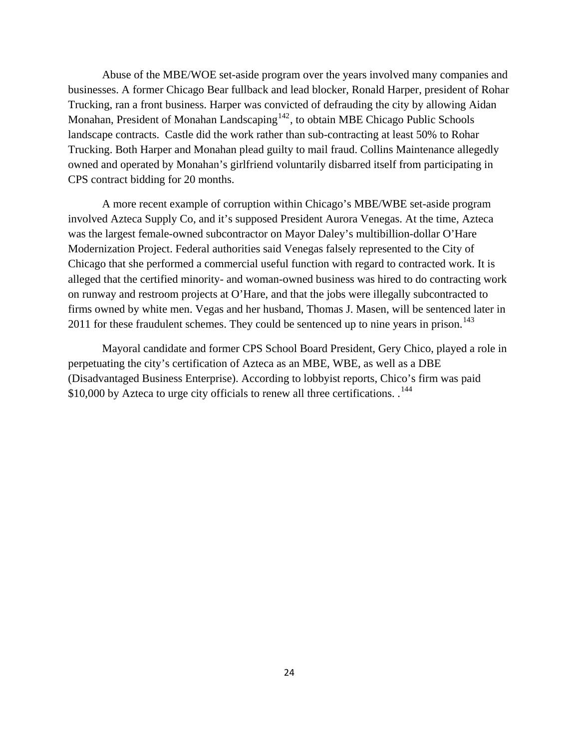Abuse of the MBE/WOE set-aside program over the years involved many companies and businesses. A former Chicago Bear fullback and lead blocker, Ronald Harper, president of Rohar Trucking, ran a front business. Harper was convicted of defrauding the city by allowing Aidan Monahan, President of Monahan Landscaping[142], to obtain MBE Chicago Public Schools landscape contracts.  Castle did the work rather than sub-contracting at least 50% to Rohar Trucking. Both Harper and Monahan plead guilty to mail fraud. Collins Maintenance allegedly owned and operated by Monahan's girlfriend voluntarily disbarred itself from participating in CPS contract bidding for 20 months.

A more recent example of corruption within Chicago's MBE/WBE set-aside program involved Azteca Supply Co, and it's supposed President Aurora Venegas. At the time, Azteca was the largest female-owned subcontractor on Mayor Daley's multibillion-dollar O'Hare Modernization Project. Federal authorities said Venegas falsely represented to the City of Chicago that she performed a commercial useful function with regard to contracted work. It is alleged that the certified minority- and woman-owned business was hired to do contracting work on runway and restroom projects at O'Hare, and that the jobs were illegally subcontracted to firms owned by white men. Vegas and her husband, Thomas J. Masen, will be sentenced later in 2011 for these fraudulent schemes. They could be sentenced up to nine years in prison.[143]

Mayoral candidate and former CPS School Board President, Gery Chico, played a role in perpetuating the city's certification of Azteca as an MBE, WBE, as well as a DBE (Disadvantaged Business Enterprise). According to lobbyist reports, Chico's firm was paid $10,000 by Azteca to urge city officials to renew all three certifications. .[144]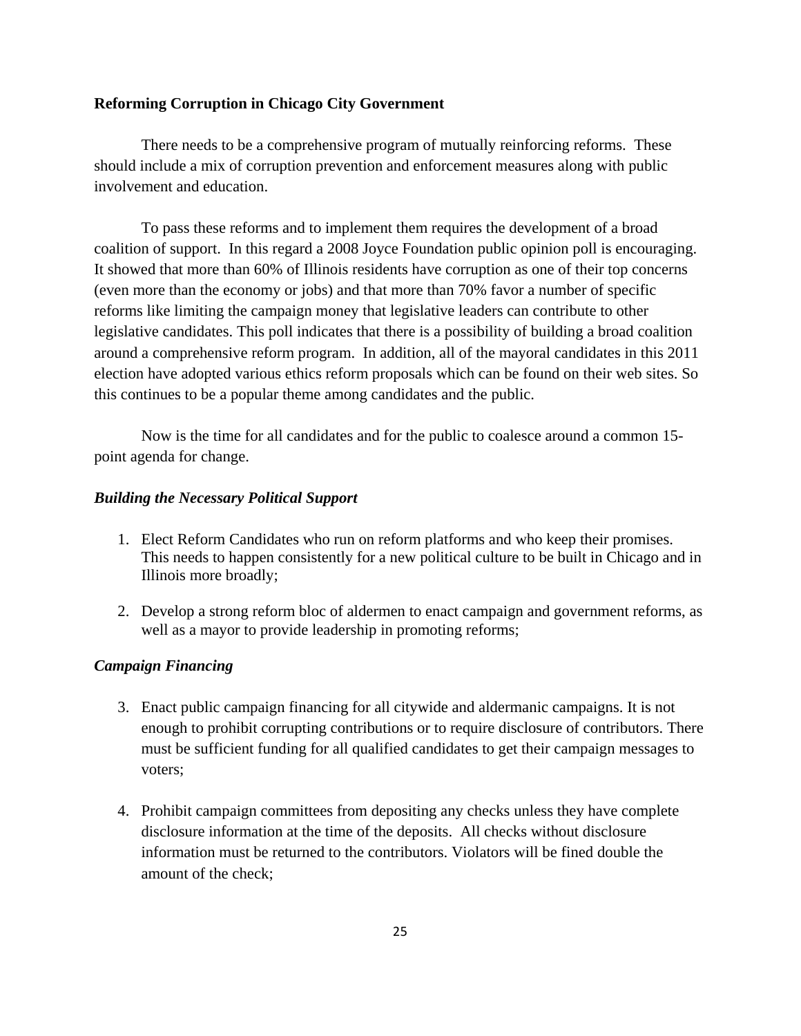**Reforming Corruption in Chicago City Government**

There needs to be a comprehensive program of mutually reinforcing reforms. These should include a mix of corruption prevention and enforcement measures along with public involvement and education.

To pass these reforms and to implement them requires the development of a broad coalition of support. In this regard a 2008 Joyce Foundation public opinion poll is encouraging. It showed that more than 60% of Illinois residents have corruption as one of their top concerns (even more than the economy or jobs) and that more than 70% favor a number of specific reforms like limiting the campaign money that legislative leaders can contribute to other legislative candidates. This poll indicates that there is a possibility of building a broad coalition around a comprehensive reform program. In addition, all of the mayoral candidates in this 2011 election have adopted various ethics reform proposals which can be found on their web sites. So this continues to be a popular theme among candidates and the public.

Now is the time for all candidates and for the public to coalesce around a common 15-point agenda for change.

***Building the Necessary Political Support***

1. Elect Reform Candidates who run on reform platforms and who keep their promises. This needs to happen consistently for a new political culture to be built in Chicago and in Illinois more broadly;

2. Develop a strong reform bloc of aldermen to enact campaign and government reforms, as well as a mayor to provide leadership in promoting reforms;

***Campaign Financing***

3. Enact public campaign financing for all citywide and aldermanic campaigns. It is not enough to prohibit corrupting contributions or to require disclosure of contributors. There must be sufficient funding for all qualified candidates to get their campaign messages to voters;

4. Prohibit campaign committees from depositing any checks unless they have complete disclosure information at the time of the deposits. All checks without disclosure information must be returned to the contributors. Violators will be fined double the amount of the check;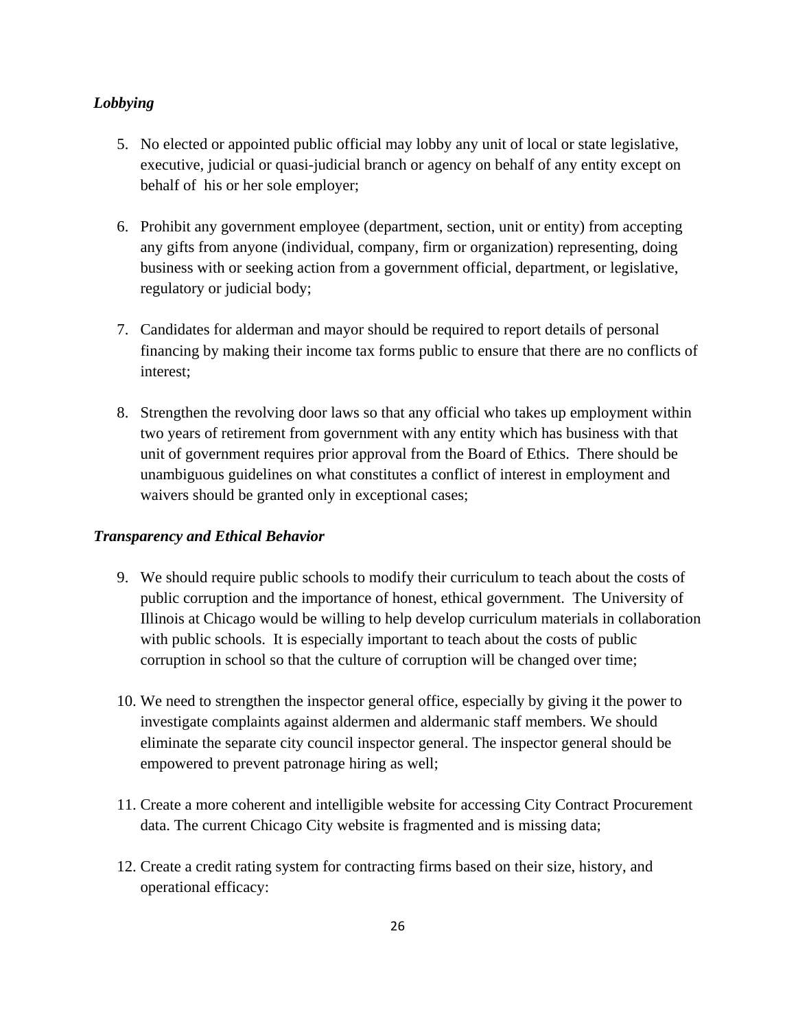***Lobbying***

5. No elected or appointed public official may lobby any unit of local or state legislative, executive, judicial or quasi-judicial branch or agency on behalf of any entity except on behalf of his or her sole employer;

6. Prohibit any government employee (department, section, unit or entity) from accepting any gifts from anyone (individual, company, firm or organization) representing, doing business with or seeking action from a government official, department, or legislative, regulatory or judicial body;

7. Candidates for alderman and mayor should be required to report details of personal financing by making their income tax forms public to ensure that there are no conflicts of interest;

8. Strengthen the revolving door laws so that any official who takes up employment within two years of retirement from government with any entity which has business with that unit of government requires prior approval from the Board of Ethics. There should be unambiguous guidelines on what constitutes a conflict of interest in employment and waivers should be granted only in exceptional cases;

***Transparency and Ethical Behavior***

9. We should require public schools to modify their curriculum to teach about the costs of public corruption and the importance of honest, ethical government. The University of Illinois at Chicago would be willing to help develop curriculum materials in collaboration with public schools. It is especially important to teach about the costs of public corruption in school so that the culture of corruption will be changed over time;

10. We need to strengthen the inspector general office, especially by giving it the power to investigate complaints against aldermen and aldermanic staff members. We should eliminate the separate city council inspector general. The inspector general should be empowered to prevent patronage hiring as well;

11. Create a more coherent and intelligible website for accessing City Contract Procurement data. The current Chicago City website is fragmented and is missing data;

12. Create a credit rating system for contracting firms based on their size, history, and operational efficacy: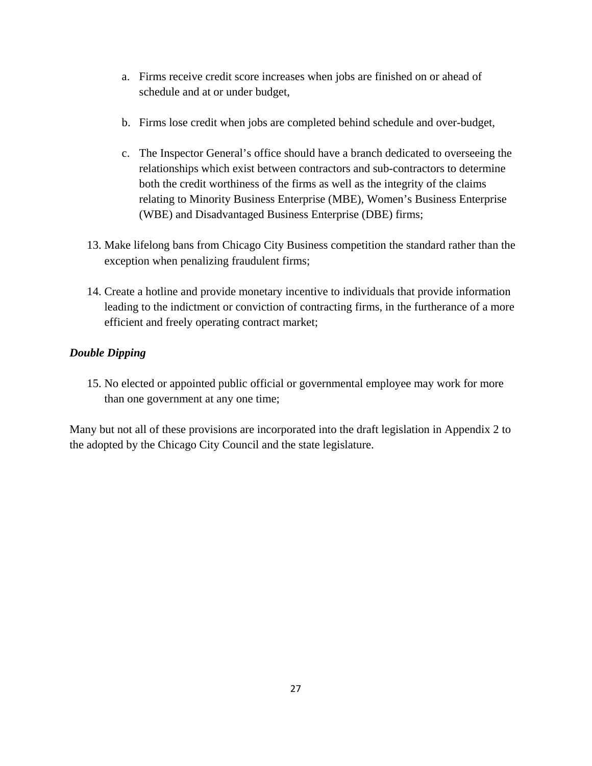a. Firms receive credit score increases when jobs are finished on or ahead of schedule and at or under budget,

   b. Firms lose credit when jobs are completed behind schedule and over-budget,

   c. The Inspector General's office should have a branch dedicated to overseeing the relationships which exist between contractors and sub-contractors to determine both the credit worthiness of the firms as well as the integrity of the claims relating to Minority Business Enterprise (MBE), Women's Business Enterprise (WBE) and Disadvantaged Business Enterprise (DBE) firms;

13. Make lifelong bans from Chicago City Business competition the standard rather than the exception when penalizing fraudulent firms;

14. Create a hotline and provide monetary incentive to individuals that provide information leading to the indictment or conviction of contracting firms, in the furtherance of a more efficient and freely operating contract market;

***Double Dipping***

15. No elected or appointed public official or governmental employee may work for more than one government at any one time;

Many but not all of these provisions are incorporated into the draft legislation in Appendix 2 to the adopted by the Chicago City Council and the state legislature.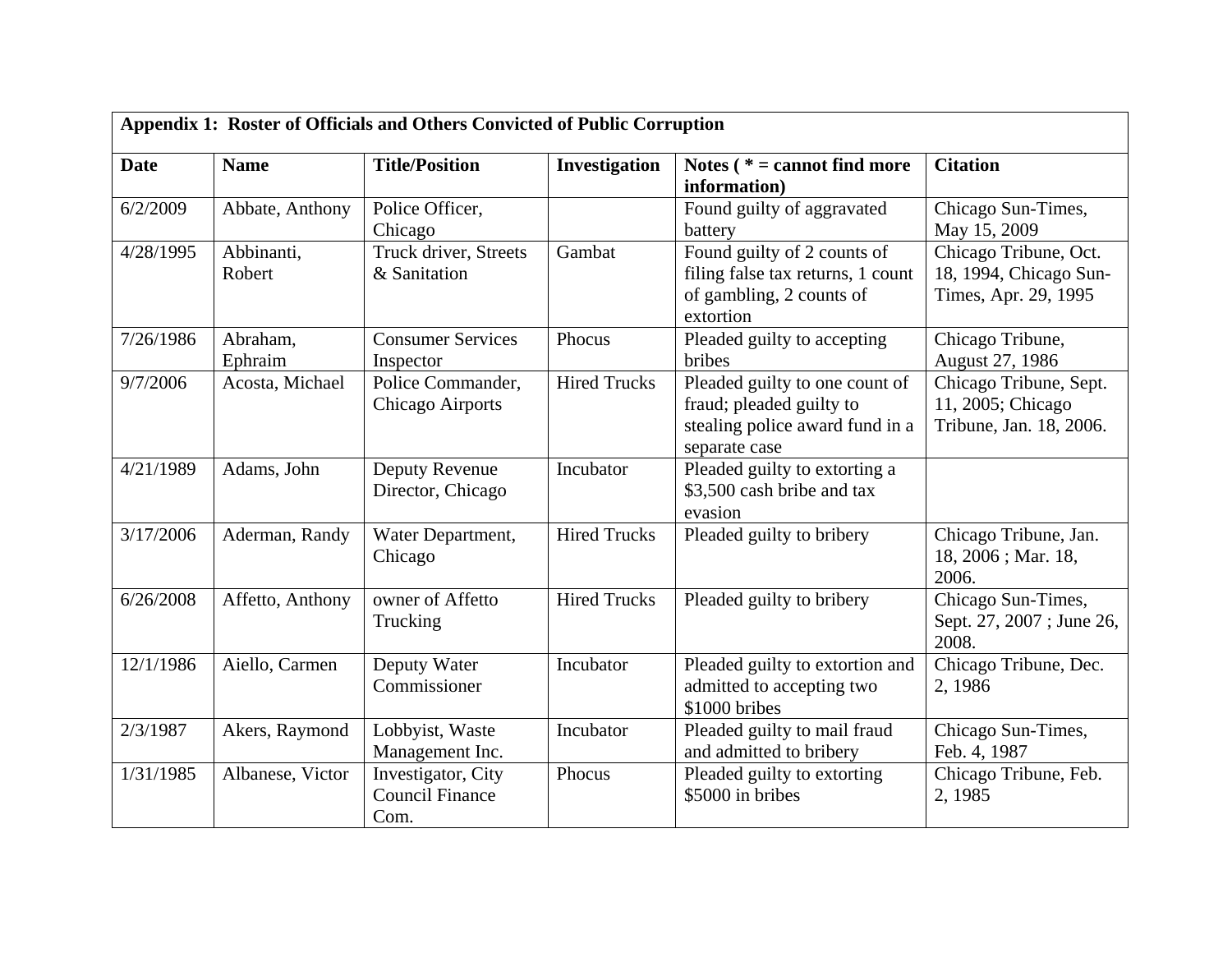**Appendix 1: Roster of Officials and Others Convicted of Public Corruption**

| Date | Name | Title/Position | Investigation | Notes ( * = cannot find more information) | Citation |
|---|---|---|---|---|---|
| 6/2/2009 | Abbate, Anthony | Police Officer, Chicago | | Found guilty of aggravated battery | Chicago Sun-Times, May 15, 2009 |
| 4/28/1995 | Abbinanti, Robert | Truck driver, Streets & Sanitation | Gambat | Found guilty of 2 counts of filing false tax returns, 1 count of gambling, 2 counts of extortion | Chicago Tribune, Oct. 18, 1994, Chicago Sun-Times, Apr. 29, 1995 |
| 7/26/1986 | Abraham, Ephraim | Consumer Services Inspector | Phocus | Pleaded guilty to accepting bribes | Chicago Tribune, August 27, 1986 |
| 9/7/2006 | Acosta, Michael | Police Commander, Chicago Airports | Hired Trucks | Pleaded guilty to one count of fraud; pleaded guilty to stealing police award fund in a separate case | Chicago Tribune, Sept. 11, 2005; Chicago Tribune, Jan. 18, 2006. |
| 4/21/1989 | Adams, John | Deputy Revenue Director, Chicago | Incubator | Pleaded guilty to extorting a $3,500 cash bribe and tax evasion | |
| 3/17/2006 | Aderman, Randy | Water Department, Chicago | Hired Trucks | Pleaded guilty to bribery | Chicago Tribune, Jan. 18, 2006 ; Mar. 18, 2006. |
| 6/26/2008 | Affetto, Anthony | owner of Affetto Trucking | Hired Trucks | Pleaded guilty to bribery | Chicago Sun-Times, Sept. 27, 2007 ; June 26, 2008. |
| 12/1/1986 | Aiello, Carmen | Deputy Water Commissioner | Incubator | Pleaded guilty to extortion and admitted to accepting two $1000 bribes | Chicago Tribune, Dec. 2, 1986 |
| 2/3/1987 | Akers, Raymond | Lobbyist, Waste Management Inc. | Incubator | Pleaded guilty to mail fraud and admitted to bribery | Chicago Sun-Times, Feb. 4, 1987 |
| 1/31/1985 | Albanese, Victor | Investigator, City Council Finance Com. | Phocus | Pleaded guilty to extorting $5000 in bribes | Chicago Tribune, Feb. 2, 1985 |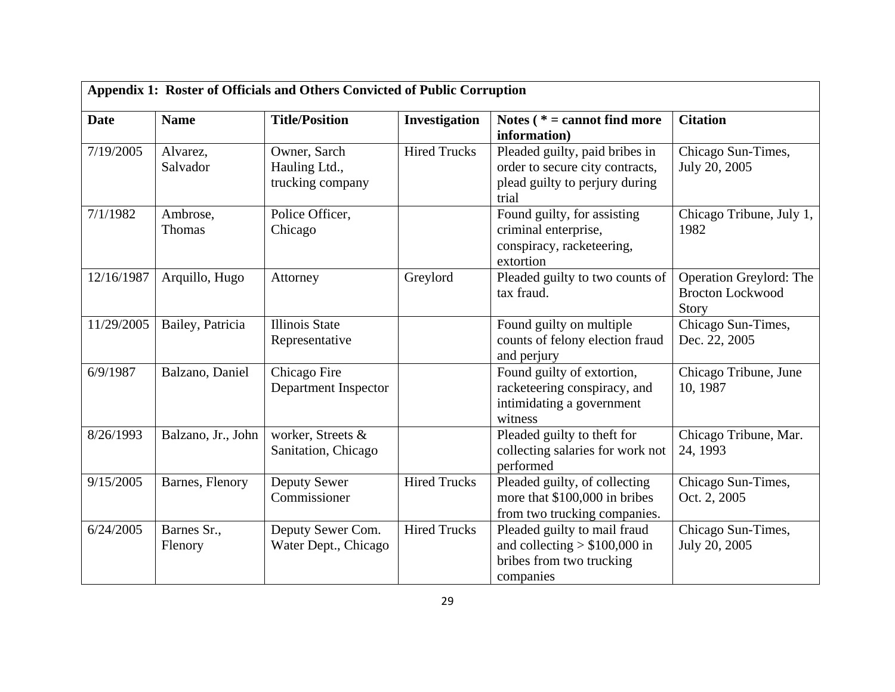| Appendix 1: Roster of Officials and Others Convicted of Public Corruption | | | | | |
|---|---|---|---|---|---|
| **Date** | **Name** | **Title/Position** | **Investigation** | **Notes ( * = cannot find more information)** | **Citation** |
| 7/19/2005 | Alvarez, Salvador | Owner, Sarch Hauling Ltd., trucking company | Hired Trucks | Pleaded guilty, paid bribes in order to secure city contracts, plead guilty to perjury during trial | Chicago Sun-Times, July 20, 2005 |
| 7/1/1982 | Ambrose, Thomas | Police Officer, Chicago | | Found guilty, for assisting criminal enterprise, conspiracy, racketeering, extortion | Chicago Tribune, July 1, 1982 |
| 12/16/1987 | Arquillo, Hugo | Attorney | Greylord | Pleaded guilty to two counts of tax fraud. | Operation Greylord: The Brocton Lockwood Story |
| 11/29/2005 | Bailey, Patricia | Illinois State Representative | | Found guilty on multiple counts of felony election fraud and perjury | Chicago Sun-Times, Dec. 22, 2005 |
| 6/9/1987 | Balzano, Daniel | Chicago Fire Department Inspector | | Found guilty of extortion, racketeering conspiracy, and intimidating a government witness | Chicago Tribune, June 10, 1987 |
| 8/26/1993 | Balzano, Jr., John | worker, Streets & Sanitation, Chicago | | Pleaded guilty to theft for collecting salaries for work not performed | Chicago Tribune, Mar. 24, 1993 |
| 9/15/2005 | Barnes, Flenory | Deputy Sewer Commissioner | Hired Trucks | Pleaded guilty, of collecting more that $100,000 in bribes from two trucking companies. | Chicago Sun-Times, Oct. 2, 2005 |
| 6/24/2005 | Barnes Sr., Flenory | Deputy Sewer Com. Water Dept., Chicago | Hired Trucks | Pleaded guilty to mail fraud and collecting > $100,000 in bribes from two trucking companies | Chicago Sun-Times, July 20, 2005 |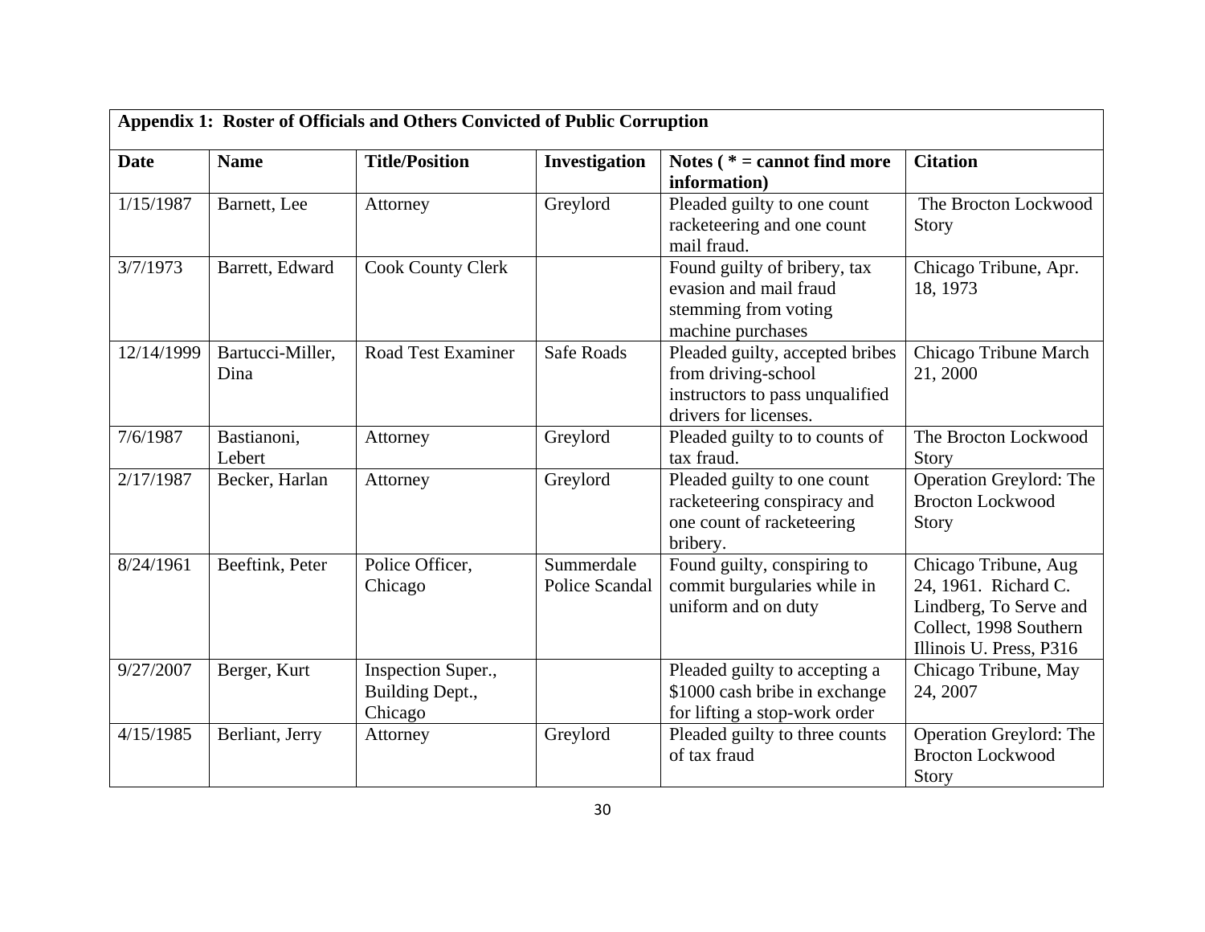| Appendix 1: Roster of Officials and Others Convicted of Public Corruption | | | | | |
|---|---|---|---|---|---|
| **Date** | **Name** | **Title/Position** | **Investigation** | **Notes ( * = cannot find more information)** | **Citation** |
| 1/15/1987 | Barnett, Lee | Attorney | Greylord | Pleaded guilty to one count racketeering and one count mail fraud. | The Brocton Lockwood Story |
| 3/7/1973 | Barrett, Edward | Cook County Clerk | | Found guilty of bribery, tax evasion and mail fraud stemming from voting machine purchases | Chicago Tribune, Apr. 18, 1973 |
| 12/14/1999 | Bartucci-Miller, Dina | Road Test Examiner | Safe Roads | Pleaded guilty, accepted bribes from driving-school instructors to pass unqualified drivers for licenses. | Chicago Tribune March 21, 2000 |
| 7/6/1987 | Bastianoni, Lebert | Attorney | Greylord | Pleaded guilty to to counts of tax fraud. | The Brocton Lockwood Story |
| 2/17/1987 | Becker, Harlan | Attorney | Greylord | Pleaded guilty to one count racketeering conspiracy and one count of racketeering bribery. | Operation Greylord: The Brocton Lockwood Story |
| 8/24/1961 | Beeftink, Peter | Police Officer, Chicago | Summerdale Police Scandal | Found guilty, conspiring to commit burgularies while in uniform and on duty | Chicago Tribune, Aug 24, 1961. Richard C. Lindberg, To Serve and Collect, 1998 Southern Illinois U. Press, P316 |
| 9/27/2007 | Berger, Kurt | Inspection Super., Building Dept., Chicago | | Pleaded guilty to accepting a $1000 cash bribe in exchange for lifting a stop-work order | Chicago Tribune, May 24, 2007 |
| 4/15/1985 | Berliant, Jerry | Attorney | Greylord | Pleaded guilty to three counts of tax fraud | Operation Greylord: The Brocton Lockwood Story |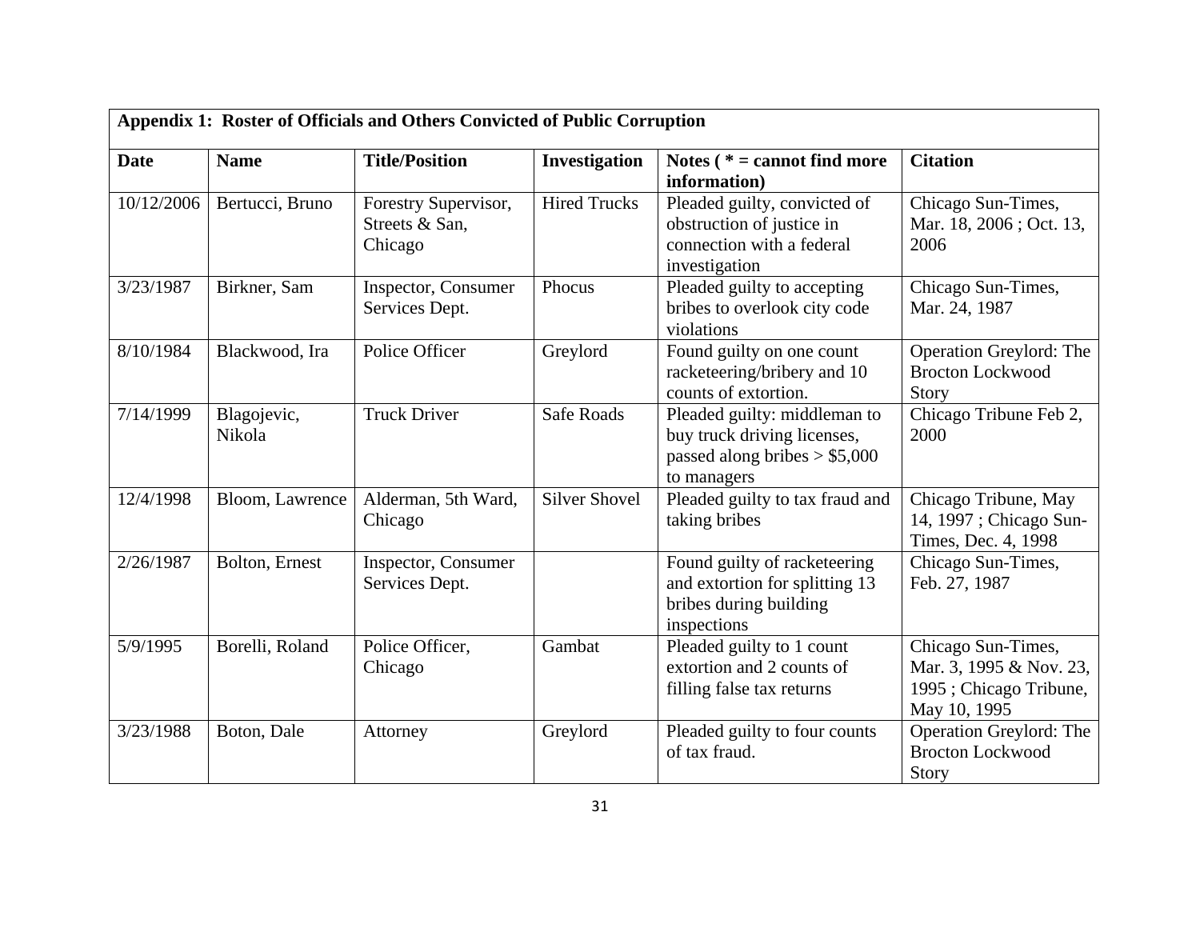**Appendix 1: Roster of Officials and Others Convicted of Public Corruption**

| Date | Name | Title/Position | Investigation | Notes ( * = cannot find more information) | Citation |
|---|---|---|---|---|---|
| 10/12/2006 | Bertucci, Bruno | Forestry Supervisor, Streets & San, Chicago | Hired Trucks | Pleaded guilty, convicted of obstruction of justice in connection with a federal investigation | Chicago Sun-Times, Mar. 18, 2006 ; Oct. 13, 2006 |
| 3/23/1987 | Birkner, Sam | Inspector, Consumer Services Dept. | Phocus | Pleaded guilty to accepting bribes to overlook city code violations | Chicago Sun-Times, Mar. 24, 1987 |
| 8/10/1984 | Blackwood, Ira | Police Officer | Greylord | Found guilty on one count racketeering/bribery and 10 counts of extortion. | Operation Greylord: The Brocton Lockwood Story |
| 7/14/1999 | Blagojevic, Nikola | Truck Driver | Safe Roads | Pleaded guilty: middleman to buy truck driving licenses, passed along bribes > $5,000 to managers | Chicago Tribune Feb 2, 2000 |
| 12/4/1998 | Bloom, Lawrence | Alderman, 5th Ward, Chicago | Silver Shovel | Pleaded guilty to tax fraud and taking bribes | Chicago Tribune, May 14, 1997 ; Chicago Sun-Times, Dec. 4, 1998 |
| 2/26/1987 | Bolton, Ernest | Inspector, Consumer Services Dept. | | Found guilty of racketeering and extortion for splitting 13 bribes during building inspections | Chicago Sun-Times, Feb. 27, 1987 |
| 5/9/1995 | Borelli, Roland | Police Officer, Chicago | Gambat | Pleaded guilty to 1 count extortion and 2 counts of filling false tax returns | Chicago Sun-Times, Mar. 3, 1995 & Nov. 23, 1995 ; Chicago Tribune, May 10, 1995 |
| 3/23/1988 | Boton, Dale | Attorney | Greylord | Pleaded guilty to four counts of tax fraud. | Operation Greylord: The Brocton Lockwood Story |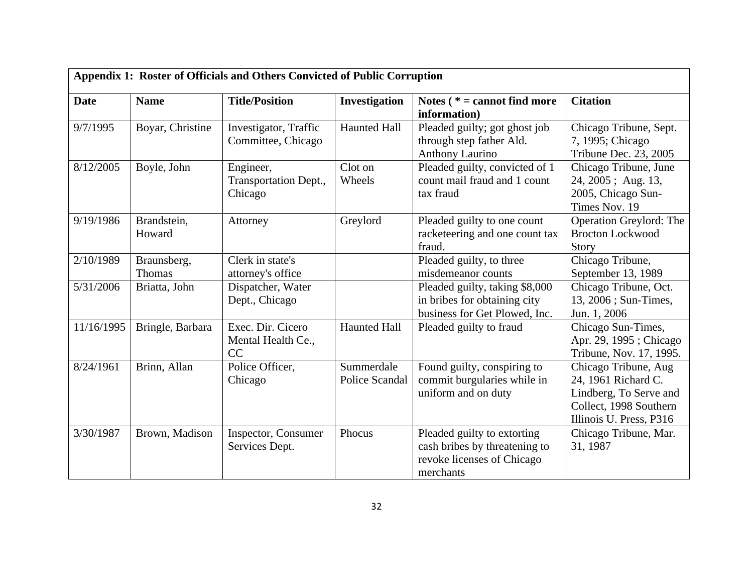**Appendix 1: Roster of Officials and Others Convicted of Public Corruption**

| Date | Name | Title/Position | Investigation | Notes ( * = cannot find more information) | Citation |
|---|---|---|---|---|---|
| 9/7/1995 | Boyar, Christine | Investigator, Traffic Committee, Chicago | Haunted Hall | Pleaded guilty; got ghost job through step father Ald. Anthony Laurino | Chicago Tribune, Sept. 7, 1995; Chicago Tribune Dec. 23, 2005 |
| 8/12/2005 | Boyle, John | Engineer, Transportation Dept., Chicago | Clot on Wheels | Pleaded guilty, convicted of 1 count mail fraud and 1 count tax fraud | Chicago Tribune, June 24, 2005 ; Aug. 13, 2005, Chicago Sun-Times Nov. 19 |
| 9/19/1986 | Brandstein, Howard | Attorney | Greylord | Pleaded guilty to one count racketeering and one count tax fraud. | Operation Greylord: The Brocton Lockwood Story |
| 2/10/1989 | Braunsberg, Thomas | Clerk in state's attorney's office | | Pleaded guilty, to three misdemeanor counts | Chicago Tribune, September 13, 1989 |
| 5/31/2006 | Briatta, John | Dispatcher, Water Dept., Chicago | | Pleaded guilty, taking $8,000 in bribes for obtaining city business for Get Plowed, Inc. | Chicago Tribune, Oct. 13, 2006 ; Sun-Times, Jun. 1, 2006 |
| 11/16/1995 | Bringle, Barbara | Exec. Dir. Cicero Mental Health Ce., CC | Haunted Hall | Pleaded guilty to fraud | Chicago Sun-Times, Apr. 29, 1995 ; Chicago Tribune, Nov. 17, 1995. |
| 8/24/1961 | Brinn, Allan | Police Officer, Chicago | Summerdale Police Scandal | Found guilty, conspiring to commit burgularies while in uniform and on duty | Chicago Tribune, Aug 24, 1961 Richard C. Lindberg, To Serve and Collect, 1998 Southern Illinois U. Press, P316 |
| 3/30/1987 | Brown, Madison | Inspector, Consumer Services Dept. | Phocus | Pleaded guilty to extorting cash bribes by threatening to revoke licenses of Chicago merchants | Chicago Tribune, Mar. 31, 1987 |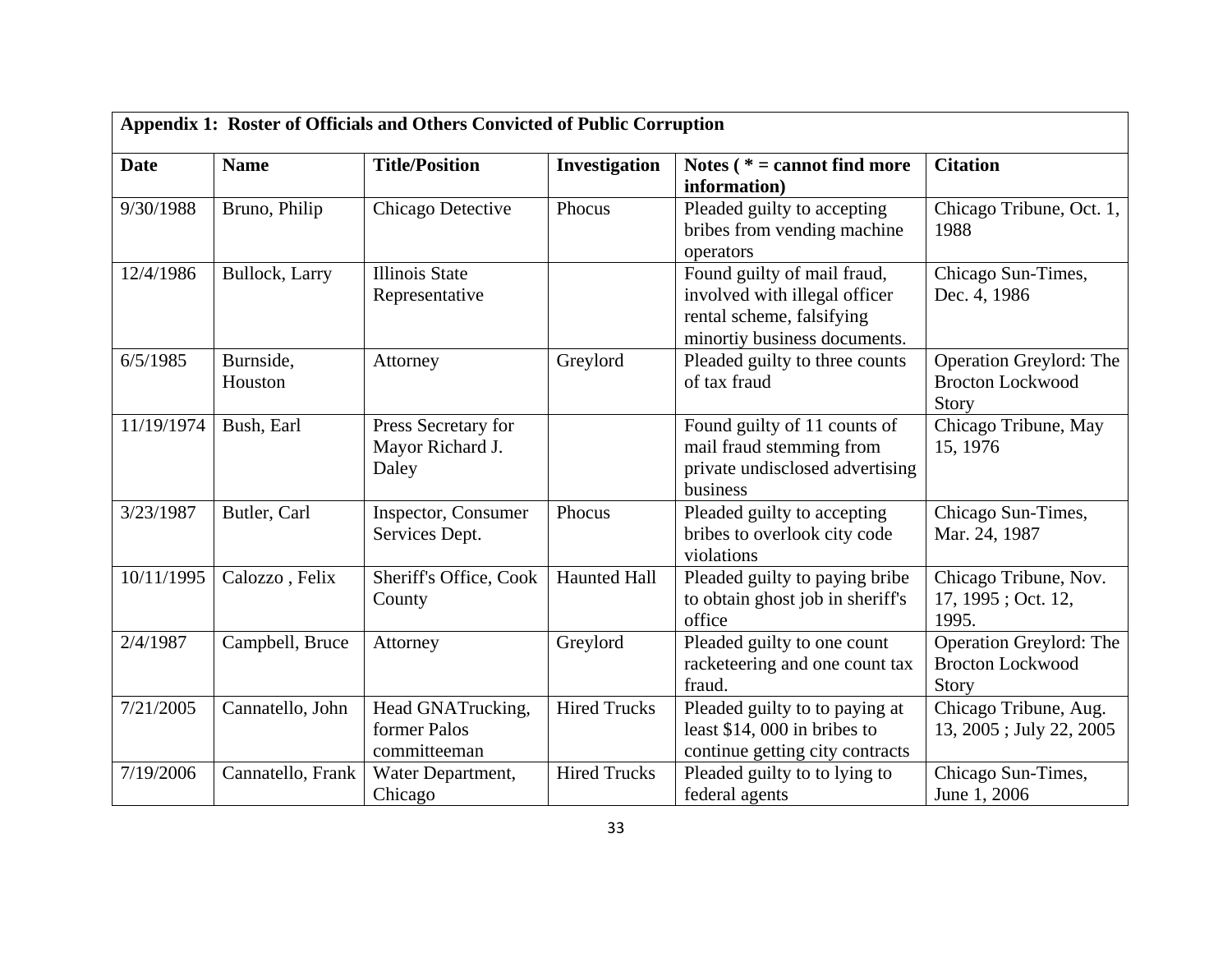| Appendix 1: Roster of Officials and Others Convicted of Public Corruption | | | | | |
|---|---|---|---|---|---|
| **Date** | **Name** | **Title/Position** | **Investigation** | **Notes ( * = cannot find more information)** | **Citation** |
| 9/30/1988 | Bruno, Philip | Chicago Detective | Phocus | Pleaded guilty to accepting bribes from vending machine operators | Chicago Tribune, Oct. 1, 1988 |
| 12/4/1986 | Bullock, Larry | Illinois State Representative | | Found guilty of mail fraud, involved with illegal officer rental scheme, falsifying minortiy business documents. | Chicago Sun-Times, Dec. 4, 1986 |
| 6/5/1985 | Burnside, Houston | Attorney | Greylord | Pleaded guilty to three counts of tax fraud | Operation Greylord: The Brocton Lockwood Story |
| 11/19/1974 | Bush, Earl | Press Secretary for Mayor Richard J. Daley | | Found guilty of 11 counts of mail fraud stemming from private undisclosed advertising business | Chicago Tribune, May 15, 1976 |
| 3/23/1987 | Butler, Carl | Inspector, Consumer Services Dept. | Phocus | Pleaded guilty to accepting bribes to overlook city code violations | Chicago Sun-Times, Mar. 24, 1987 |
| 10/11/1995 | Calozzo , Felix | Sheriff's Office, Cook County | Haunted Hall | Pleaded guilty to paying bribe to obtain ghost job in sheriff's office | Chicago Tribune, Nov. 17, 1995 ; Oct. 12, 1995. |
| 2/4/1987 | Campbell, Bruce | Attorney | Greylord | Pleaded guilty to one count racketeering and one count tax fraud. | Operation Greylord: The Brocton Lockwood Story |
| 7/21/2005 | Cannatello, John | Head GNATrucking, former Palos committeeman | Hired Trucks | Pleaded guilty to to paying at least $14, 000 in bribes to continue getting city contracts | Chicago Tribune, Aug. 13, 2005 ; July 22, 2005 |
| 7/19/2006 | Cannatello, Frank | Water Department, Chicago | Hired Trucks | Pleaded guilty to to lying to federal agents | Chicago Sun-Times, June 1, 2006 |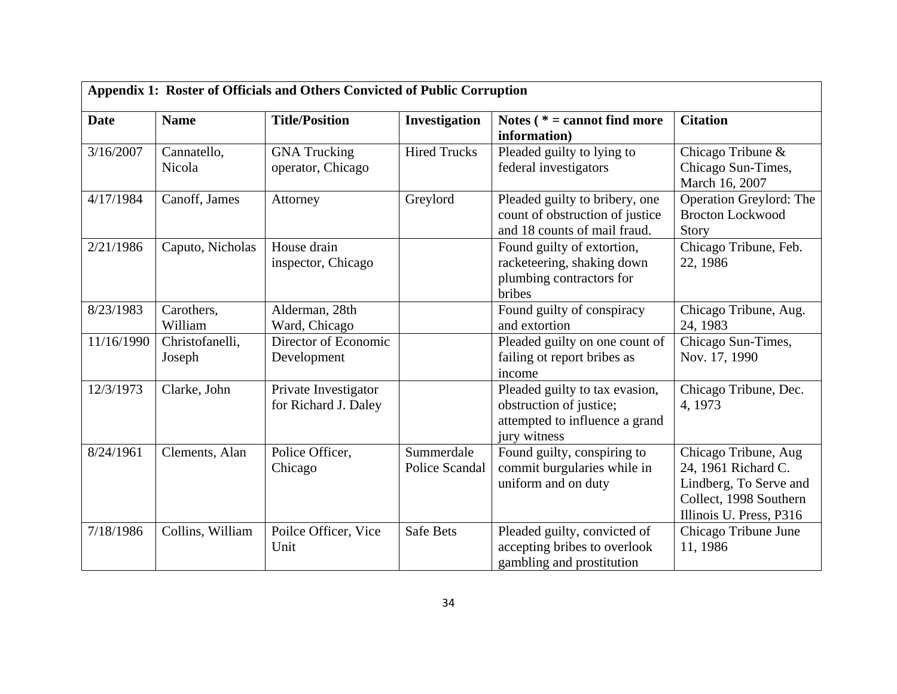| Appendix 1: Roster of Officials and Others Convicted of Public Corruption | | | | | |
|---|---|---|---|---|---|
| **Date** | **Name** | **Title/Position** | **Investigation** | **Notes ( * = cannot find more information)** | **Citation** |
| 3/16/2007 | Cannatello, Nicola | GNA Trucking operator, Chicago | Hired Trucks | Pleaded guilty to lying to federal investigators | Chicago Tribune & Chicago Sun-Times, March 16, 2007 |
| 4/17/1984 | Canoff, James | Attorney | Greylord | Pleaded guilty to bribery, one count of obstruction of justice and 18 counts of mail fraud. | Operation Greylord: The Brocton Lockwood Story |
| 2/21/1986 | Caputo, Nicholas | House drain inspector, Chicago | | Found guilty of extortion, racketeering, shaking down plumbing contractors for bribes | Chicago Tribune, Feb. 22, 1986 |
| 8/23/1983 | Carothers, William | Alderman, 28th Ward, Chicago | | Found guilty of conspiracy and extortion | Chicago Tribune, Aug. 24, 1983 |
| 11/16/1990 | Christofanelli, Joseph | Director of Economic Development | | Pleaded guilty on one count of failing ot report bribes as income | Chicago Sun-Times, Nov. 17, 1990 |
| 12/3/1973 | Clarke, John | Private Investigator for Richard J. Daley | | Pleaded guilty to tax evasion, obstruction of justice; attempted to influence a grand jury witness | Chicago Tribune, Dec. 4, 1973 |
| 8/24/1961 | Clements, Alan | Police Officer, Chicago | Summerdale Police Scandal | Found guilty, conspiring to commit burgularies while in uniform and on duty | Chicago Tribune, Aug 24, 1961 Richard C. Lindberg, To Serve and Collect, 1998 Southern Illinois U. Press, P316 |
| 7/18/1986 | Collins, William | Poilce Officer, Vice Unit | Safe Bets | Pleaded guilty, convicted of accepting bribes to overlook gambling and prostitution | Chicago Tribune June 11, 1986 |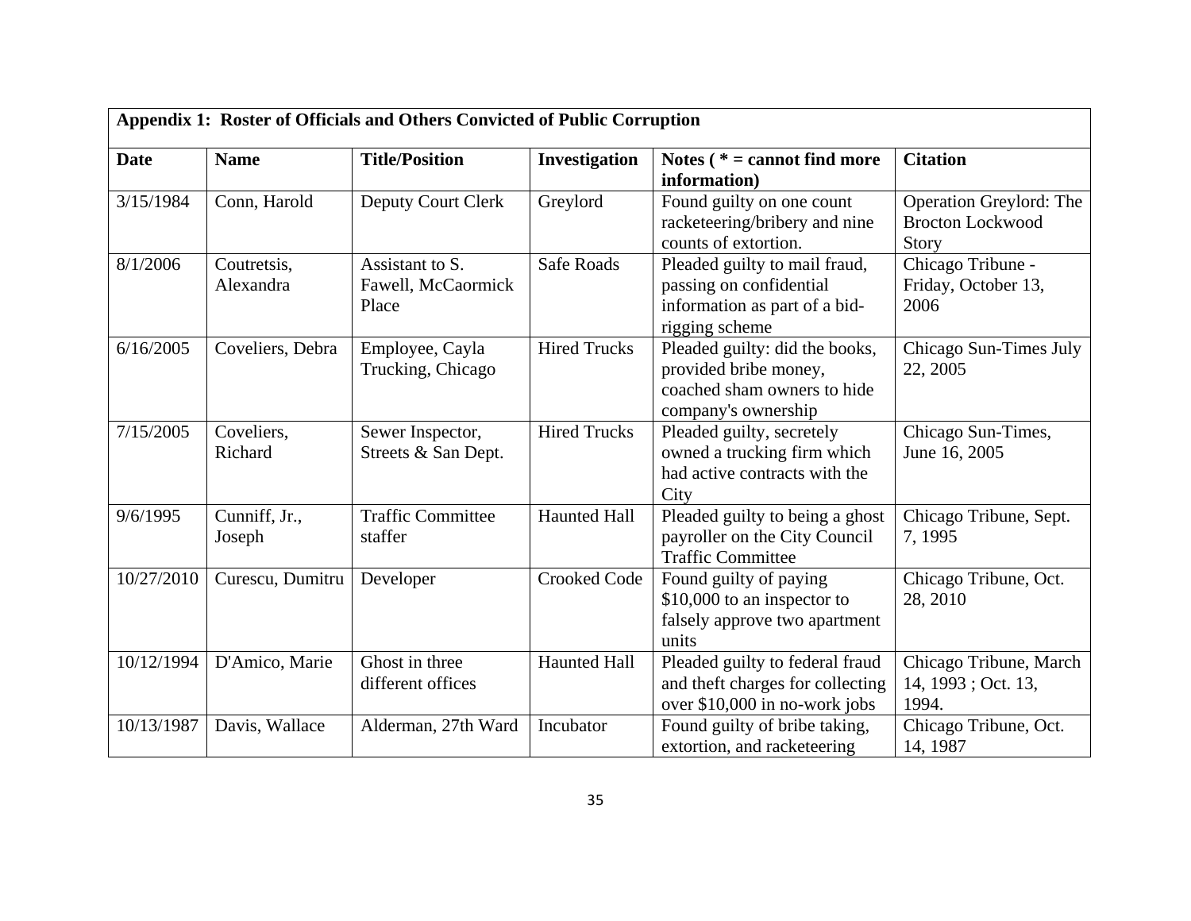| Appendix 1: Roster of Officials and Others Convicted of Public Corruption | | | | | |
|---|---|---|---|---|---|
| **Date** | **Name** | **Title/Position** | **Investigation** | **Notes ( * = cannot find more information)** | **Citation** |
| 3/15/1984 | Conn, Harold | Deputy Court Clerk | Greylord | Found guilty on one count racketeering/bribery and nine counts of extortion. | Operation Greylord: The Brocton Lockwood Story |
| 8/1/2006 | Coutretsis, Alexandra | Assistant to S. Fawell, McCaormick Place | Safe Roads | Pleaded guilty to mail fraud, passing on confidential information as part of a bid-rigging scheme | Chicago Tribune - Friday, October 13, 2006 |
| 6/16/2005 | Coveliers, Debra | Employee, Cayla Trucking, Chicago | Hired Trucks | Pleaded guilty: did the books, provided bribe money, coached sham owners to hide company's ownership | Chicago Sun-Times July 22, 2005 |
| 7/15/2005 | Coveliers, Richard | Sewer Inspector, Streets & San Dept. | Hired Trucks | Pleaded guilty, secretely owned a trucking firm which had active contracts with the City | Chicago Sun-Times, June 16, 2005 |
| 9/6/1995 | Cunniff, Jr., Joseph | Traffic Committee staffer | Haunted Hall | Pleaded guilty to being a ghost payroller on the City Council Traffic Committee | Chicago Tribune, Sept. 7, 1995 |
| 10/27/2010 | Curescu, Dumitru | Developer | Crooked Code | Found guilty of paying $10,000 to an inspector to falsely approve two apartment units | Chicago Tribune, Oct. 28, 2010 |
| 10/12/1994 | D'Amico, Marie | Ghost in three different offices | Haunted Hall | Pleaded guilty to federal fraud and theft charges for collecting over $10,000 in no-work jobs | Chicago Tribune, March 14, 1993 ; Oct. 13, 1994. |
| 10/13/1987 | Davis, Wallace | Alderman, 27th Ward | Incubator | Found guilty of bribe taking, extortion, and racketeering | Chicago Tribune, Oct. 14, 1987 |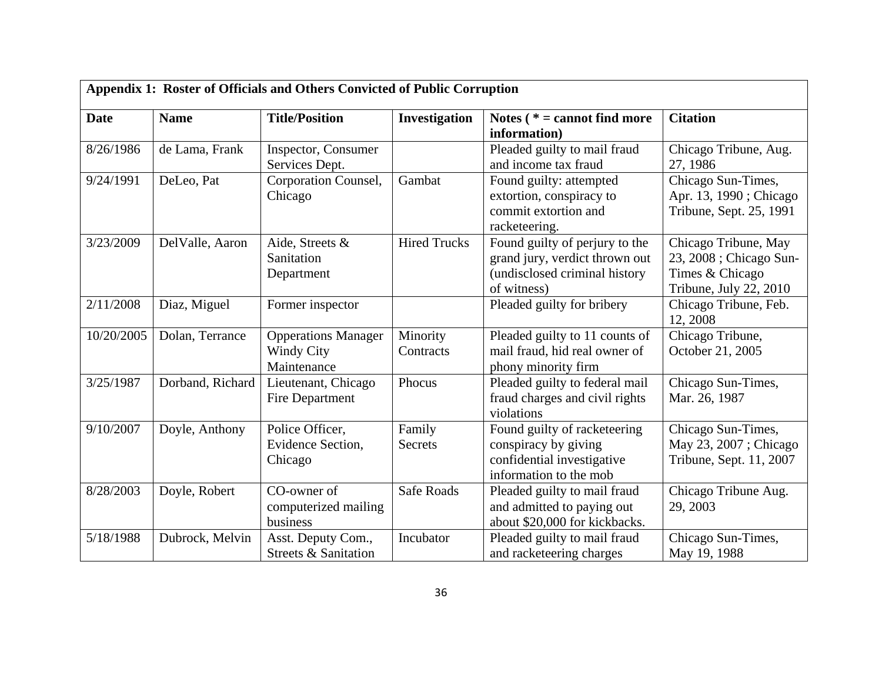| Appendix 1: Roster of Officials and Others Convicted of Public Corruption | | | | | |
|---|---|---|---|---|---|
| **Date** | **Name** | **Title/Position** | **Investigation** | **Notes ( * = cannot find more information)** | **Citation** |
| 8/26/1986 | de Lama, Frank | Inspector, Consumer Services Dept. | | Pleaded guilty to mail fraud and income tax fraud | Chicago Tribune, Aug. 27, 1986 |
| 9/24/1991 | DeLeo, Pat | Corporation Counsel, Chicago | Gambat | Found guilty: attempted extortion, conspiracy to commit extortion and racketeering. | Chicago Sun-Times, Apr. 13, 1990 ; Chicago Tribune, Sept. 25, 1991 |
| 3/23/2009 | DelValle, Aaron | Aide, Streets & Sanitation Department | Hired Trucks | Found guilty of perjury to the grand jury, verdict thrown out (undisclosed criminal history of witness) | Chicago Tribune, May 23, 2008 ; Chicago Sun-Times & Chicago Tribune, July 22, 2010 |
| 2/11/2008 | Diaz, Miguel | Former inspector | | Pleaded guilty for bribery | Chicago Tribune, Feb. 12, 2008 |
| 10/20/2005 | Dolan, Terrance | Opperations Manager Windy City Maintenance | Minority Contracts | Pleaded guilty to 11 counts of mail fraud, hid real owner of phony minority firm | Chicago Tribune, October 21, 2005 |
| 3/25/1987 | Dorband, Richard | Lieutenant, Chicago Fire Department | Phocus | Pleaded guilty to federal mail fraud charges and civil rights violations | Chicago Sun-Times, Mar. 26, 1987 |
| 9/10/2007 | Doyle, Anthony | Police Officer, Evidence Section, Chicago | Family Secrets | Found guilty of racketeering conspiracy by giving confidential investigative information to the mob | Chicago Sun-Times, May 23, 2007 ; Chicago Tribune, Sept. 11, 2007 |
| 8/28/2003 | Doyle, Robert | CO-owner of computerized mailing business | Safe Roads | Pleaded guilty to mail fraud and admitted to paying out about $20,000 for kickbacks. | Chicago Tribune Aug. 29, 2003 |
| 5/18/1988 | Dubrock, Melvin | Asst. Deputy Com., Streets & Sanitation | Incubator | Pleaded guilty to mail fraud and racketeering charges | Chicago Sun-Times, May 19, 1988 |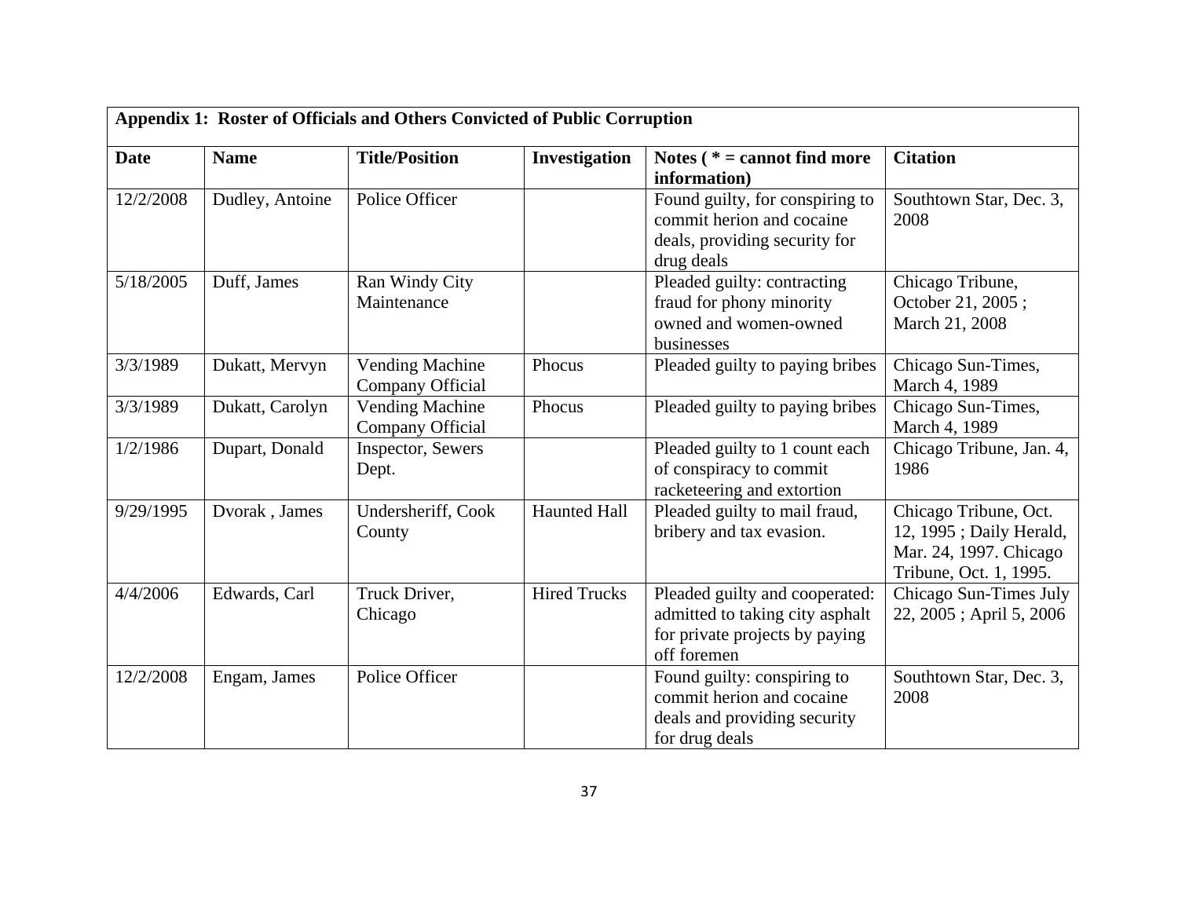| Appendix 1: Roster of Officials and Others Convicted of Public Corruption | | | | | |
|---|---|---|---|---|---|
| **Date** | **Name** | **Title/Position** | **Investigation** | **Notes ( * = cannot find more information)** | **Citation** |
| 12/2/2008 | Dudley, Antoine | Police Officer | | Found guilty, for conspiring to commit herion and cocaine deals, providing security for drug deals | Southtown Star, Dec. 3, 2008 |
| 5/18/2005 | Duff, James | Ran Windy City Maintenance | | Pleaded guilty: contracting fraud for phony minority owned and women-owned businesses | Chicago Tribune, October 21, 2005 ; March 21, 2008 |
| 3/3/1989 | Dukatt, Mervyn | Vending Machine Company Official | Phocus | Pleaded guilty to paying bribes | Chicago Sun-Times, March 4, 1989 |
| 3/3/1989 | Dukatt, Carolyn | Vending Machine Company Official | Phocus | Pleaded guilty to paying bribes | Chicago Sun-Times, March 4, 1989 |
| 1/2/1986 | Dupart, Donald | Inspector, Sewers Dept. | | Pleaded guilty to 1 count each of conspiracy to commit racketeering and extortion | Chicago Tribune, Jan. 4, 1986 |
| 9/29/1995 | Dvorak , James | Undersheriff, Cook County | Haunted Hall | Pleaded guilty to mail fraud, bribery and tax evasion. | Chicago Tribune, Oct. 12, 1995 ; Daily Herald, Mar. 24, 1997. Chicago Tribune, Oct. 1, 1995. |
| 4/4/2006 | Edwards, Carl | Truck Driver, Chicago | Hired Trucks | Pleaded guilty and cooperated: admitted to taking city asphalt for private projects by paying off foremen | Chicago Sun-Times July 22, 2005 ; April 5, 2006 |
| 12/2/2008 | Engam, James | Police Officer | | Found guilty: conspiring to commit herion and cocaine deals and providing security for drug deals | Southtown Star, Dec. 3, 2008 |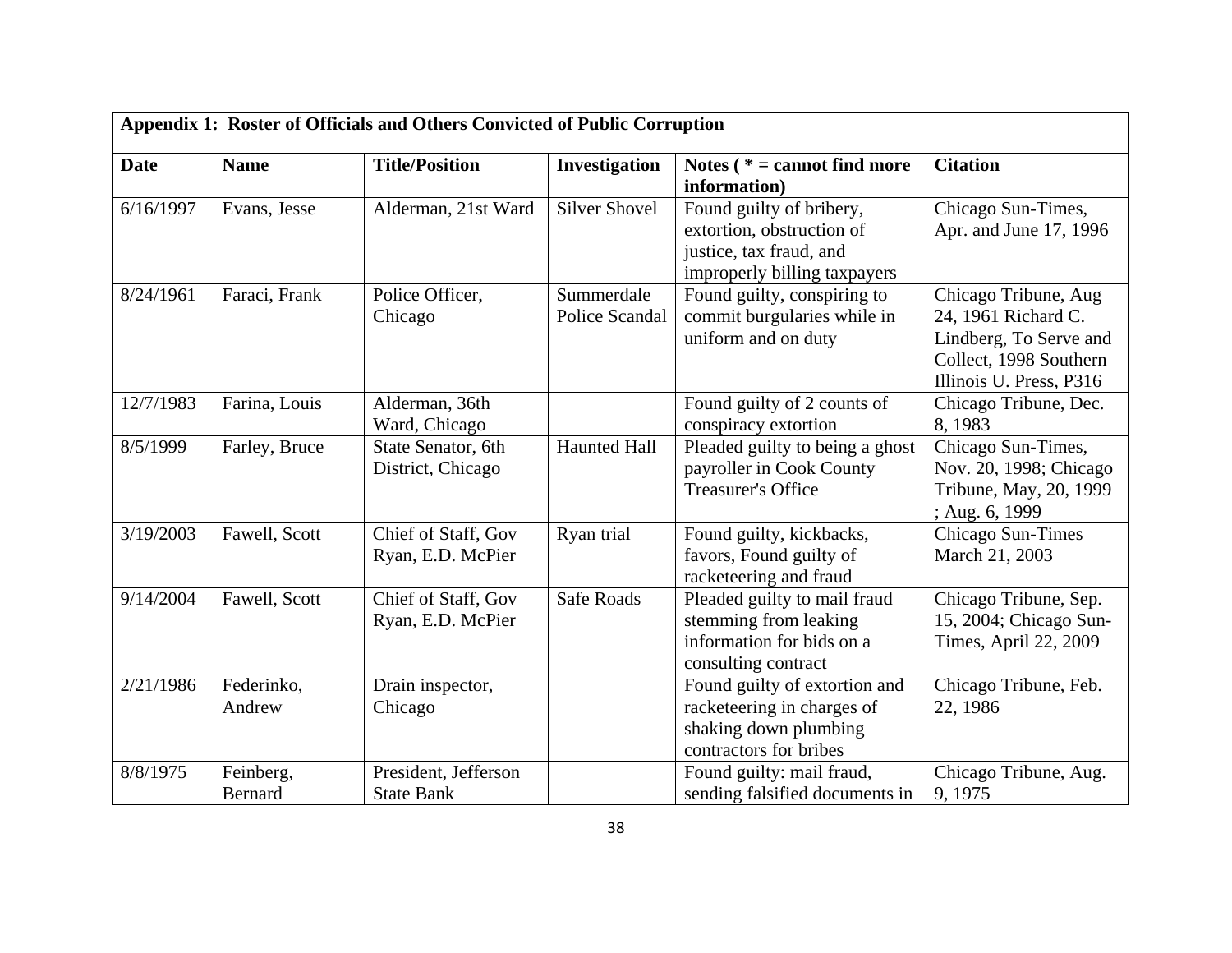| Appendix 1: Roster of Officials and Others Convicted of Public Corruption | | | | | |
|---|---|---|---|---|---|
| **Date** | **Name** | **Title/Position** | **Investigation** | **Notes ( * = cannot find more information)** | **Citation** |
| 6/16/1997 | Evans, Jesse | Alderman, 21st Ward | Silver Shovel | Found guilty of bribery, extortion, obstruction of justice, tax fraud, and improperly billing taxpayers | Chicago Sun-Times, Apr. and June 17, 1996 |
| 8/24/1961 | Faraci, Frank | Police Officer, Chicago | Summerdale Police Scandal | Found guilty, conspiring to commit burgularies while in uniform and on duty | Chicago Tribune, Aug 24, 1961 Richard C. Lindberg, To Serve and Collect, 1998 Southern Illinois U. Press, P316 |
| 12/7/1983 | Farina, Louis | Alderman, 36th Ward, Chicago | | Found guilty of 2 counts of conspiracy extortion | Chicago Tribune, Dec. 8, 1983 |
| 8/5/1999 | Farley, Bruce | State Senator, 6th District, Chicago | Haunted Hall | Pleaded guilty to being a ghost payroller in Cook County Treasurer's Office | Chicago Sun-Times, Nov. 20, 1998; Chicago Tribune, May, 20, 1999 ; Aug. 6, 1999 |
| 3/19/2003 | Fawell, Scott | Chief of Staff, Gov Ryan, E.D. McPier | Ryan trial | Found guilty, kickbacks, favors, Found guilty of racketeering and fraud | Chicago Sun-Times March 21, 2003 |
| 9/14/2004 | Fawell, Scott | Chief of Staff, Gov Ryan, E.D. McPier | Safe Roads | Pleaded guilty to mail fraud stemming from leaking information for bids on a consulting contract | Chicago Tribune, Sep. 15, 2004; Chicago Sun-Times, April 22, 2009 |
| 2/21/1986 | Federinko, Andrew | Drain inspector, Chicago | | Found guilty of extortion and racketeering in charges of shaking down plumbing contractors for bribes | Chicago Tribune, Feb. 22, 1986 |
| 8/8/1975 | Feinberg, Bernard | President, Jefferson State Bank | | Found guilty: mail fraud, sending falsified documents in | Chicago Tribune, Aug. 9, 1975 |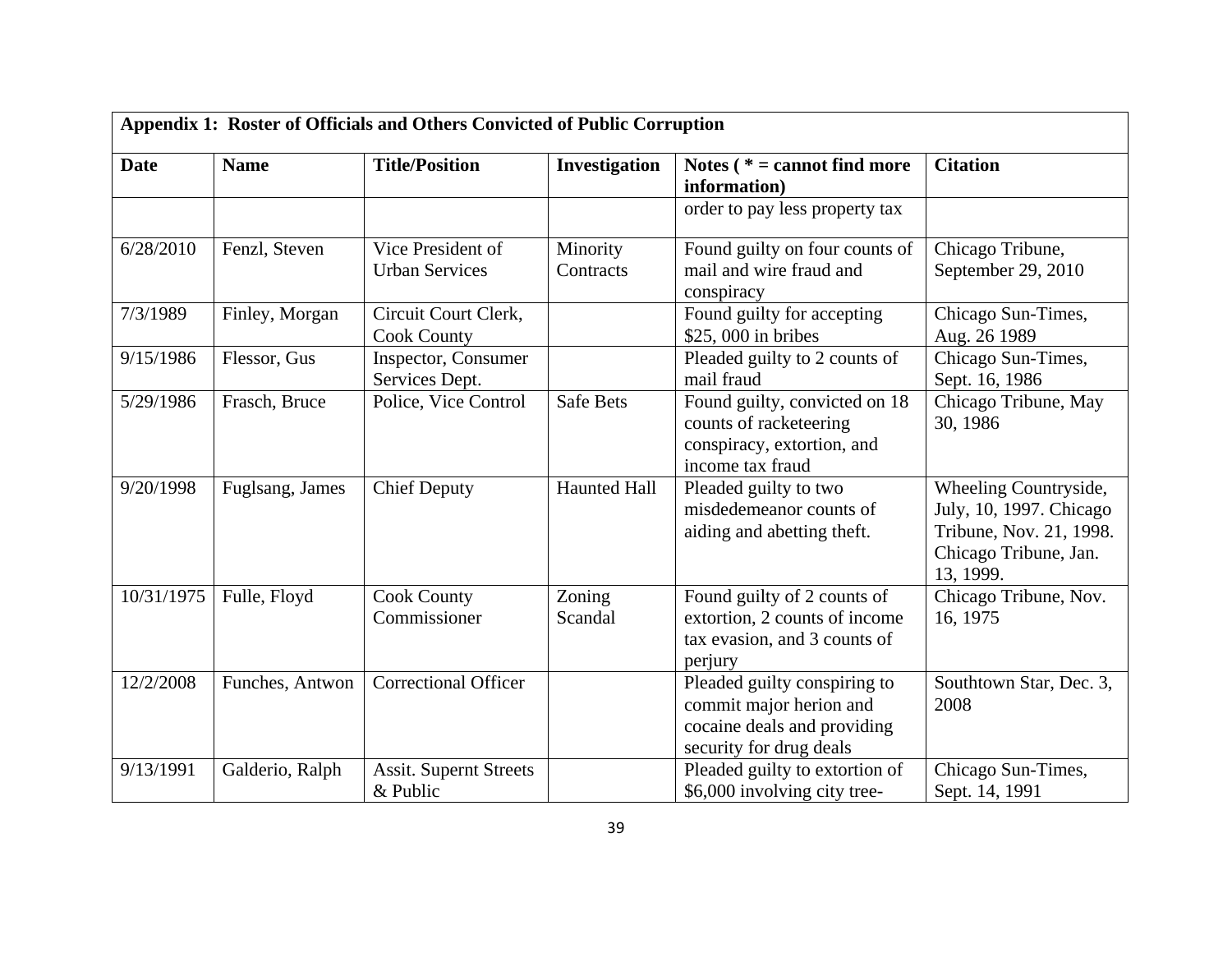| Appendix 1: Roster of Officials and Others Convicted of Public Corruption | | | | | |
|---|---|---|---|---|---|
| **Date** | **Name** | **Title/Position** | **Investigation** | **Notes ( * = cannot find more information)** | **Citation** |
| | | | | order to pay less property tax | |
| 6/28/2010 | Fenzl, Steven | Vice President of Urban Services | Minority Contracts | Found guilty on four counts of mail and wire fraud and conspiracy | Chicago Tribune, September 29, 2010 |
| 7/3/1989 | Finley, Morgan | Circuit Court Clerk, Cook County | | Found guilty for accepting $25, 000 in bribes | Chicago Sun-Times, Aug. 26 1989 |
| 9/15/1986 | Flessor, Gus | Inspector, Consumer Services Dept. | | Pleaded guilty to 2 counts of mail fraud | Chicago Sun-Times, Sept. 16, 1986 |
| 5/29/1986 | Frasch, Bruce | Police, Vice Control | Safe Bets | Found guilty, convicted on 18 counts of racketeering conspiracy, extortion, and income tax fraud | Chicago Tribune, May 30, 1986 |
| 9/20/1998 | Fuglsang, James | Chief Deputy | Haunted Hall | Pleaded guilty to two misdedemeanor counts of aiding and abetting theft. | Wheeling Countryside, July, 10, 1997. Chicago Tribune, Nov. 21, 1998. Chicago Tribune, Jan. 13, 1999. |
| 10/31/1975 | Fulle, Floyd | Cook County Commissioner | Zoning Scandal | Found guilty of 2 counts of extortion, 2 counts of income tax evasion, and 3 counts of perjury | Chicago Tribune, Nov. 16, 1975 |
| 12/2/2008 | Funches, Antwon | Correctional Officer | | Pleaded guilty conspiring to commit major herion and cocaine deals and providing security for drug deals | Southtown Star, Dec. 3, 2008 |
| 9/13/1991 | Galderio, Ralph | Assit. Supernt Streets & Public | | Pleaded guilty to extortion of $6,000 involving city tree- | Chicago Sun-Times, Sept. 14, 1991 |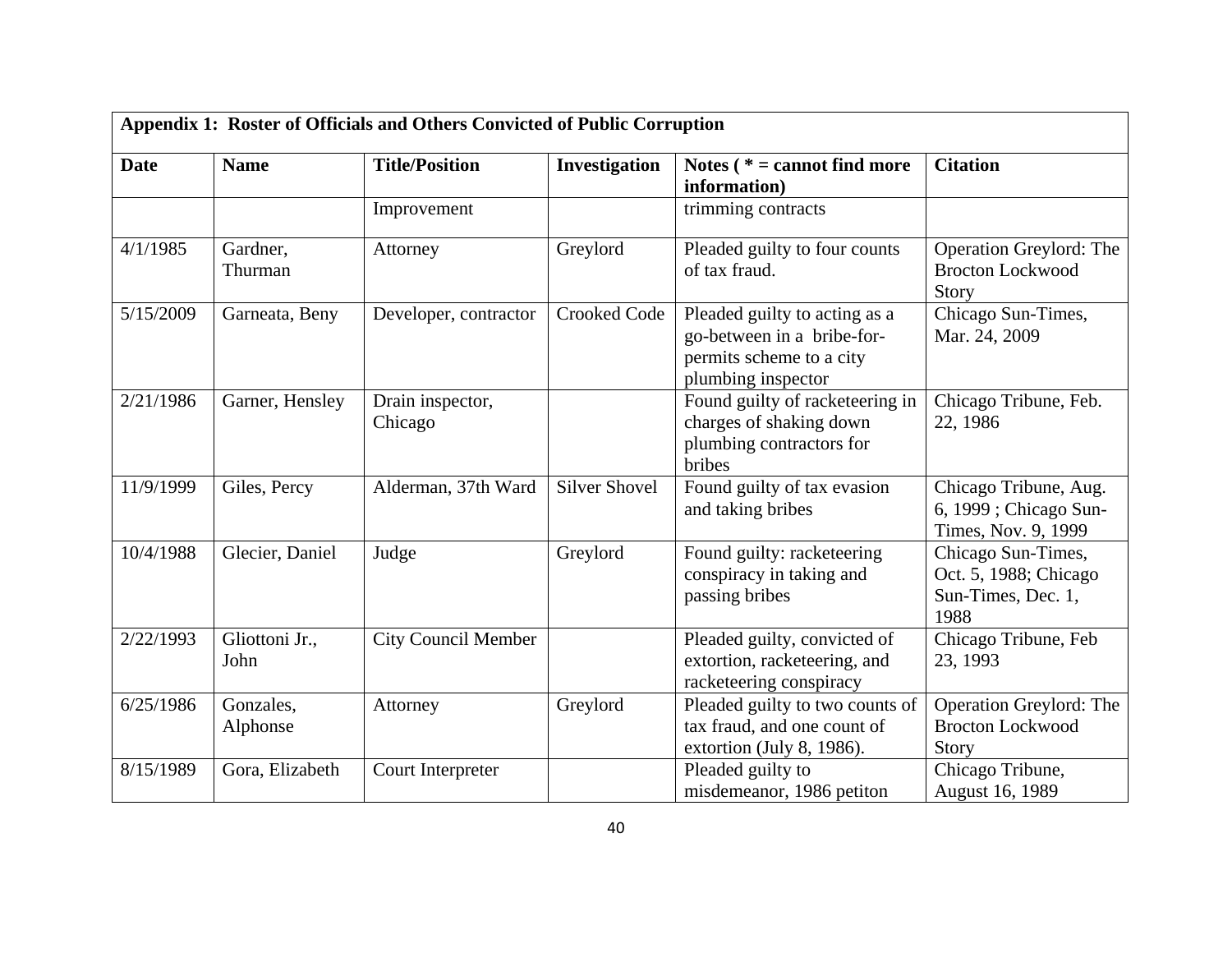| Appendix 1: Roster of Officials and Others Convicted of Public Corruption | | | | | |
|---|---|---|---|---|---|
| **Date** | **Name** | **Title/Position** | **Investigation** | **Notes ( * = cannot find more information)** | **Citation** |
| | | Improvement | | trimming contracts | |
| 4/1/1985 | Gardner, Thurman | Attorney | Greylord | Pleaded guilty to four counts of tax fraud. | Operation Greylord: The Brocton Lockwood Story |
| 5/15/2009 | Garneata, Beny | Developer, contractor | Crooked Code | Pleaded guilty to acting as a go-between in a bribe-for-permits scheme to a city plumbing inspector | Chicago Sun-Times, Mar. 24, 2009 |
| 2/21/1986 | Garner, Hensley | Drain inspector, Chicago | | Found guilty of racketeering in charges of shaking down plumbing contractors for bribes | Chicago Tribune, Feb. 22, 1986 |
| 11/9/1999 | Giles, Percy | Alderman, 37th Ward | Silver Shovel | Found guilty of tax evasion and taking bribes | Chicago Tribune, Aug. 6, 1999 ; Chicago Sun-Times, Nov. 9, 1999 |
| 10/4/1988 | Glecier, Daniel | Judge | Greylord | Found guilty: racketeering conspiracy in taking and passing bribes | Chicago Sun-Times, Oct. 5, 1988; Chicago Sun-Times, Dec. 1, 1988 |
| 2/22/1993 | Gliottoni Jr., John | City Council Member | | Pleaded guilty, convicted of extortion, racketeering, and racketeering conspiracy | Chicago Tribune, Feb 23, 1993 |
| 6/25/1986 | Gonzales, Alphonse | Attorney | Greylord | Pleaded guilty to two counts of tax fraud, and one count of extortion (July 8, 1986). | Operation Greylord: The Brocton Lockwood Story |
| 8/15/1989 | Gora, Elizabeth | Court Interpreter | | Pleaded guilty to misdemeanor, 1986 petiton | Chicago Tribune, August 16, 1989 |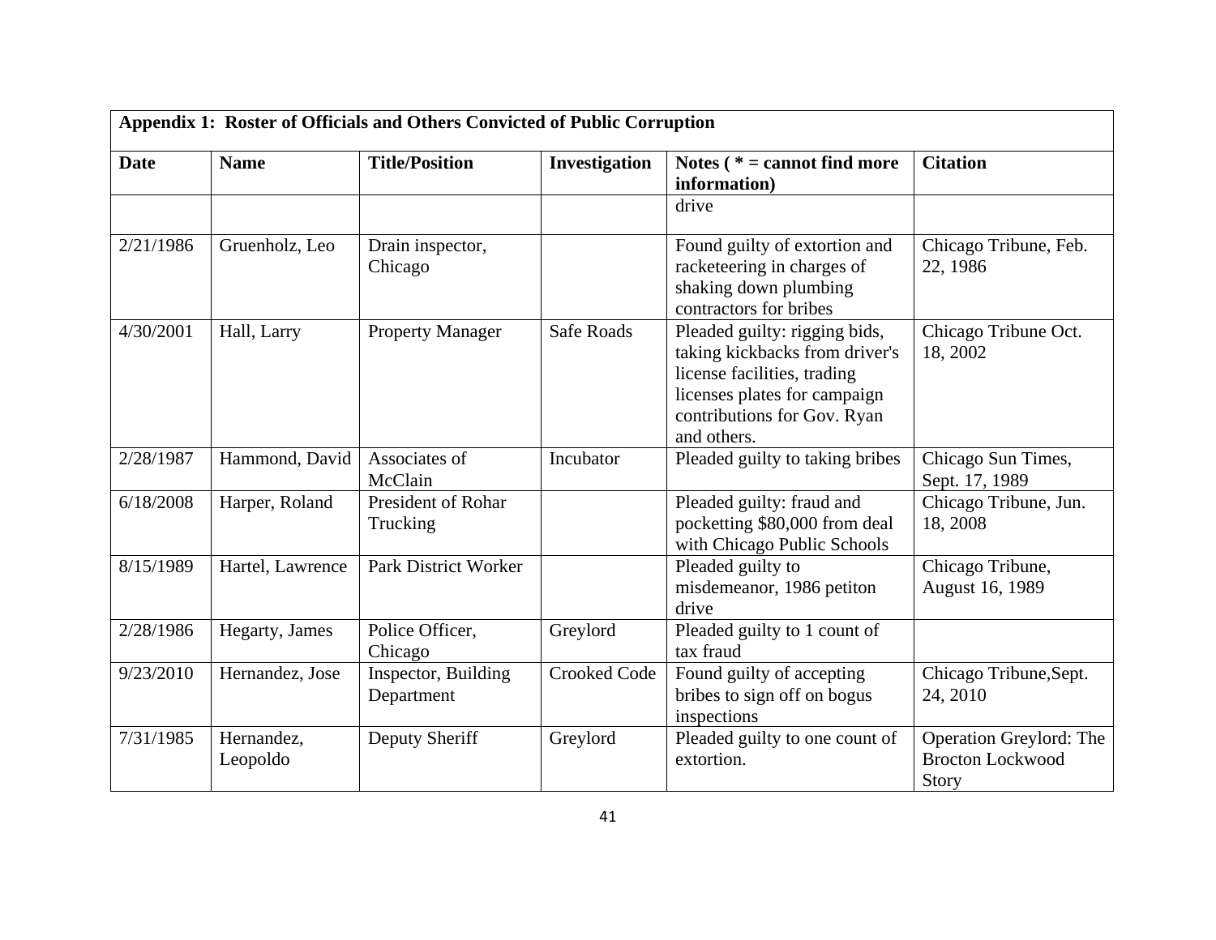**Appendix 1: Roster of Officials and Others Convicted of Public Corruption**

| Date | Name | Title/Position | Investigation | Notes ( * = cannot find more information) | Citation |
|---|---|---|---|---|---|
| | | | | drive | |
| 2/21/1986 | Gruenholz, Leo | Drain inspector, Chicago | | Found guilty of extortion and racketeering in charges of shaking down plumbing contractors for bribes | Chicago Tribune, Feb. 22, 1986 |
| 4/30/2001 | Hall, Larry | Property Manager | Safe Roads | Pleaded guilty: rigging bids, taking kickbacks from driver's license facilities, trading licenses plates for campaign contributions for Gov. Ryan and others. | Chicago Tribune Oct. 18, 2002 |
| 2/28/1987 | Hammond, David | Associates of McClain | Incubator | Pleaded guilty to taking bribes | Chicago Sun Times, Sept. 17, 1989 |
| 6/18/2008 | Harper, Roland | President of Rohar Trucking | | Pleaded guilty: fraud and pocketting $80,000 from deal with Chicago Public Schools | Chicago Tribune, Jun. 18, 2008 |
| 8/15/1989 | Hartel, Lawrence | Park District Worker | | Pleaded guilty to misdemeanor, 1986 petiton drive | Chicago Tribune, August 16, 1989 |
| 2/28/1986 | Hegarty, James | Police Officer, Chicago | Greylord | Pleaded guilty to 1 count of tax fraud | |
| 9/23/2010 | Hernandez, Jose | Inspector, Building Department | Crooked Code | Found guilty of accepting bribes to sign off on bogus inspections | Chicago Tribune,Sept. 24, 2010 |
| 7/31/1985 | Hernandez, Leopoldo | Deputy Sheriff | Greylord | Pleaded guilty to one count of extortion. | Operation Greylord: The Brocton Lockwood Story |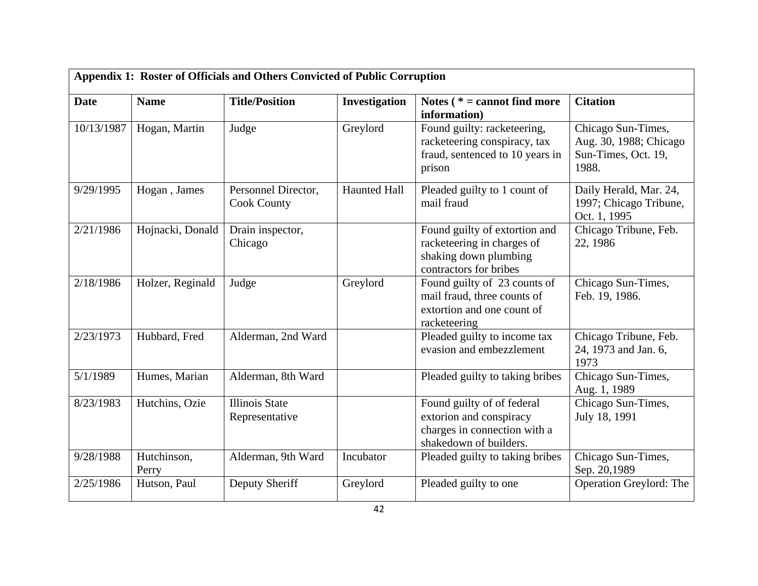| Appendix 1: Roster of Officials and Others Convicted of Public Corruption | | | | | |
|---|---|---|---|---|---|
| **Date** | **Name** | **Title/Position** | **Investigation** | **Notes ( * = cannot find more information)** | **Citation** |
| 10/13/1987 | Hogan, Martin | Judge | Greylord | Found guilty: racketeering, racketeering conspiracy, tax fraud, sentenced to 10 years in prison | Chicago Sun-Times, Aug. 30, 1988; Chicago Sun-Times, Oct. 19, 1988. |
| 9/29/1995 | Hogan , James | Personnel Director, Cook County | Haunted Hall | Pleaded guilty to 1 count of mail fraud | Daily Herald, Mar. 24, 1997; Chicago Tribune, Oct. 1, 1995 |
| 2/21/1986 | Hojnacki, Donald | Drain inspector, Chicago | | Found guilty of extortion and racketeering in charges of shaking down plumbing contractors for bribes | Chicago Tribune, Feb. 22, 1986 |
| 2/18/1986 | Holzer, Reginald | Judge | Greylord | Found guilty of 23 counts of mail fraud, three counts of extortion and one count of racketeering | Chicago Sun-Times, Feb. 19, 1986. |
| 2/23/1973 | Hubbard, Fred | Alderman, 2nd Ward | | Pleaded guilty to income tax evasion and embezzlement | Chicago Tribune, Feb. 24, 1973 and Jan. 6, 1973 |
| 5/1/1989 | Humes, Marian | Alderman, 8th Ward | | Pleaded guilty to taking bribes | Chicago Sun-Times, Aug. 1, 1989 |
| 8/23/1983 | Hutchins, Ozie | Illinois State Representative | | Found guilty of of federal extorion and conspiracy charges in connection with a shakedown of builders. | Chicago Sun-Times, July 18, 1991 |
| 9/28/1988 | Hutchinson, Perry | Alderman, 9th Ward | Incubator | Pleaded guilty to taking bribes | Chicago Sun-Times, Sep. 20,1989 |
| 2/25/1986 | Hutson, Paul | Deputy Sheriff | Greylord | Pleaded guilty to one | Operation Greylord: The |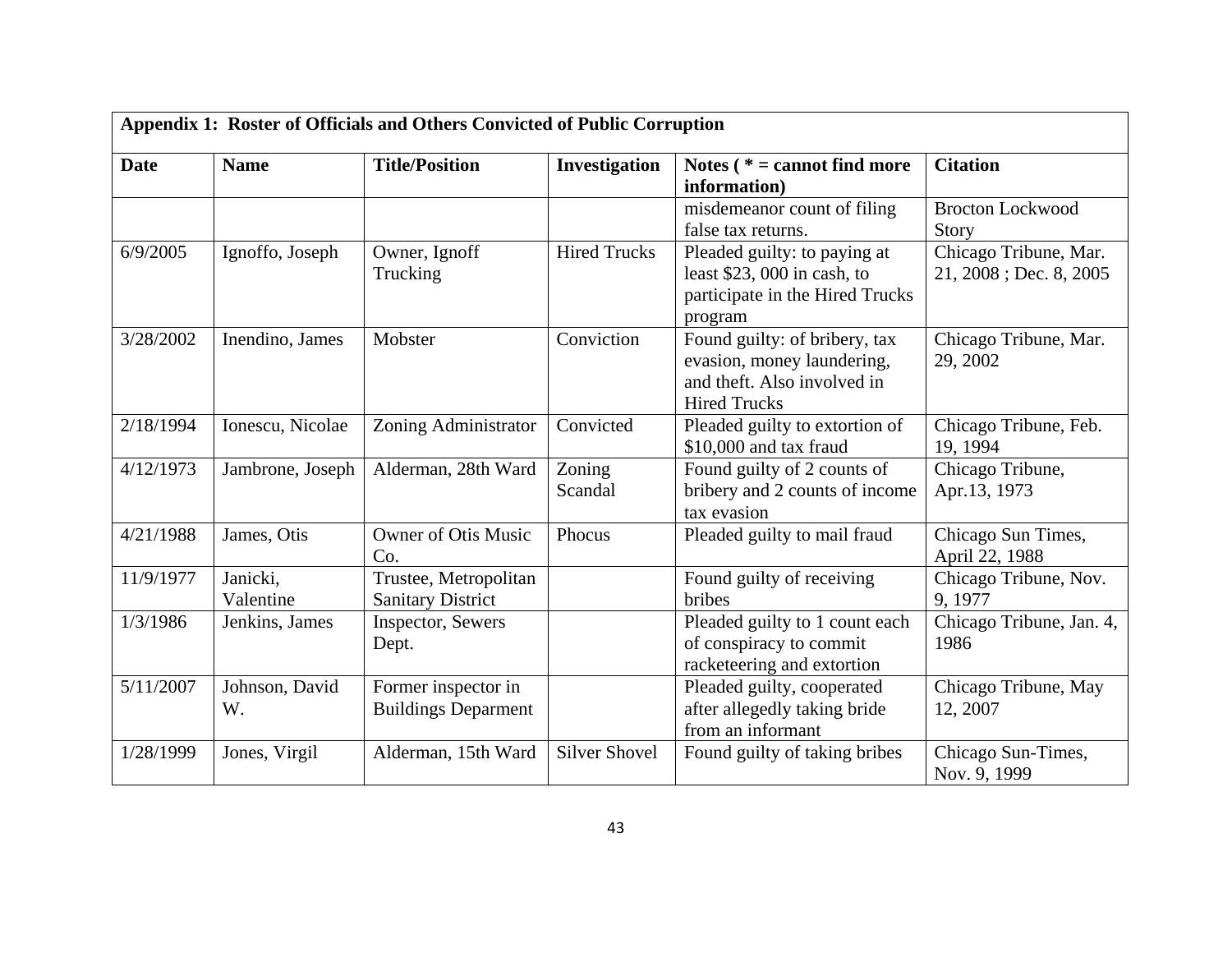| Appendix 1: Roster of Officials and Others Convicted of Public Corruption | | | | | |
|---|---|---|---|---|---|
| **Date** | **Name** | **Title/Position** | **Investigation** | **Notes ( * = cannot find more information)** | **Citation** |
| | | | | misdemeanor count of filing false tax returns. | Brocton Lockwood Story |
| 6/9/2005 | Ignoffo, Joseph | Owner, Ignoff Trucking | Hired Trucks | Pleaded guilty: to paying at least $23, 000 in cash, to participate in the Hired Trucks program | Chicago Tribune, Mar. 21, 2008 ; Dec. 8, 2005 |
| 3/28/2002 | Inendino, James | Mobster | Conviction | Found guilty: of bribery, tax evasion, money laundering, and theft. Also involved in Hired Trucks | Chicago Tribune, Mar. 29, 2002 |
| 2/18/1994 | Ionescu, Nicolae | Zoning Administrator | Convicted | Pleaded guilty to extortion of $10,000 and tax fraud | Chicago Tribune, Feb. 19, 1994 |
| 4/12/1973 | Jambrone, Joseph | Alderman, 28th Ward | Zoning Scandal | Found guilty of 2 counts of bribery and 2 counts of income tax evasion | Chicago Tribune, Apr.13, 1973 |
| 4/21/1988 | James, Otis | Owner of Otis Music Co. | Phocus | Pleaded guilty to mail fraud | Chicago Sun Times, April 22, 1988 |
| 11/9/1977 | Janicki, Valentine | Trustee, Metropolitan Sanitary District | | Found guilty of receiving bribes | Chicago Tribune, Nov. 9, 1977 |
| 1/3/1986 | Jenkins, James | Inspector, Sewers Dept. | | Pleaded guilty to 1 count each of conspiracy to commit racketeering and extortion | Chicago Tribune, Jan. 4, 1986 |
| 5/11/2007 | Johnson, David W. | Former inspector in Buildings Deparment | | Pleaded guilty, cooperated after allegedly taking bride from an informant | Chicago Tribune, May 12, 2007 |
| 1/28/1999 | Jones, Virgil | Alderman, 15th Ward | Silver Shovel | Found guilty of taking bribes | Chicago Sun-Times, Nov. 9, 1999 |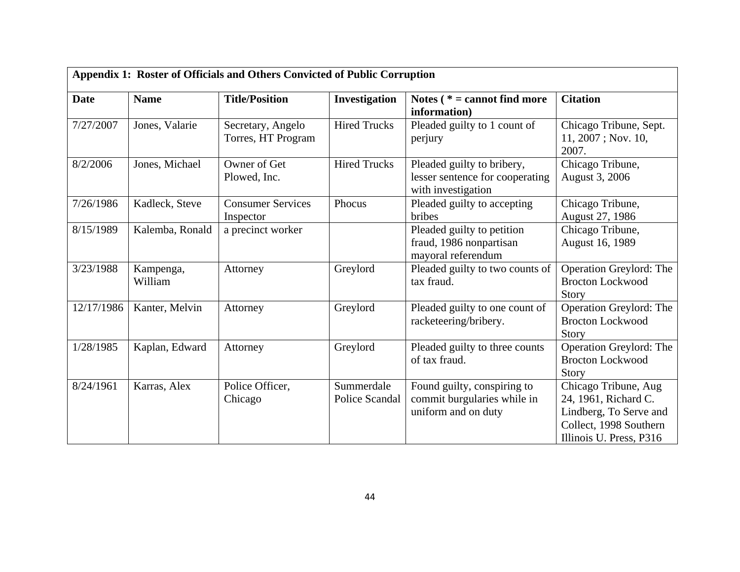**Appendix 1: Roster of Officials and Others Convicted of Public Corruption**

| Date | Name | Title/Position | Investigation | Notes ( * = cannot find more information) | Citation |
|---|---|---|---|---|---|
| 7/27/2007 | Jones, Valarie | Secretary, Angelo Torres, HT Program | Hired Trucks | Pleaded guilty to 1 count of perjury | Chicago Tribune, Sept. 11, 2007 ; Nov. 10, 2007. |
| 8/2/2006 | Jones, Michael | Owner of Get Plowed, Inc. | Hired Trucks | Pleaded guilty to bribery, lesser sentence for cooperating with investigation | Chicago Tribune, August 3, 2006 |
| 7/26/1986 | Kadleck, Steve | Consumer Services Inspector | Phocus | Pleaded guilty to accepting bribes | Chicago Tribune, August 27, 1986 |
| 8/15/1989 | Kalemba, Ronald | a precinct worker | | Pleaded guilty to petition fraud, 1986 nonpartisan mayoral referendum | Chicago Tribune, August 16, 1989 |
| 3/23/1988 | Kampenga, William | Attorney | Greylord | Pleaded guilty to two counts of tax fraud. | Operation Greylord: The Brocton Lockwood Story |
| 12/17/1986 | Kanter, Melvin | Attorney | Greylord | Pleaded guilty to one count of racketeering/bribery. | Operation Greylord: The Brocton Lockwood Story |
| 1/28/1985 | Kaplan, Edward | Attorney | Greylord | Pleaded guilty to three counts of tax fraud. | Operation Greylord: The Brocton Lockwood Story |
| 8/24/1961 | Karras, Alex | Police Officer, Chicago | Summerdale Police Scandal | Found guilty, conspiring to commit burgularies while in uniform and on duty | Chicago Tribune, Aug 24, 1961, Richard C. Lindberg, To Serve and Collect, 1998 Southern Illinois U. Press, P316 |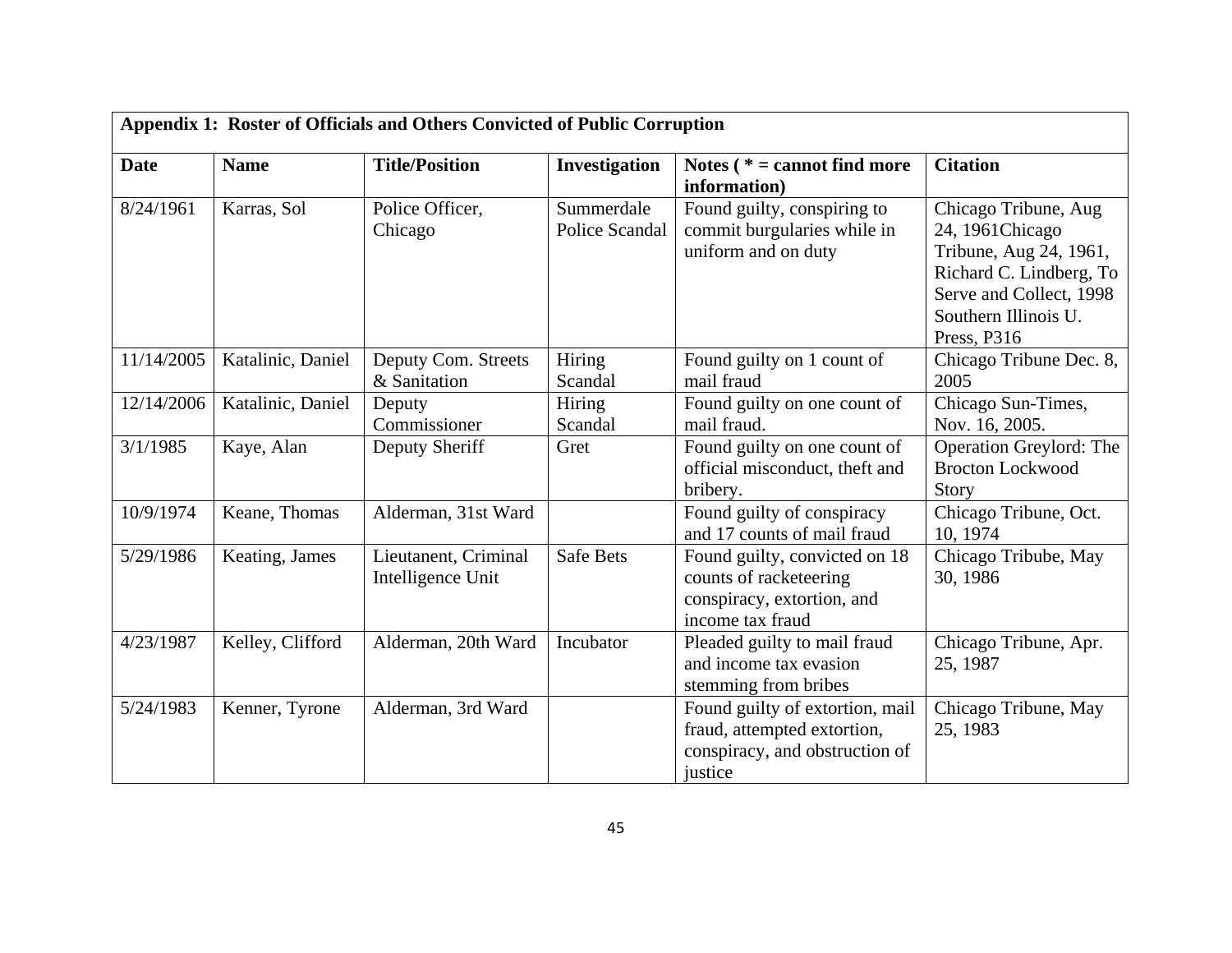**Appendix 1: Roster of Officials and Others Convicted of Public Corruption**

| Date | Name | Title/Position | Investigation | Notes ( * = cannot find more information) | Citation |
|---|---|---|---|---|---|
| 8/24/1961 | Karras, Sol | Police Officer, Chicago | Summerdale Police Scandal | Found guilty, conspiring to commit burgularies while in uniform and on duty | Chicago Tribune, Aug 24, 1961Chicago Tribune, Aug 24, 1961, Richard C. Lindberg, To Serve and Collect, 1998 Southern Illinois U. Press, P316 |
| 11/14/2005 | Katalinic, Daniel | Deputy Com. Streets & Sanitation | Hiring Scandal | Found guilty on 1 count of mail fraud | Chicago Tribune Dec. 8, 2005 |
| 12/14/2006 | Katalinic, Daniel | Deputy Commissioner | Hiring Scandal | Found guilty on one count of mail fraud. | Chicago Sun-Times, Nov. 16, 2005. |
| 3/1/1985 | Kaye, Alan | Deputy Sheriff | Gret | Found guilty on one count of official misconduct, theft and bribery. | Operation Greylord: The Brocton Lockwood Story |
| 10/9/1974 | Keane, Thomas | Alderman, 31st Ward | | Found guilty of conspiracy and 17 counts of mail fraud | Chicago Tribune, Oct. 10, 1974 |
| 5/29/1986 | Keating, James | Lieutenant, Criminal Intelligence Unit | Safe Bets | Found guilty, convicted on 18 counts of racketeering conspiracy, extortion, and income tax fraud | Chicago Tribube, May 30, 1986 |
| 4/23/1987 | Kelley, Clifford | Alderman, 20th Ward | Incubator | Pleaded guilty to mail fraud and income tax evasion stemming from bribes | Chicago Tribune, Apr. 25, 1987 |
| 5/24/1983 | Kenner, Tyrone | Alderman, 3rd Ward | | Found guilty of extortion, mail fraud, attempted extortion, conspiracy, and obstruction of justice | Chicago Tribune, May 25, 1983 |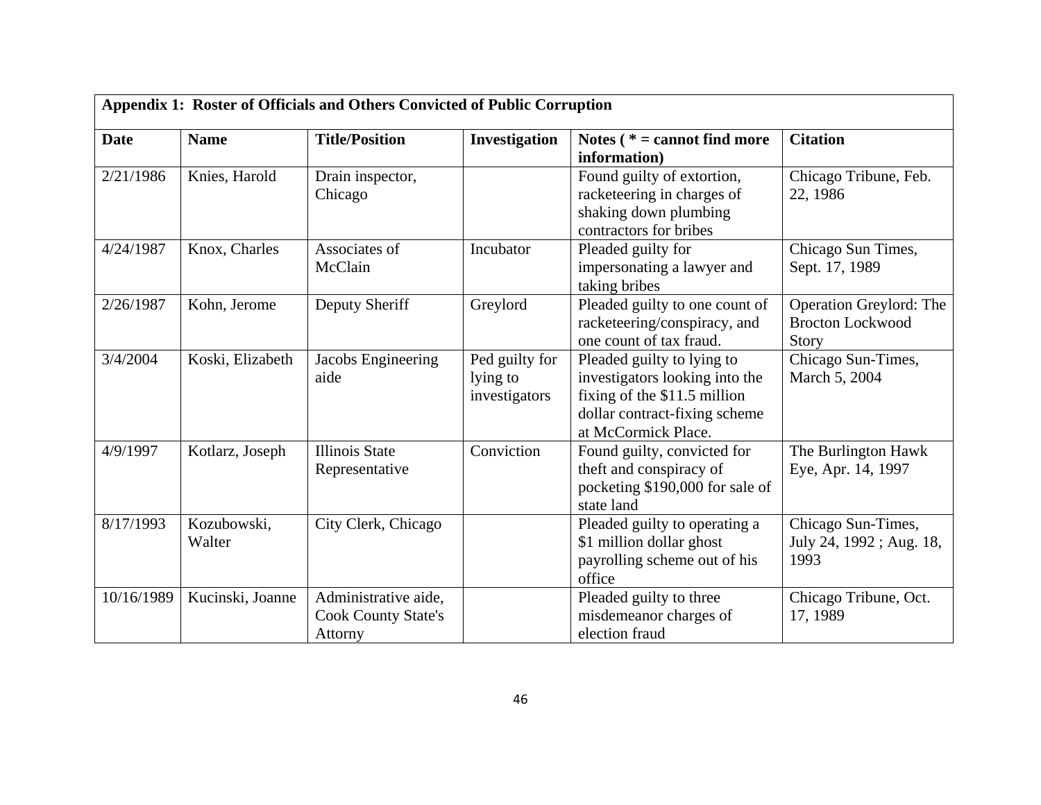| Appendix 1: Roster of Officials and Others Convicted of Public Corruption | | | | | |
|---|---|---|---|---|---|
| **Date** | **Name** | **Title/Position** | **Investigation** | **Notes ( * = cannot find more information)** | **Citation** |
| 2/21/1986 | Knies, Harold | Drain inspector, Chicago | | Found guilty of extortion, racketeering in charges of shaking down plumbing contractors for bribes | Chicago Tribune, Feb. 22, 1986 |
| 4/24/1987 | Knox, Charles | Associates of McClain | Incubator | Pleaded guilty for impersonating a lawyer and taking bribes | Chicago Sun Times, Sept. 17, 1989 |
| 2/26/1987 | Kohn, Jerome | Deputy Sheriff | Greylord | Pleaded guilty to one count of racketeering/conspiracy, and one count of tax fraud. | Operation Greylord: The Brocton Lockwood Story |
| 3/4/2004 | Koski, Elizabeth | Jacobs Engineering aide | Ped guilty for lying to investigators | Pleaded guilty to lying to investigators looking into the fixing of the $11.5 million dollar contract-fixing scheme at McCormick Place. | Chicago Sun-Times, March 5, 2004 |
| 4/9/1997 | Kotlarz, Joseph | Illinois State Representative | Conviction | Found guilty, convicted for theft and conspiracy of pocketing $190,000 for sale of state land | The Burlington Hawk Eye, Apr. 14, 1997 |
| 8/17/1993 | Kozubowski, Walter | City Clerk, Chicago | | Pleaded guilty to operating a $1 million dollar ghost payrolling scheme out of his office | Chicago Sun-Times, July 24, 1992 ; Aug. 18, 1993 |
| 10/16/1989 | Kucinski, Joanne | Administrative aide, Cook County State's Attorny | | Pleaded guilty to three misdemeanor charges of election fraud | Chicago Tribune, Oct. 17, 1989 |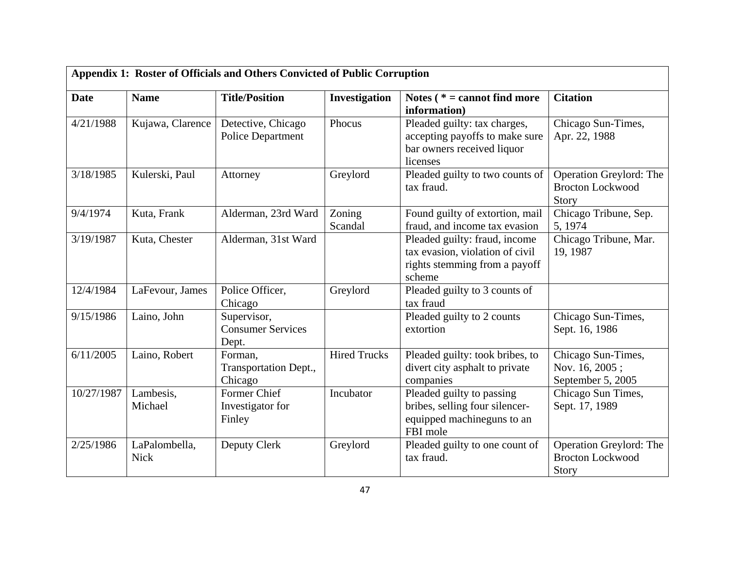**Appendix 1: Roster of Officials and Others Convicted of Public Corruption**

| Date | Name | Title/Position | Investigation | Notes ( * = cannot find more information) | Citation |
|---|---|---|---|---|---|
| 4/21/1988 | Kujawa, Clarence | Detective, Chicago Police Department | Phocus | Pleaded guilty: tax charges, accepting payoffs to make sure bar owners received liquor licenses | Chicago Sun-Times, Apr. 22, 1988 |
| 3/18/1985 | Kulerski, Paul | Attorney | Greylord | Pleaded guilty to two counts of tax fraud. | Operation Greylord: The Brocton Lockwood Story |
| 9/4/1974 | Kuta, Frank | Alderman, 23rd Ward | Zoning Scandal | Found guilty of extortion, mail fraud, and income tax evasion | Chicago Tribune, Sep. 5, 1974 |
| 3/19/1987 | Kuta, Chester | Alderman, 31st Ward | | Pleaded guilty: fraud, income tax evasion, violation of civil rights stemming from a payoff scheme | Chicago Tribune, Mar. 19, 1987 |
| 12/4/1984 | LaFevour, James | Police Officer, Chicago | Greylord | Pleaded guilty to 3 counts of tax fraud | |
| 9/15/1986 | Laino, John | Supervisor, Consumer Services Dept. | | Pleaded guilty to 2 counts extortion | Chicago Sun-Times, Sept. 16, 1986 |
| 6/11/2005 | Laino, Robert | Forman, Transportation Dept., Chicago | Hired Trucks | Pleaded guilty: took bribes, to divert city asphalt to private companies | Chicago Sun-Times, Nov. 16, 2005 ; September 5, 2005 |
| 10/27/1987 | Lambesis, Michael | Former Chief Investigator for Finley | Incubator | Pleaded guilty to passing bribes, selling four silencer-equipped machineguns to an FBI mole | Chicago Sun Times, Sept. 17, 1989 |
| 2/25/1986 | LaPalombella, Nick | Deputy Clerk | Greylord | Pleaded guilty to one count of tax fraud. | Operation Greylord: The Brocton Lockwood Story |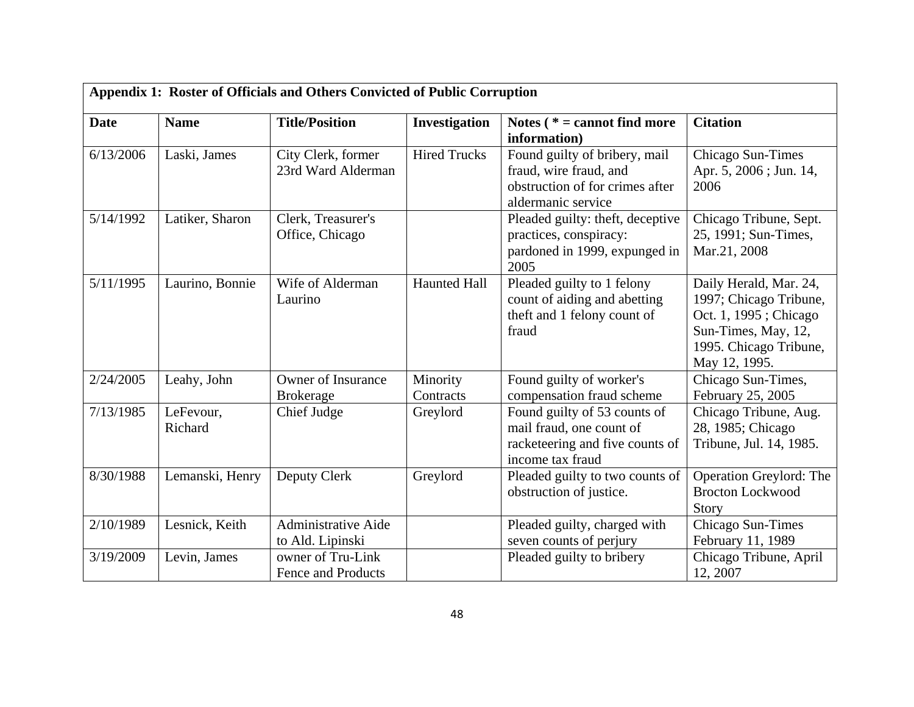**Appendix 1: Roster of Officials and Others Convicted of Public Corruption**

| Date | Name | Title/Position | Investigation | Notes ( * = cannot find more information) | Citation |
|---|---|---|---|---|---|
| 6/13/2006 | Laski, James | City Clerk, former 23rd Ward Alderman | Hired Trucks | Found guilty of bribery, mail fraud, wire fraud, and obstruction of for crimes after aldermanic service | Chicago Sun-Times Apr. 5, 2006 ; Jun. 14, 2006 |
| 5/14/1992 | Latiker, Sharon | Clerk, Treasurer's Office, Chicago | | Pleaded guilty: theft, deceptive practices, conspiracy: pardoned in 1999, expunged in 2005 | Chicago Tribune, Sept. 25, 1991; Sun-Times, Mar.21, 2008 |
| 5/11/1995 | Laurino, Bonnie | Wife of Alderman Laurino | Haunted Hall | Pleaded guilty to 1 felony count of aiding and abetting theft and 1 felony count of fraud | Daily Herald, Mar. 24, 1997; Chicago Tribune, Oct. 1, 1995 ; Chicago Sun-Times, May, 12, 1995. Chicago Tribune, May 12, 1995. |
| 2/24/2005 | Leahy, John | Owner of Insurance Brokerage | Minority Contracts | Found guilty of worker's compensation fraud scheme | Chicago Sun-Times, February 25, 2005 |
| 7/13/1985 | LeFevour, Richard | Chief Judge | Greylord | Found guilty of 53 counts of mail fraud, one count of racketeering and five counts of income tax fraud | Chicago Tribune, Aug. 28, 1985; Chicago Tribune, Jul. 14, 1985. |
| 8/30/1988 | Lemanski, Henry | Deputy Clerk | Greylord | Pleaded guilty to two counts of obstruction of justice. | Operation Greylord: The Brocton Lockwood Story |
| 2/10/1989 | Lesnick, Keith | Administrative Aide to Ald. Lipinski | | Pleaded guilty, charged with seven counts of perjury | Chicago Sun-Times February 11, 1989 |
| 3/19/2009 | Levin, James | owner of Tru-Link Fence and Products | | Pleaded guilty to bribery | Chicago Tribune, April 12, 2007 |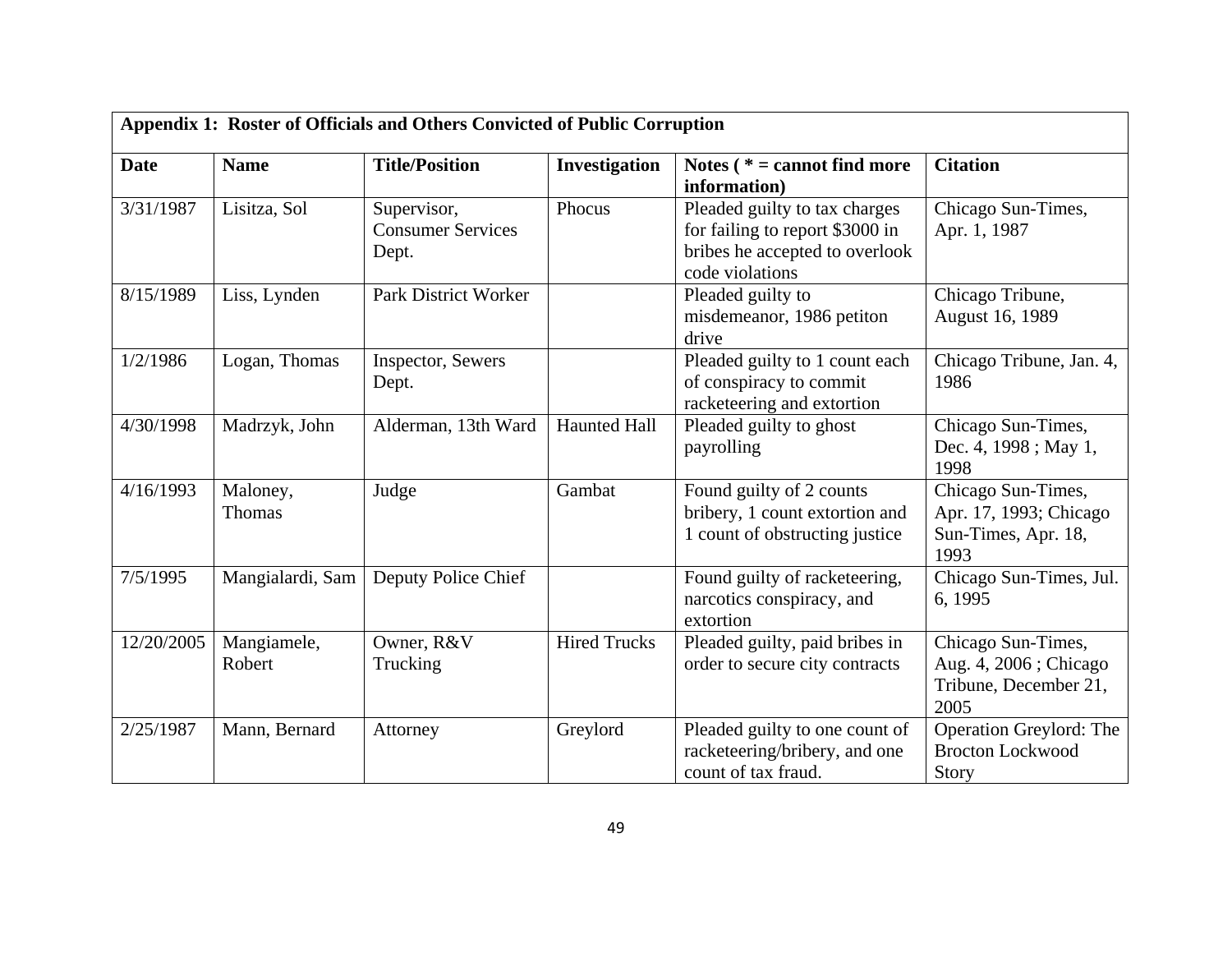| Appendix 1: Roster of Officials and Others Convicted of Public Corruption | | | | | |
|---|---|---|---|---|---|
| **Date** | **Name** | **Title/Position** | **Investigation** | **Notes ( * = cannot find more information)** | **Citation** |
| 3/31/1987 | Lisitza, Sol | Supervisor, Consumer Services Dept. | Phocus | Pleaded guilty to tax charges for failing to report $3000 in bribes he accepted to overlook code violations | Chicago Sun-Times, Apr. 1, 1987 |
| 8/15/1989 | Liss, Lynden | Park District Worker | | Pleaded guilty to misdemeanor, 1986 petiton drive | Chicago Tribune, August 16, 1989 |
| 1/2/1986 | Logan, Thomas | Inspector, Sewers Dept. | | Pleaded guilty to 1 count each of conspiracy to commit racketeering and extortion | Chicago Tribune, Jan. 4, 1986 |
| 4/30/1998 | Madrzyk, John | Alderman, 13th Ward | Haunted Hall | Pleaded guilty to ghost payrolling | Chicago Sun-Times, Dec. 4, 1998 ; May 1, 1998 |
| 4/16/1993 | Maloney, Thomas | Judge | Gambat | Found guilty of 2 counts bribery, 1 count extortion and 1 count of obstructing justice | Chicago Sun-Times, Apr. 17, 1993; Chicago Sun-Times, Apr. 18, 1993 |
| 7/5/1995 | Mangialardi, Sam | Deputy Police Chief | | Found guilty of racketeering, narcotics conspiracy, and extortion | Chicago Sun-Times, Jul. 6, 1995 |
| 12/20/2005 | Mangiamele, Robert | Owner, R&V Trucking | Hired Trucks | Pleaded guilty, paid bribes in order to secure city contracts | Chicago Sun-Times, Aug. 4, 2006 ; Chicago Tribune, December 21, 2005 |
| 2/25/1987 | Mann, Bernard | Attorney | Greylord | Pleaded guilty to one count of racketeering/bribery, and one count of tax fraud. | Operation Greylord: The Brocton Lockwood Story |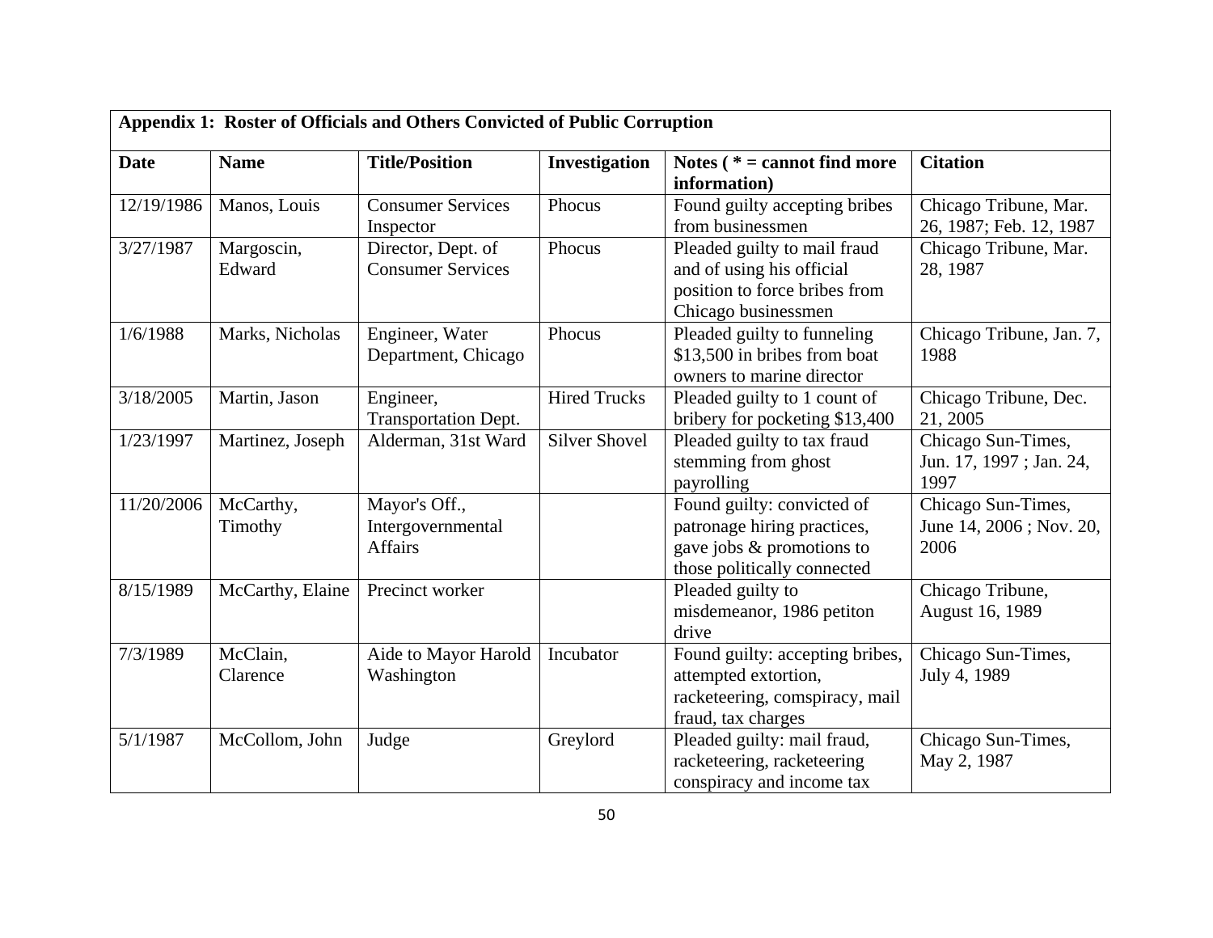**Appendix 1: Roster of Officials and Others Convicted of Public Corruption**

| Date | Name | Title/Position | Investigation | Notes ( * = cannot find more information) | Citation |
|---|---|---|---|---|---|
| 12/19/1986 | Manos, Louis | Consumer Services Inspector | Phocus | Found guilty accepting bribes from businessmen | Chicago Tribune, Mar. 26, 1987; Feb. 12, 1987 |
| 3/27/1987 | Margoscin, Edward | Director, Dept. of Consumer Services | Phocus | Pleaded guilty to mail fraud and of using his official position to force bribes from Chicago businessmen | Chicago Tribune, Mar. 28, 1987 |
| 1/6/1988 | Marks, Nicholas | Engineer, Water Department, Chicago | Phocus | Pleaded guilty to funneling $13,500 in bribes from boat owners to marine director | Chicago Tribune, Jan. 7, 1988 |
| 3/18/2005 | Martin, Jason | Engineer, Transportation Dept. | Hired Trucks | Pleaded guilty to 1 count of bribery for pocketing $13,400 | Chicago Tribune, Dec. 21, 2005 |
| 1/23/1997 | Martinez, Joseph | Alderman, 31st Ward | Silver Shovel | Pleaded guilty to tax fraud stemming from ghost payrolling | Chicago Sun-Times, Jun. 17, 1997 ; Jan. 24, 1997 |
| 11/20/2006 | McCarthy, Timothy | Mayor's Off., Intergovernmental Affairs | | Found guilty: convicted of patronage hiring practices, gave jobs & promotions to those politically connected | Chicago Sun-Times, June 14, 2006 ; Nov. 20, 2006 |
| 8/15/1989 | McCarthy, Elaine | Precinct worker | | Pleaded guilty to misdemeanor, 1986 petiton drive | Chicago Tribune, August 16, 1989 |
| 7/3/1989 | McClain, Clarence | Aide to Mayor Harold Washington | Incubator | Found guilty: accepting bribes, attempted extortion, racketeering, comspiracy, mail fraud, tax charges | Chicago Sun-Times, July 4, 1989 |
| 5/1/1987 | McCollom, John | Judge | Greylord | Pleaded guilty: mail fraud, racketeering, racketeering conspiracy and income tax | Chicago Sun-Times, May 2, 1987 |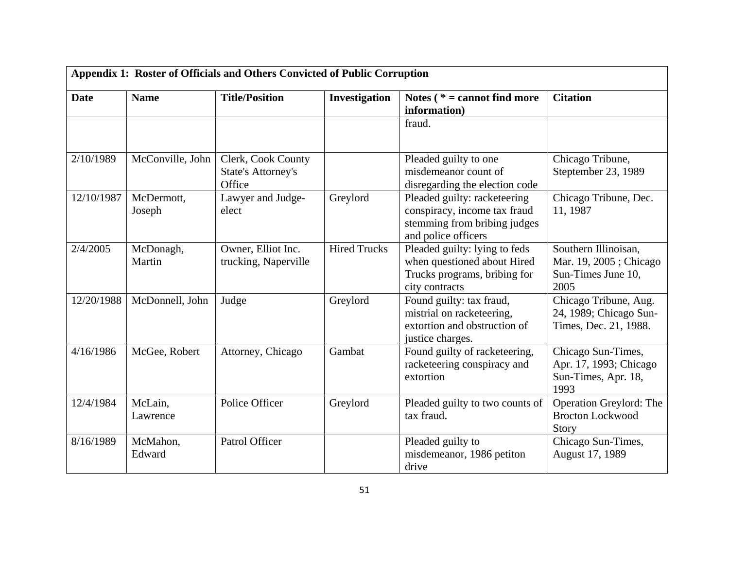| Appendix 1: Roster of Officials and Others Convicted of Public Corruption | | | | | |
|---|---|---|---|---|---|
| **Date** | **Name** | **Title/Position** | **Investigation** | **Notes ( * = cannot find more information)** | **Citation** |
| | | | | fraud. | |
| 2/10/1989 | McConville, John | Clerk, Cook County State's Attorney's Office | | Pleaded guilty to one misdemeanor count of disregarding the election code | Chicago Tribune, Steptember 23, 1989 |
| 12/10/1987 | McDermott, Joseph | Lawyer and Judge-elect | Greylord | Pleaded guilty: racketeering conspiracy, income tax fraud stemming from bribing judges and police officers | Chicago Tribune, Dec. 11, 1987 |
| 2/4/2005 | McDonagh, Martin | Owner, Elliot Inc. trucking, Naperville | Hired Trucks | Pleaded guilty: lying to feds when questioned about Hired Trucks programs, bribing for city contracts | Southern Illinoisan, Mar. 19, 2005 ; Chicago Sun-Times June 10, 2005 |
| 12/20/1988 | McDonnell, John | Judge | Greylord | Found guilty: tax fraud, mistrial on racketeering, extortion and obstruction of justice charges. | Chicago Tribune, Aug. 24, 1989; Chicago Sun-Times, Dec. 21, 1988. |
| 4/16/1986 | McGee, Robert | Attorney, Chicago | Gambat | Found guilty of racketeering, racketeering conspiracy and extortion | Chicago Sun-Times, Apr. 17, 1993; Chicago Sun-Times, Apr. 18, 1993 |
| 12/4/1984 | McLain, Lawrence | Police Officer | Greylord | Pleaded guilty to two counts of tax fraud. | Operation Greylord: The Brocton Lockwood Story |
| 8/16/1989 | McMahon, Edward | Patrol Officer | | Pleaded guilty to misdemeanor, 1986 petiton drive | Chicago Sun-Times, August 17, 1989 |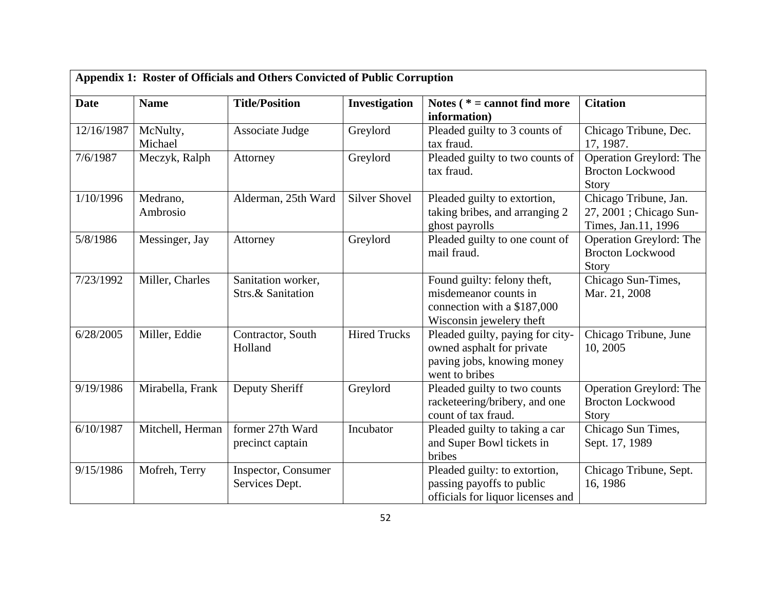| Appendix 1: Roster of Officials and Others Convicted of Public Corruption | | | | | |
|---|---|---|---|---|---|
| **Date** | **Name** | **Title/Position** | **Investigation** | **Notes ( * = cannot find more information)** | **Citation** |
| 12/16/1987 | McNulty, Michael | Associate Judge | Greylord | Pleaded guilty to 3 counts of tax fraud. | Chicago Tribune, Dec. 17, 1987. |
| 7/6/1987 | Meczyk, Ralph | Attorney | Greylord | Pleaded guilty to two counts of tax fraud. | Operation Greylord: The Brocton Lockwood Story |
| 1/10/1996 | Medrano, Ambrosio | Alderman, 25th Ward | Silver Shovel | Pleaded guilty to extortion, taking bribes, and arranging 2 ghost payrolls | Chicago Tribune, Jan. 27, 2001 ; Chicago Sun-Times, Jan.11, 1996 |
| 5/8/1986 | Messinger, Jay | Attorney | Greylord | Pleaded guilty to one count of mail fraud. | Operation Greylord: The Brocton Lockwood Story |
| 7/23/1992 | Miller, Charles | Sanitation worker, Strs.& Sanitation | | Found guilty: felony theft, misdemeanor counts in connection with a $187,000 Wisconsin jewelery theft | Chicago Sun-Times, Mar. 21, 2008 |
| 6/28/2005 | Miller, Eddie | Contractor, South Holland | Hired Trucks | Pleaded guilty, paying for city-owned asphalt for private paving jobs, knowing money went to bribes | Chicago Tribune, June 10, 2005 |
| 9/19/1986 | Mirabella, Frank | Deputy Sheriff | Greylord | Pleaded guilty to two counts racketeering/bribery, and one count of tax fraud. | Operation Greylord: The Brocton Lockwood Story |
| 6/10/1987 | Mitchell, Herman | former 27th Ward precinct captain | Incubator | Pleaded guilty to taking a car and Super Bowl tickets in bribes | Chicago Sun Times, Sept. 17, 1989 |
| 9/15/1986 | Mofreh, Terry | Inspector, Consumer Services Dept. | | Pleaded guilty: to extortion, passing payoffs to public officials for liquor licenses and | Chicago Tribune, Sept. 16, 1986 |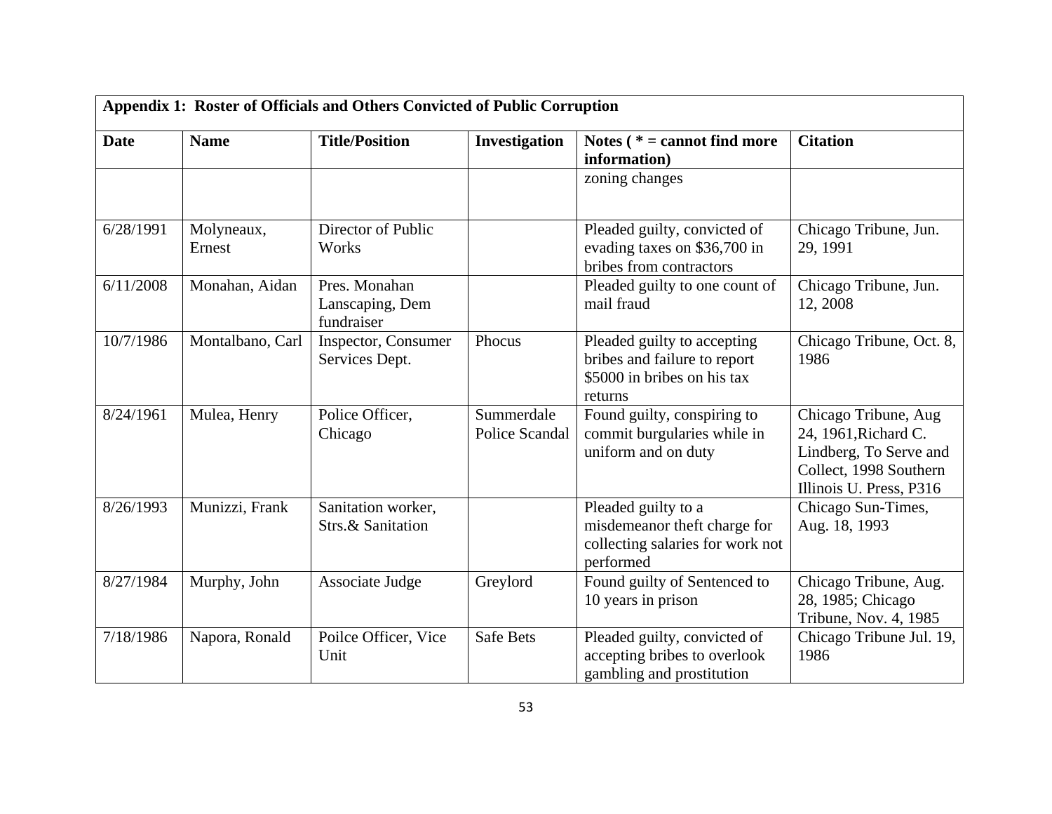| Appendix 1: Roster of Officials and Others Convicted of Public Corruption | | | | | |
|---|---|---|---|---|---|
| **Date** | **Name** | **Title/Position** | **Investigation** | **Notes ( * = cannot find more information)** | **Citation** |
| | | | | zoning changes | |
| 6/28/1991 | Molyneaux, Ernest | Director of Public Works | | Pleaded guilty, convicted of evading taxes on $36,700 in bribes from contractors | Chicago Tribune, Jun. 29, 1991 |
| 6/11/2008 | Monahan, Aidan | Pres. Monahan Lanscaping, Dem fundraiser | | Pleaded guilty to one count of mail fraud | Chicago Tribune, Jun. 12, 2008 |
| 10/7/1986 | Montalbano, Carl | Inspector, Consumer Services Dept. | Phocus | Pleaded guilty to accepting bribes and failure to report $5000 in bribes on his tax returns | Chicago Tribune, Oct. 8, 1986 |
| 8/24/1961 | Mulea, Henry | Police Officer, Chicago | Summerdale Police Scandal | Found guilty, conspiring to commit burgularies while in uniform and on duty | Chicago Tribune, Aug 24, 1961,Richard C. Lindberg, To Serve and Collect, 1998 Southern Illinois U. Press, P316 |
| 8/26/1993 | Munizzi, Frank | Sanitation worker, Strs.& Sanitation | | Pleaded guilty to a misdemeanor theft charge for collecting salaries for work not performed | Chicago Sun-Times, Aug. 18, 1993 |
| 8/27/1984 | Murphy, John | Associate Judge | Greylord | Found guilty of Sentenced to 10 years in prison | Chicago Tribune, Aug. 28, 1985; Chicago Tribune, Nov. 4, 1985 |
| 7/18/1986 | Napora, Ronald | Poilce Officer, Vice Unit | Safe Bets | Pleaded guilty, convicted of accepting bribes to overlook gambling and prostitution | Chicago Tribune Jul. 19, 1986 |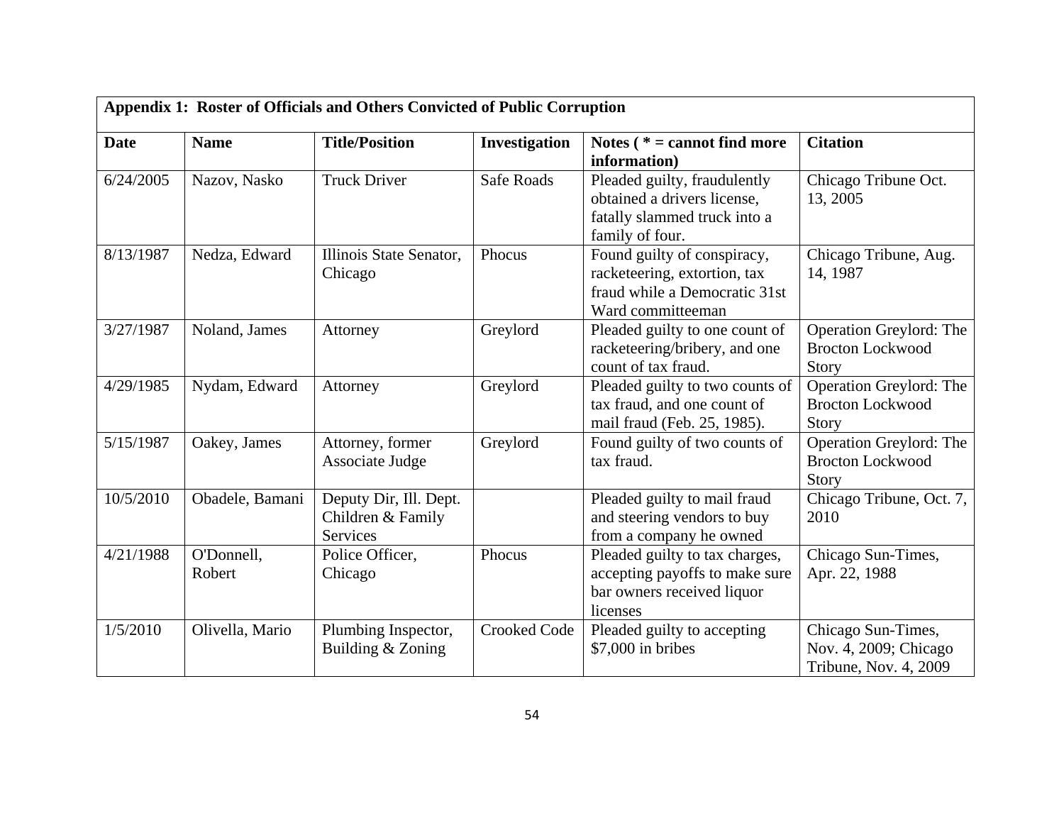| Appendix 1: Roster of Officials and Others Convicted of Public Corruption | | | | | |
|---|---|---|---|---|---|
| **Date** | **Name** | **Title/Position** | **Investigation** | **Notes ( * = cannot find more information)** | **Citation** |
| 6/24/2005 | Nazov, Nasko | Truck Driver | Safe Roads | Pleaded guilty, fraudulently obtained a drivers license, fatally slammed truck into a family of four. | Chicago Tribune Oct. 13, 2005 |
| 8/13/1987 | Nedza, Edward | Illinois State Senator, Chicago | Phocus | Found guilty of conspiracy, racketeering, extortion, tax fraud while a Democratic 31st Ward committeeman | Chicago Tribune, Aug. 14, 1987 |
| 3/27/1987 | Noland, James | Attorney | Greylord | Pleaded guilty to one count of racketeering/bribery, and one count of tax fraud. | Operation Greylord: The Brocton Lockwood Story |
| 4/29/1985 | Nydam, Edward | Attorney | Greylord | Pleaded guilty to two counts of tax fraud, and one count of mail fraud (Feb. 25, 1985). | Operation Greylord: The Brocton Lockwood Story |
| 5/15/1987 | Oakey, James | Attorney, former Associate Judge | Greylord | Found guilty of two counts of tax fraud. | Operation Greylord: The Brocton Lockwood Story |
| 10/5/2010 | Obadele, Bamani | Deputy Dir, Ill. Dept. Children & Family Services | | Pleaded guilty to mail fraud and steering vendors to buy from a company he owned | Chicago Tribune, Oct. 7, 2010 |
| 4/21/1988 | O'Donnell, Robert | Police Officer, Chicago | Phocus | Pleaded guilty to tax charges, accepting payoffs to make sure bar owners received liquor licenses | Chicago Sun-Times, Apr. 22, 1988 |
| 1/5/2010 | Olivella, Mario | Plumbing Inspector, Building & Zoning | Crooked Code | Pleaded guilty to accepting $7,000 in bribes | Chicago Sun-Times, Nov. 4, 2009; Chicago Tribune, Nov. 4, 2009 |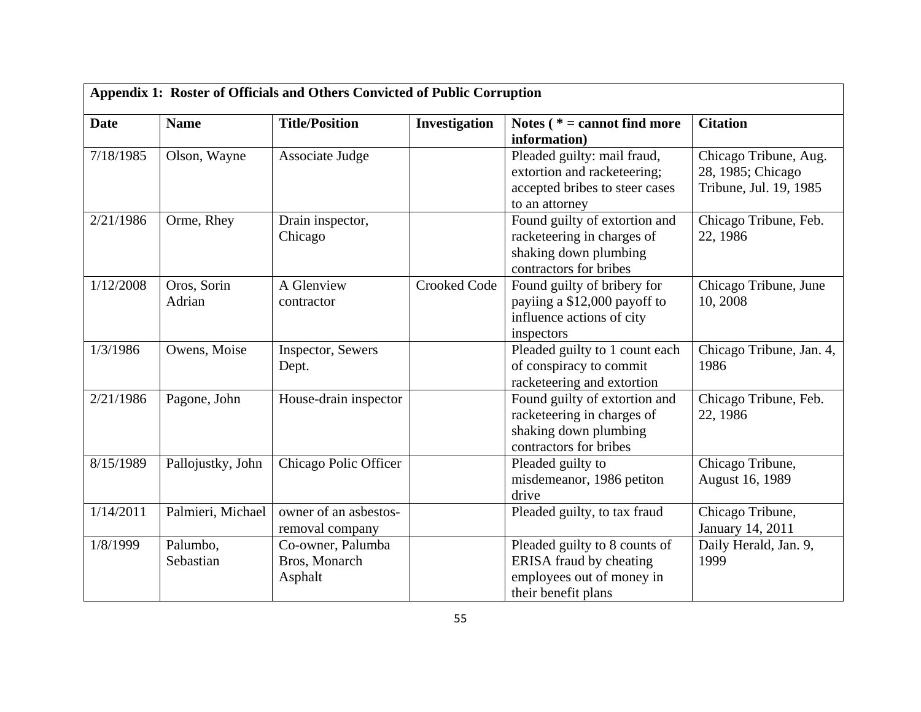| Appendix 1: Roster of Officials and Others Convicted of Public Corruption | | | | | |
|---|---|---|---|---|---|
| **Date** | **Name** | **Title/Position** | **Investigation** | **Notes ( * = cannot find more information)** | **Citation** |
| 7/18/1985 | Olson, Wayne | Associate Judge | | Pleaded guilty: mail fraud, extortion and racketeering; accepted bribes to steer cases to an attorney | Chicago Tribune, Aug. 28, 1985; Chicago Tribune, Jul. 19, 1985 |
| 2/21/1986 | Orme, Rhey | Drain inspector, Chicago | | Found guilty of extortion and racketeering in charges of shaking down plumbing contractors for bribes | Chicago Tribune, Feb. 22, 1986 |
| 1/12/2008 | Oros, Sorin Adrian | A Glenview contractor | Crooked Code | Found guilty of bribery for payiing a $12,000 payoff to influence actions of city inspectors | Chicago Tribune, June 10, 2008 |
| 1/3/1986 | Owens, Moise | Inspector, Sewers Dept. | | Pleaded guilty to 1 count each of conspiracy to commit racketeering and extortion | Chicago Tribune, Jan. 4, 1986 |
| 2/21/1986 | Pagone, John | House-drain inspector | | Found guilty of extortion and racketeering in charges of shaking down plumbing contractors for bribes | Chicago Tribune, Feb. 22, 1986 |
| 8/15/1989 | Pallojustky, John | Chicago Polic Officer | | Pleaded guilty to misdemeanor, 1986 petiton drive | Chicago Tribune, August 16, 1989 |
| 1/14/2011 | Palmieri, Michael | owner of an asbestos-removal company | | Pleaded guilty, to tax fraud | Chicago Tribune, January 14, 2011 |
| 1/8/1999 | Palumbo, Sebastian | Co-owner, Palumba Bros, Monarch Asphalt | | Pleaded guilty to 8 counts of ERISA fraud by cheating employees out of money in their benefit plans | Daily Herald, Jan. 9, 1999 |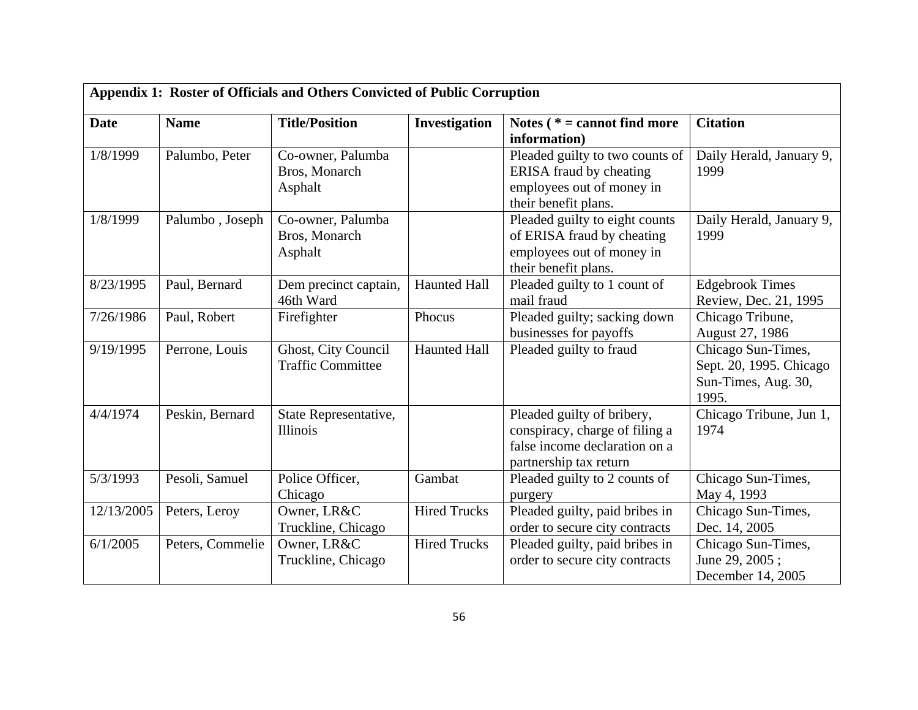| Appendix 1: Roster of Officials and Others Convicted of Public Corruption | | | | | |
|---|---|---|---|---|---|
| **Date** | **Name** | **Title/Position** | **Investigation** | **Notes ( * = cannot find more information)** | **Citation** |
| 1/8/1999 | Palumbo, Peter | Co-owner, Palumba Bros, Monarch Asphalt | | Pleaded guilty to two counts of ERISA fraud by cheating employees out of money in their benefit plans. | Daily Herald, January 9, 1999 |
| 1/8/1999 | Palumbo , Joseph | Co-owner, Palumba Bros, Monarch Asphalt | | Pleaded guilty to eight counts of ERISA fraud by cheating employees out of money in their benefit plans. | Daily Herald, January 9, 1999 |
| 8/23/1995 | Paul, Bernard | Dem precinct captain, 46th Ward | Haunted Hall | Pleaded guilty to 1 count of mail fraud | Edgebrook Times Review, Dec. 21, 1995 |
| 7/26/1986 | Paul, Robert | Firefighter | Phocus | Pleaded guilty; sacking down businesses for payoffs | Chicago Tribune, August 27, 1986 |
| 9/19/1995 | Perrone, Louis | Ghost, City Council Traffic Committee | Haunted Hall | Pleaded guilty to fraud | Chicago Sun-Times, Sept. 20, 1995. Chicago Sun-Times, Aug. 30, 1995. |
| 4/4/1974 | Peskin, Bernard | State Representative, Illinois | | Pleaded guilty of bribery, conspiracy, charge of filing a false income declaration on a partnership tax return | Chicago Tribune, Jun 1, 1974 |
| 5/3/1993 | Pesoli, Samuel | Police Officer, Chicago | Gambat | Pleaded guilty to 2 counts of purgery | Chicago Sun-Times, May 4, 1993 |
| 12/13/2005 | Peters, Leroy | Owner, LR&C Truckline, Chicago | Hired Trucks | Pleaded guilty, paid bribes in order to secure city contracts | Chicago Sun-Times, Dec. 14, 2005 |
| 6/1/2005 | Peters, Commelie | Owner, LR&C Truckline, Chicago | Hired Trucks | Pleaded guilty, paid bribes in order to secure city contracts | Chicago Sun-Times, June 29, 2005 ; December 14, 2005 |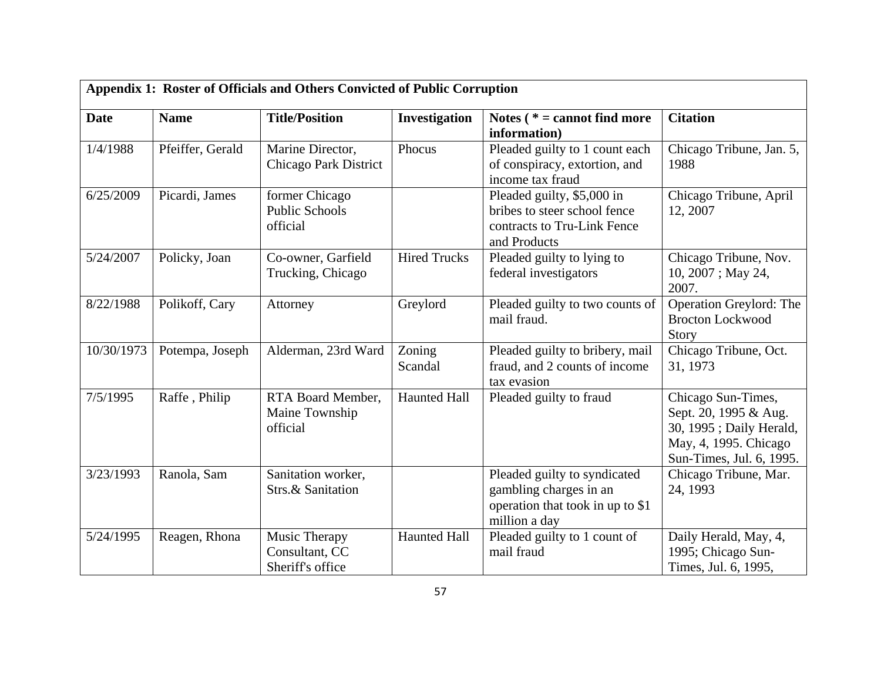**Appendix 1: Roster of Officials and Others Convicted of Public Corruption**

| Date | Name | Title/Position | Investigation | Notes ( * = cannot find more information) | Citation |
|---|---|---|---|---|---|
| 1/4/1988 | Pfeiffer, Gerald | Marine Director, Chicago Park District | Phocus | Pleaded guilty to 1 count each of conspiracy, extortion, and income tax fraud | Chicago Tribune, Jan. 5, 1988 |
| 6/25/2009 | Picardi, James | former Chicago Public Schools official | | Pleaded guilty, $5,000 in bribes to steer school fence contracts to Tru-Link Fence and Products | Chicago Tribune, April 12, 2007 |
| 5/24/2007 | Policky, Joan | Co-owner, Garfield Trucking, Chicago | Hired Trucks | Pleaded guilty to lying to federal investigators | Chicago Tribune, Nov. 10, 2007 ; May 24, 2007. |
| 8/22/1988 | Polikoff, Cary | Attorney | Greylord | Pleaded guilty to two counts of mail fraud. | Operation Greylord: The Brocton Lockwood Story |
| 10/30/1973 | Potempa, Joseph | Alderman, 23rd Ward | Zoning Scandal | Pleaded guilty to bribery, mail fraud, and 2 counts of income tax evasion | Chicago Tribune, Oct. 31, 1973 |
| 7/5/1995 | Raffe , Philip | RTA Board Member, Maine Township official | Haunted Hall | Pleaded guilty to fraud | Chicago Sun-Times, Sept. 20, 1995 & Aug. 30, 1995 ; Daily Herald, May, 4, 1995. Chicago Sun-Times, Jul. 6, 1995. |
| 3/23/1993 | Ranola, Sam | Sanitation worker, Strs.& Sanitation | | Pleaded guilty to syndicated gambling charges in an operation that took in up to $1 million a day | Chicago Tribune, Mar. 24, 1993 |
| 5/24/1995 | Reagen, Rhona | Music Therapy Consultant, CC Sheriff's office | Haunted Hall | Pleaded guilty to 1 count of mail fraud | Daily Herald, May, 4, 1995; Chicago Sun-Times, Jul. 6, 1995, |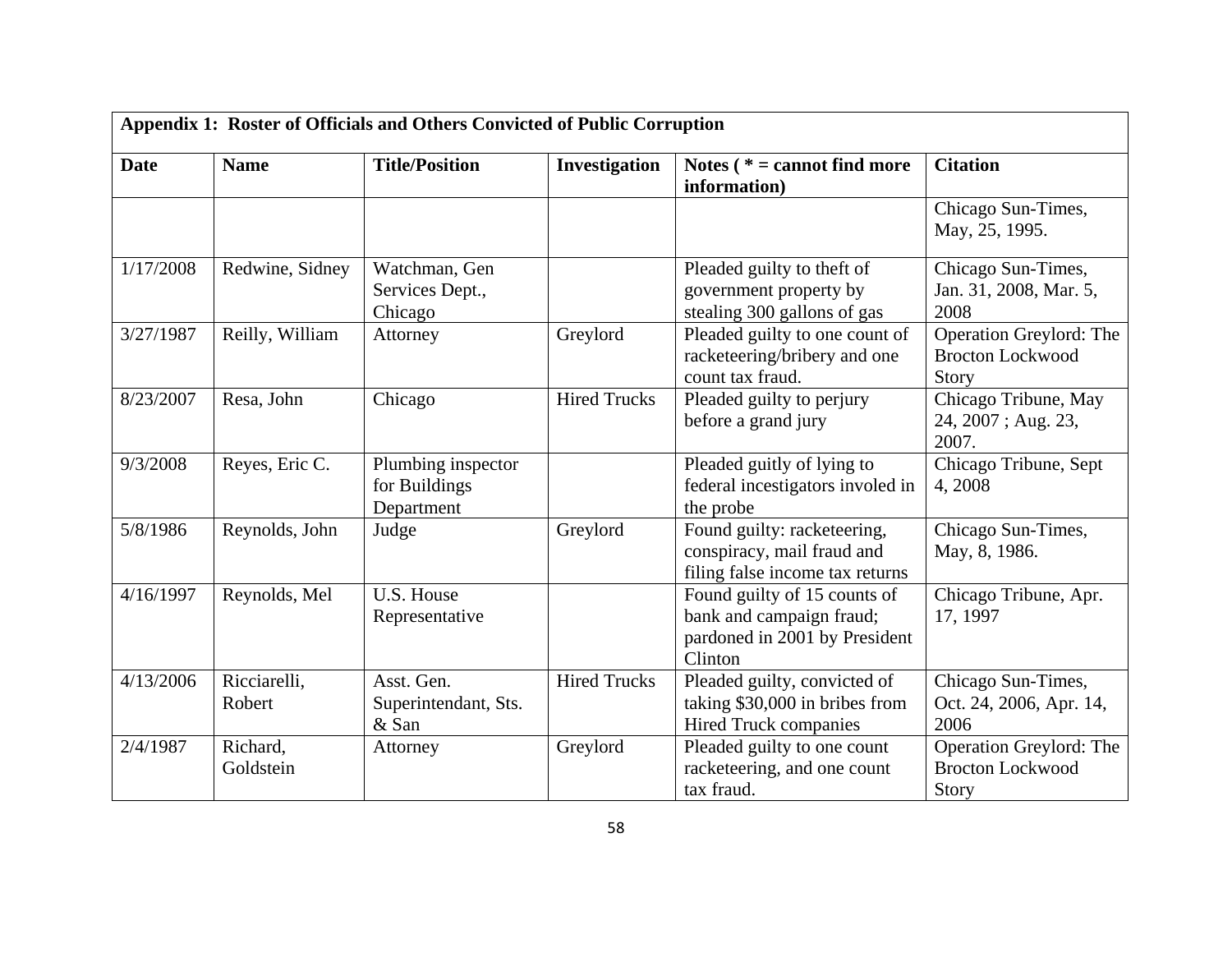| Appendix 1: Roster of Officials and Others Convicted of Public Corruption | | | | | |
|---|---|---|---|---|---|
| **Date** | **Name** | **Title/Position** | **Investigation** | **Notes ( * = cannot find more information)** | **Citation** |
| | | | | | Chicago Sun-Times, May, 25, 1995. |
| 1/17/2008 | Redwine, Sidney | Watchman, Gen Services Dept., Chicago | | Pleaded guilty to theft of government property by stealing 300 gallons of gas | Chicago Sun-Times, Jan. 31, 2008, Mar. 5, 2008 |
| 3/27/1987 | Reilly, William | Attorney | Greylord | Pleaded guilty to one count of racketeering/bribery and one count tax fraud. | Operation Greylord: The Brocton Lockwood Story |
| 8/23/2007 | Resa, John | Chicago | Hired Trucks | Pleaded guilty to perjury before a grand jury | Chicago Tribune, May 24, 2007 ; Aug. 23, 2007. |
| 9/3/2008 | Reyes, Eric C. | Plumbing inspector for Buildings Department | | Pleaded guitly of lying to federal incestigators involed in the probe | Chicago Tribune, Sept 4, 2008 |
| 5/8/1986 | Reynolds, John | Judge | Greylord | Found guilty: racketeering, conspiracy, mail fraud and filing false income tax returns | Chicago Sun-Times, May, 8, 1986. |
| 4/16/1997 | Reynolds, Mel | U.S. House Representative | | Found guilty of 15 counts of bank and campaign fraud; pardoned in 2001 by President Clinton | Chicago Tribune, Apr. 17, 1997 |
| 4/13/2006 | Ricciarelli, Robert | Asst. Gen. Superintendant, Sts. & San | Hired Trucks | Pleaded guilty, convicted of taking $30,000 in bribes from Hired Truck companies | Chicago Sun-Times, Oct. 24, 2006, Apr. 14, 2006 |
| 2/4/1987 | Richard, Goldstein | Attorney | Greylord | Pleaded guilty to one count racketeering, and one count tax fraud. | Operation Greylord: The Brocton Lockwood Story |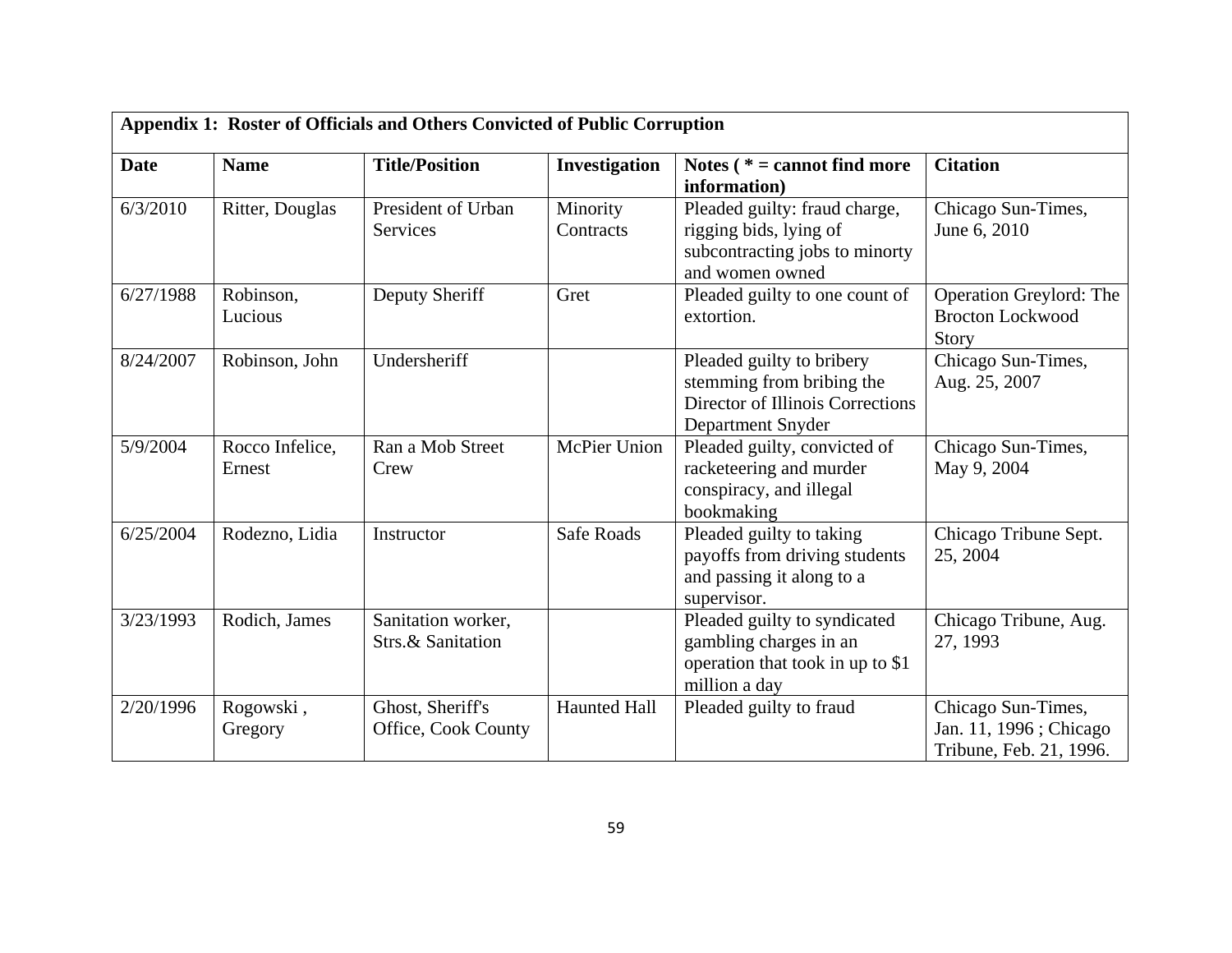**Appendix 1: Roster of Officials and Others Convicted of Public Corruption**

| Date | Name | Title/Position | Investigation | Notes ( * = cannot find more information) | Citation |
|---|---|---|---|---|---|
| 6/3/2010 | Ritter, Douglas | President of Urban Services | Minority Contracts | Pleaded guilty: fraud charge, rigging bids, lying of subcontracting jobs to minorty and women owned | Chicago Sun-Times, June 6, 2010 |
| 6/27/1988 | Robinson, Lucious | Deputy Sheriff | Gret | Pleaded guilty to one count of extortion. | Operation Greylord: The Brocton Lockwood Story |
| 8/24/2007 | Robinson, John | Undersheriff | | Pleaded guilty to bribery stemming from bribing the Director of Illinois Corrections Department Snyder | Chicago Sun-Times, Aug. 25, 2007 |
| 5/9/2004 | Rocco Infelice, Ernest | Ran a Mob Street Crew | McPier Union | Pleaded guilty, convicted of racketeering and murder conspiracy, and illegal bookmaking | Chicago Sun-Times, May 9, 2004 |
| 6/25/2004 | Rodezno, Lidia | Instructor | Safe Roads | Pleaded guilty to taking payoffs from driving students and passing it along to a supervisor. | Chicago Tribune Sept. 25, 2004 |
| 3/23/1993 | Rodich, James | Sanitation worker, Strs.& Sanitation | | Pleaded guilty to syndicated gambling charges in an operation that took in up to $1 million a day | Chicago Tribune, Aug. 27, 1993 |
| 2/20/1996 | Rogowski , Gregory | Ghost, Sheriff's Office, Cook County | Haunted Hall | Pleaded guilty to fraud | Chicago Sun-Times, Jan. 11, 1996 ; Chicago Tribune, Feb. 21, 1996. |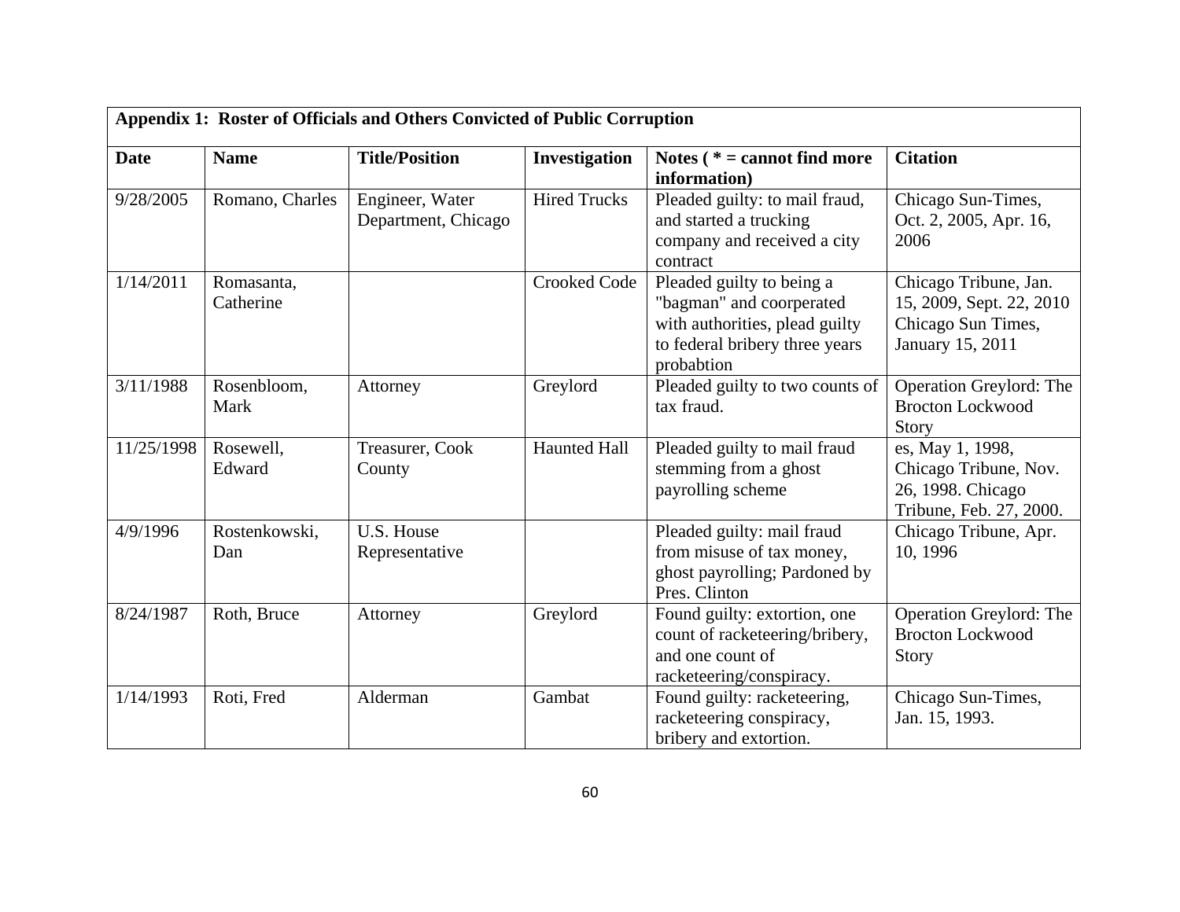| Appendix 1: Roster of Officials and Others Convicted of Public Corruption | | | | | |
|---|---|---|---|---|---|
| **Date** | **Name** | **Title/Position** | **Investigation** | **Notes ( * = cannot find more information)** | **Citation** |
| 9/28/2005 | Romano, Charles | Engineer, Water Department, Chicago | Hired Trucks | Pleaded guilty: to mail fraud, and started a trucking company and received a city contract | Chicago Sun-Times, Oct. 2, 2005, Apr. 16, 2006 |
| 1/14/2011 | Romasanta, Catherine | | Crooked Code | Pleaded guilty to being a "bagman" and coorperated with authorities, plead guilty to federal bribery three years probabtion | Chicago Tribune, Jan. 15, 2009, Sept. 22, 2010 Chicago Sun Times, January 15, 2011 |
| 3/11/1988 | Rosenbloom, Mark | Attorney | Greylord | Pleaded guilty to two counts of tax fraud. | Operation Greylord: The Brocton Lockwood Story |
| 11/25/1998 | Rosewell, Edward | Treasurer, Cook County | Haunted Hall | Pleaded guilty to mail fraud stemming from a ghost payrolling scheme | es, May 1, 1998, Chicago Tribune, Nov. 26, 1998. Chicago Tribune, Feb. 27, 2000. |
| 4/9/1996 | Rostenkowski, Dan | U.S. House Representative | | Pleaded guilty: mail fraud from misuse of tax money, ghost payrolling; Pardoned by Pres. Clinton | Chicago Tribune, Apr. 10, 1996 |
| 8/24/1987 | Roth, Bruce | Attorney | Greylord | Found guilty: extortion, one count of racketeering/bribery, and one count of racketeering/conspiracy. | Operation Greylord: The Brocton Lockwood Story |
| 1/14/1993 | Roti, Fred | Alderman | Gambat | Found guilty: racketeering, racketeering conspiracy, bribery and extortion. | Chicago Sun-Times, Jan. 15, 1993. |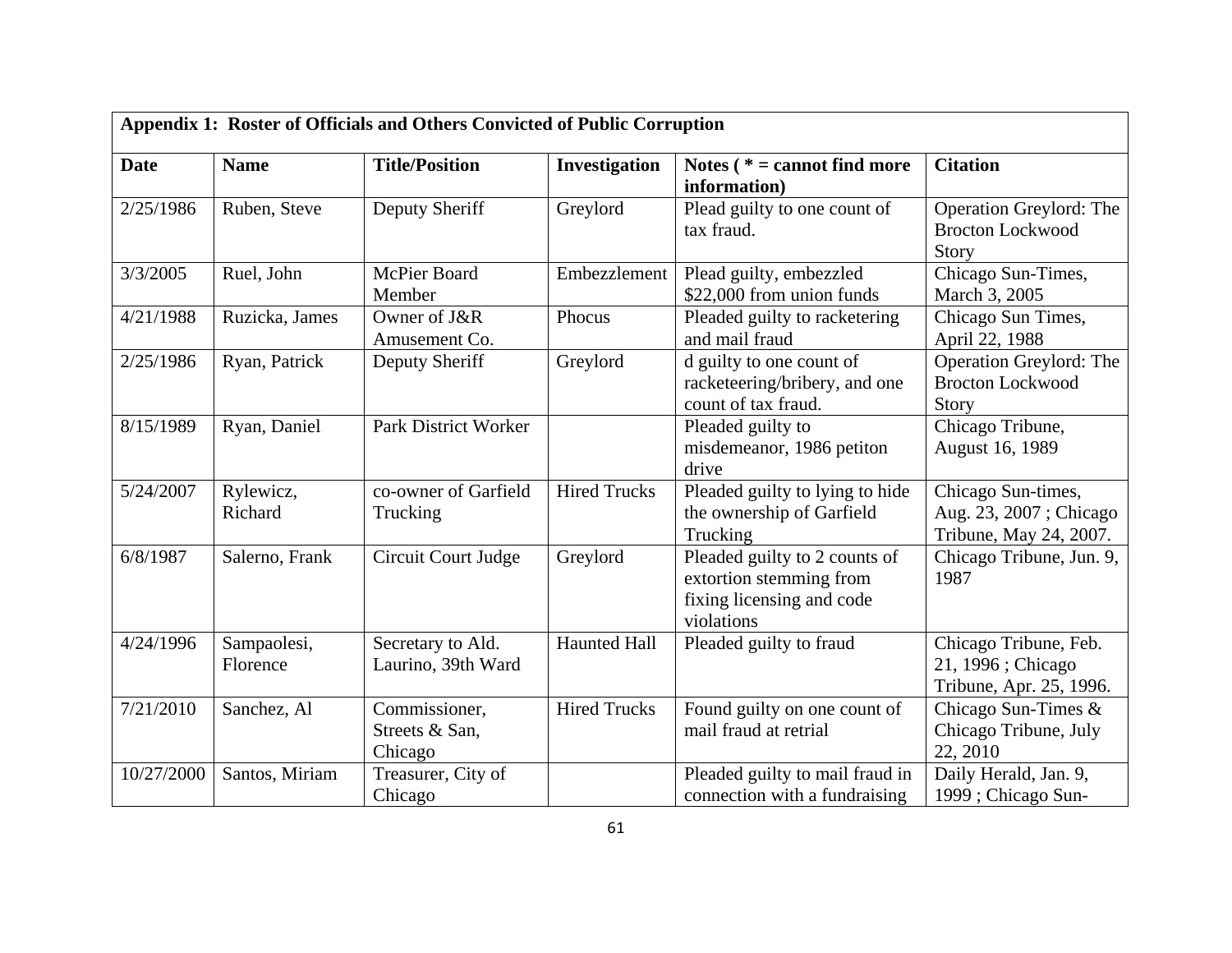| Appendix 1: Roster of Officials and Others Convicted of Public Corruption | | | | | |
|---|---|---|---|---|---|
| **Date** | **Name** | **Title/Position** | **Investigation** | **Notes ( * = cannot find more information)** | **Citation** |
| 2/25/1986 | Ruben, Steve | Deputy Sheriff | Greylord | Plead guilty to one count of tax fraud. | Operation Greylord: The Brocton Lockwood Story |
| 3/3/2005 | Ruel, John | McPier Board Member | Embezzlement | Plead guilty, embezzled $22,000 from union funds | Chicago Sun-Times, March 3, 2005 |
| 4/21/1988 | Ruzicka, James | Owner of J&R Amusement Co. | Phocus | Pleaded guilty to racketering and mail fraud | Chicago Sun Times, April 22, 1988 |
| 2/25/1986 | Ryan, Patrick | Deputy Sheriff | Greylord | d guilty to one count of racketeering/bribery, and one count of tax fraud. | Operation Greylord: The Brocton Lockwood Story |
| 8/15/1989 | Ryan, Daniel | Park District Worker | | Pleaded guilty to misdemeanor, 1986 petiton drive | Chicago Tribune, August 16, 1989 |
| 5/24/2007 | Rylewicz, Richard | co-owner of Garfield Trucking | Hired Trucks | Pleaded guilty to lying to hide the ownership of Garfield Trucking | Chicago Sun-times, Aug. 23, 2007 ; Chicago Tribune, May 24, 2007. |
| 6/8/1987 | Salerno, Frank | Circuit Court Judge | Greylord | Pleaded guilty to 2 counts of extortion stemming from fixing licensing and code violations | Chicago Tribune, Jun. 9, 1987 |
| 4/24/1996 | Sampaolesi, Florence | Secretary to Ald. Laurino, 39th Ward | Haunted Hall | Pleaded guilty to fraud | Chicago Tribune, Feb. 21, 1996 ; Chicago Tribune, Apr. 25, 1996. |
| 7/21/2010 | Sanchez, Al | Commissioner, Streets & San, Chicago | Hired Trucks | Found guilty on one count of mail fraud at retrial | Chicago Sun-Times & Chicago Tribune, July 22, 2010 |
| 10/27/2000 | Santos, Miriam | Treasurer, City of Chicago | | Pleaded guilty to mail fraud in connection with a fundraising | Daily Herald, Jan. 9, 1999 ; Chicago Sun- |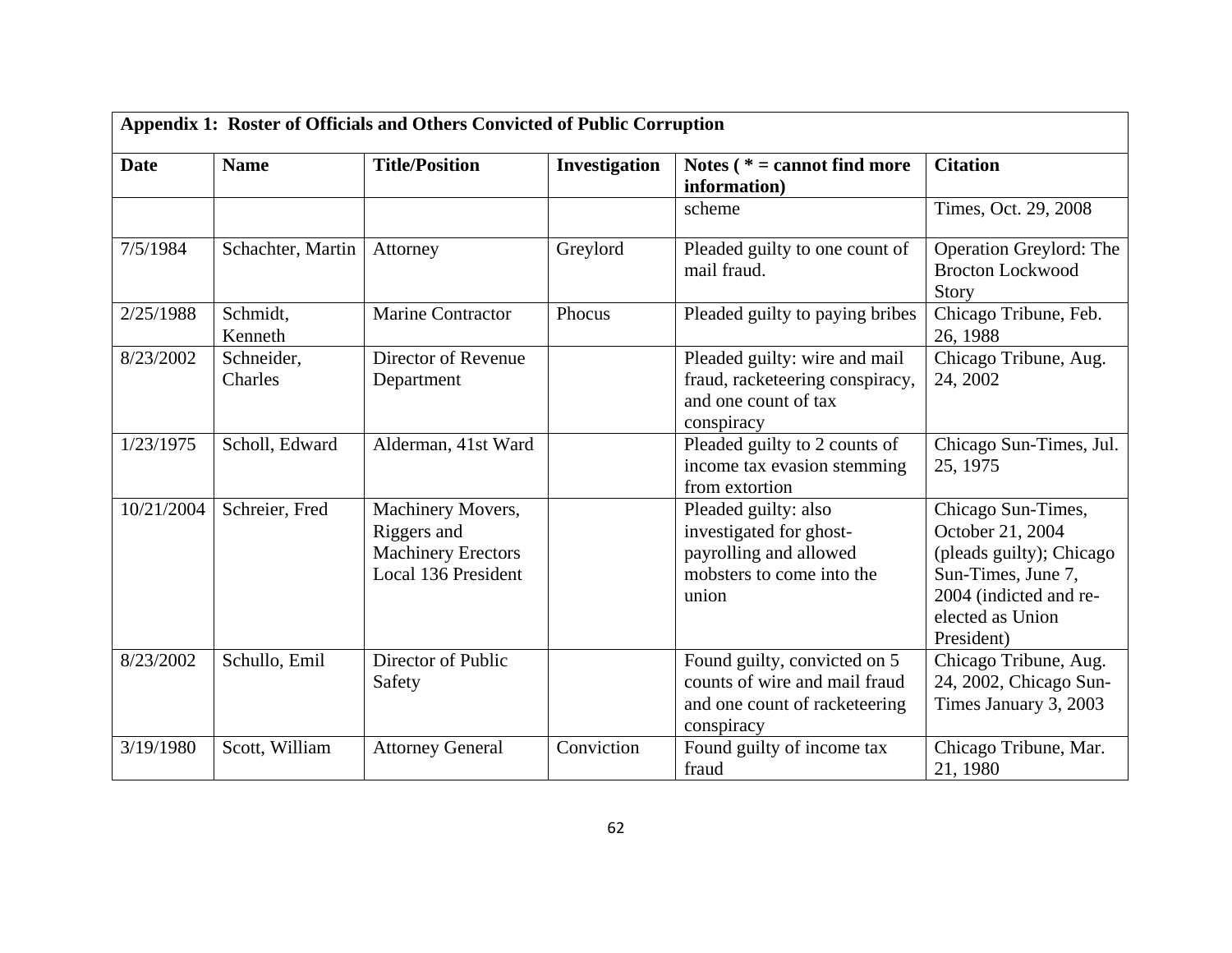**Appendix 1: Roster of Officials and Others Convicted of Public Corruption**

| Date | Name | Title/Position | Investigation | Notes ( * = cannot find more information) | Citation |
|---|---|---|---|---|---|
| | | | | scheme | Times, Oct. 29, 2008 |
| 7/5/1984 | Schachter, Martin | Attorney | Greylord | Pleaded guilty to one count of mail fraud. | Operation Greylord: The Brocton Lockwood Story |
| 2/25/1988 | Schmidt, Kenneth | Marine Contractor | Phocus | Pleaded guilty to paying bribes | Chicago Tribune, Feb. 26, 1988 |
| 8/23/2002 | Schneider, Charles | Director of Revenue Department | | Pleaded guilty: wire and mail fraud, racketeering conspiracy, and one count of tax conspiracy | Chicago Tribune, Aug. 24, 2002 |
| 1/23/1975 | Scholl, Edward | Alderman, 41st Ward | | Pleaded guilty to 2 counts of income tax evasion stemming from extortion | Chicago Sun-Times, Jul. 25, 1975 |
| 10/21/2004 | Schreier, Fred | Machinery Movers, Riggers and Machinery Erectors Local 136 President | | Pleaded guilty: also investigated for ghost-payrolling and allowed mobsters to come into the union | Chicago Sun-Times, October 21, 2004 (pleads guilty); Chicago Sun-Times, June 7, 2004 (indicted and re-elected as Union President) |
| 8/23/2002 | Schullo, Emil | Director of Public Safety | | Found guilty, convicted on 5 counts of wire and mail fraud and one count of racketeering conspiracy | Chicago Tribune, Aug. 24, 2002, Chicago Sun-Times January 3, 2003 |
| 3/19/1980 | Scott, William | Attorney General | Conviction | Found guilty of income tax fraud | Chicago Tribune, Mar. 21, 1980 |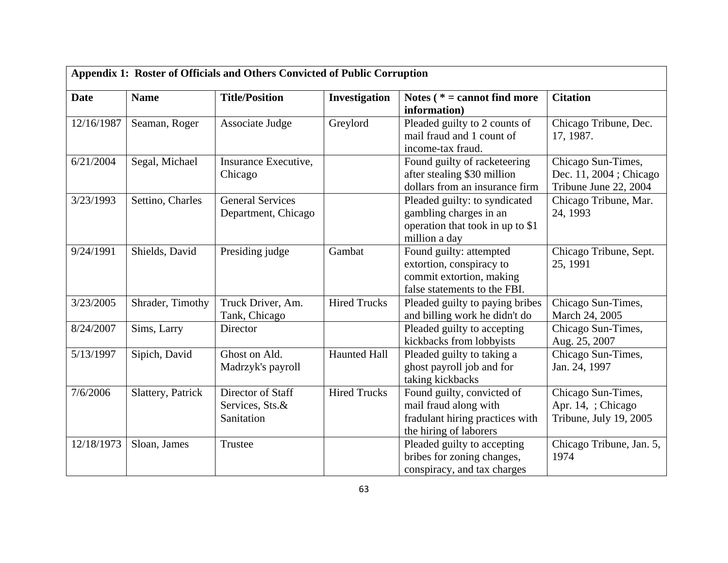**Appendix 1: Roster of Officials and Others Convicted of Public Corruption**

| Date | Name | Title/Position | Investigation | Notes ( * = cannot find more information) | Citation |
|---|---|---|---|---|---|
| 12/16/1987 | Seaman, Roger | Associate Judge | Greylord | Pleaded guilty to 2 counts of mail fraud and 1 count of income-tax fraud. | Chicago Tribune, Dec. 17, 1987. |
| 6/21/2004 | Segal, Michael | Insurance Executive, Chicago | | Found guilty of racketeering after stealing $30 million dollars from an insurance firm | Chicago Sun-Times, Dec. 11, 2004 ; Chicago Tribune June 22, 2004 |
| 3/23/1993 | Settino, Charles | General Services Department, Chicago | | Pleaded guilty: to syndicated gambling charges in an operation that took in up to $1 million a day | Chicago Tribune, Mar. 24, 1993 |
| 9/24/1991 | Shields, David | Presiding judge | Gambat | Found guilty: attempted extortion, conspiracy to commit extortion, making false statements to the FBI. | Chicago Tribune, Sept. 25, 1991 |
| 3/23/2005 | Shrader, Timothy | Truck Driver, Am. Tank, Chicago | Hired Trucks | Pleaded guilty to paying bribes and billing work he didn't do | Chicago Sun-Times, March 24, 2005 |
| 8/24/2007 | Sims, Larry | Director | | Pleaded guilty to accepting kickbacks from lobbyists | Chicago Sun-Times, Aug. 25, 2007 |
| 5/13/1997 | Sipich, David | Ghost on Ald. Madrzyk's payroll | Haunted Hall | Pleaded guilty to taking a ghost payroll job and for taking kickbacks | Chicago Sun-Times, Jan. 24, 1997 |
| 7/6/2006 | Slattery, Patrick | Director of Staff Services, Sts.& Sanitation | Hired Trucks | Found guilty, convicted of mail fraud along with fradulant hiring practices with the hiring of laborers | Chicago Sun-Times, Apr. 14, ; Chicago Tribune, July 19, 2005 |
| 12/18/1973 | Sloan, James | Trustee | | Pleaded guilty to accepting bribes for zoning changes, conspiracy, and tax charges | Chicago Tribune, Jan. 5, 1974 |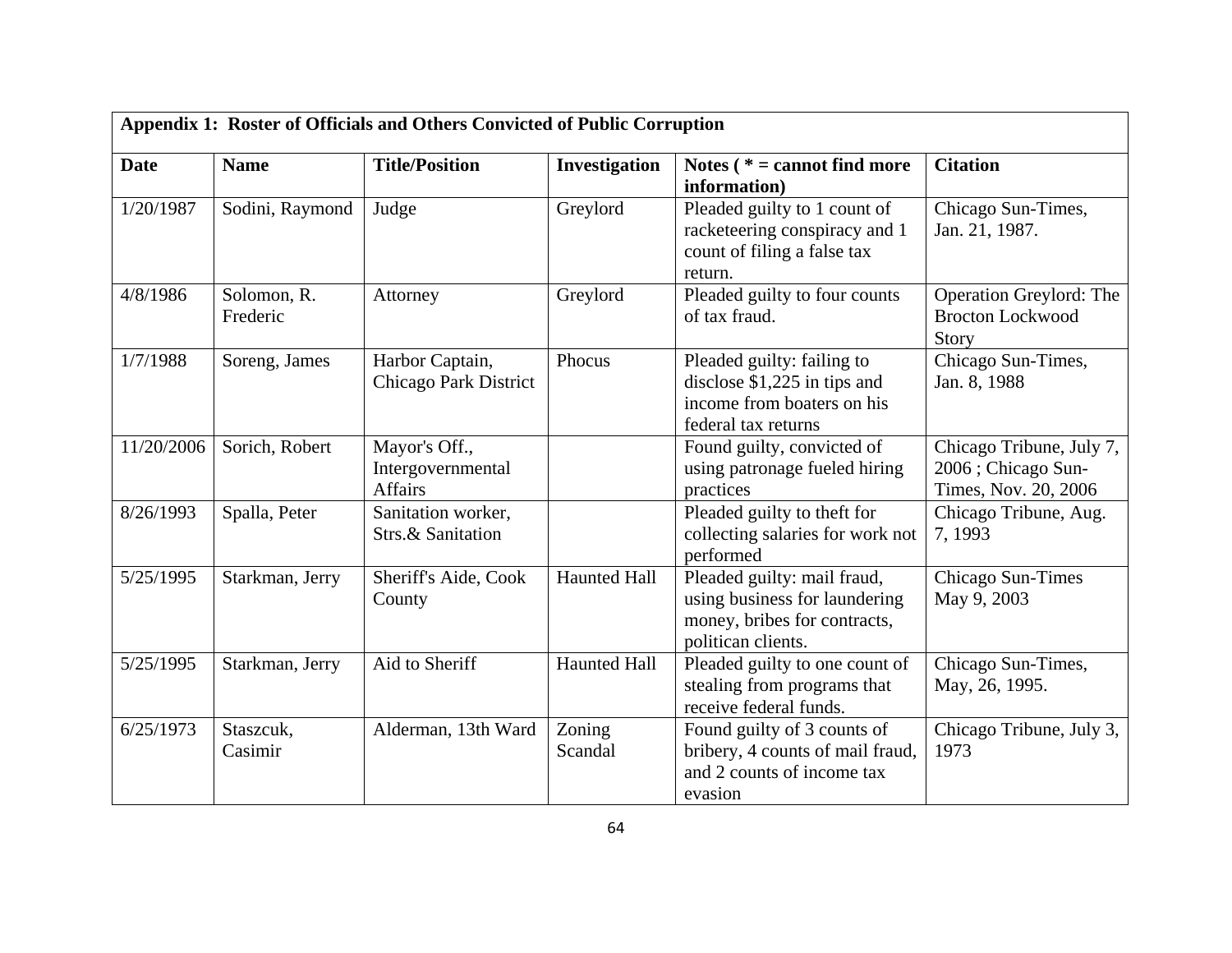**Appendix 1: Roster of Officials and Others Convicted of Public Corruption**

| Date | Name | Title/Position | Investigation | Notes ( * = cannot find more information) | Citation |
|---|---|---|---|---|---|
| 1/20/1987 | Sodini, Raymond | Judge | Greylord | Pleaded guilty to 1 count of racketeering conspiracy and 1 count of filing a false tax return. | Chicago Sun-Times, Jan. 21, 1987. |
| 4/8/1986 | Solomon, R. Frederic | Attorney | Greylord | Pleaded guilty to four counts of tax fraud. | Operation Greylord: The Brocton Lockwood Story |
| 1/7/1988 | Soreng, James | Harbor Captain, Chicago Park District | Phocus | Pleaded guilty: failing to disclose $1,225 in tips and income from boaters on his federal tax returns | Chicago Sun-Times, Jan. 8, 1988 |
| 11/20/2006 | Sorich, Robert | Mayor's Off., Intergovernmental Affairs | | Found guilty, convicted of using patronage fueled hiring practices | Chicago Tribune, July 7, 2006 ; Chicago Sun-Times, Nov. 20, 2006 |
| 8/26/1993 | Spalla, Peter | Sanitation worker, Strs.& Sanitation | | Pleaded guilty to theft for collecting salaries for work not performed | Chicago Tribune, Aug. 7, 1993 |
| 5/25/1995 | Starkman, Jerry | Sheriff's Aide, Cook County | Haunted Hall | Pleaded guilty: mail fraud, using business for laundering money, bribes for contracts, politican clients. | Chicago Sun-Times May 9, 2003 |
| 5/25/1995 | Starkman, Jerry | Aid to Sheriff | Haunted Hall | Pleaded guilty to one count of stealing from programs that receive federal funds. | Chicago Sun-Times, May, 26, 1995. |
| 6/25/1973 | Staszcuk, Casimir | Alderman, 13th Ward | Zoning Scandal | Found guilty of 3 counts of bribery, 4 counts of mail fraud, and 2 counts of income tax evasion | Chicago Tribune, July 3, 1973 |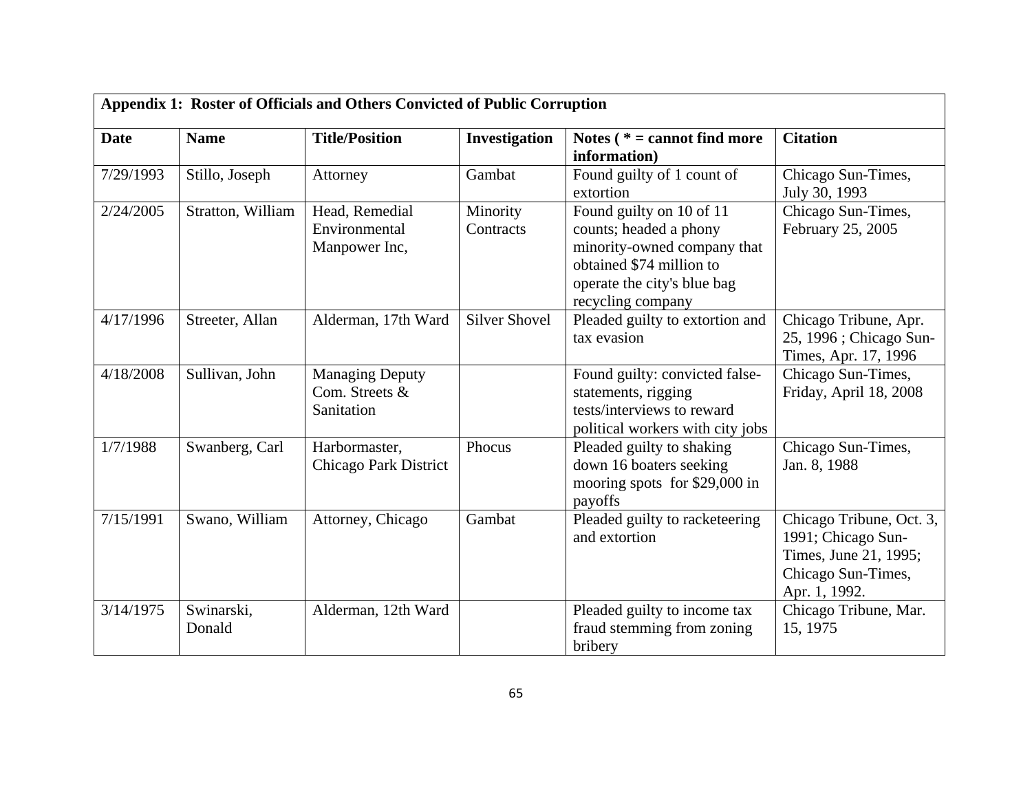**Appendix 1: Roster of Officials and Others Convicted of Public Corruption**

| Date | Name | Title/Position | Investigation | Notes ( * = cannot find more information) | Citation |
|---|---|---|---|---|---|
| 7/29/1993 | Stillo, Joseph | Attorney | Gambat | Found guilty of 1 count of extortion | Chicago Sun-Times, July 30, 1993 |
| 2/24/2005 | Stratton, William | Head, Remedial Environmental Manpower Inc, | Minority Contracts | Found guilty on 10 of 11 counts; headed a phony minority-owned company that obtained $74 million to operate the city's blue bag recycling company | Chicago Sun-Times, February 25, 2005 |
| 4/17/1996 | Streeter, Allan | Alderman, 17th Ward | Silver Shovel | Pleaded guilty to extortion and tax evasion | Chicago Tribune, Apr. 25, 1996 ; Chicago Sun-Times, Apr. 17, 1996 |
| 4/18/2008 | Sullivan, John | Managing Deputy Com. Streets & Sanitation | | Found guilty: convicted false-statements, rigging tests/interviews to reward political workers with city jobs | Chicago Sun-Times, Friday, April 18, 2008 |
| 1/7/1988 | Swanberg, Carl | Harbormaster, Chicago Park District | Phocus | Pleaded guilty to shaking down 16 boaters seeking mooring spots for $29,000 in payoffs | Chicago Sun-Times, Jan. 8, 1988 |
| 7/15/1991 | Swano, William | Attorney, Chicago | Gambat | Pleaded guilty to racketeering and extortion | Chicago Tribune, Oct. 3, 1991; Chicago Sun-Times, June 21, 1995; Chicago Sun-Times, Apr. 1, 1992. |
| 3/14/1975 | Swinarski, Donald | Alderman, 12th Ward | | Pleaded guilty to income tax fraud stemming from zoning bribery | Chicago Tribune, Mar. 15, 1975 |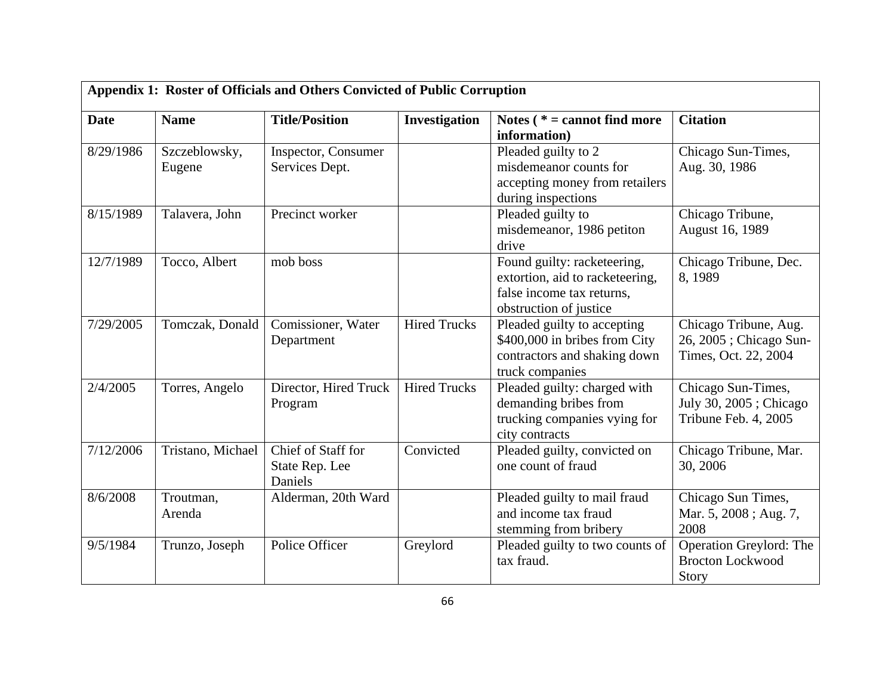| Appendix 1: Roster of Officials and Others Convicted of Public Corruption | | | | | |
|---|---|---|---|---|---|
| **Date** | **Name** | **Title/Position** | **Investigation** | **Notes ( * = cannot find more information)** | **Citation** |
| 8/29/1986 | Szczeblowsky, Eugene | Inspector, Consumer Services Dept. | | Pleaded guilty to 2 misdemeanor counts for accepting money from retailers during inspections | Chicago Sun-Times, Aug. 30, 1986 |
| 8/15/1989 | Talavera, John | Precinct worker | | Pleaded guilty to misdemeanor, 1986 petiton drive | Chicago Tribune, August 16, 1989 |
| 12/7/1989 | Tocco, Albert | mob boss | | Found guilty: racketeering, extortion, aid to racketeering, false income tax returns, obstruction of justice | Chicago Tribune, Dec. 8, 1989 |
| 7/29/2005 | Tomczak, Donald | Comissioner, Water Department | Hired Trucks | Pleaded guilty to accepting $400,000 in bribes from City contractors and shaking down truck companies | Chicago Tribune, Aug. 26, 2005 ; Chicago Sun-Times, Oct. 22, 2004 |
| 2/4/2005 | Torres, Angelo | Director, Hired Truck Program | Hired Trucks | Pleaded guilty: charged with demanding bribes from trucking companies vying for city contracts | Chicago Sun-Times, July 30, 2005 ; Chicago Tribune Feb. 4, 2005 |
| 7/12/2006 | Tristano, Michael | Chief of Staff for State Rep. Lee Daniels | Convicted | Pleaded guilty, convicted on one count of fraud | Chicago Tribune, Mar. 30, 2006 |
| 8/6/2008 | Troutman, Arenda | Alderman, 20th Ward | | Pleaded guilty to mail fraud and income tax fraud stemming from bribery | Chicago Sun Times, Mar. 5, 2008 ; Aug. 7, 2008 |
| 9/5/1984 | Trunzo, Joseph | Police Officer | Greylord | Pleaded guilty to two counts of tax fraud. | Operation Greylord: The Brocton Lockwood Story |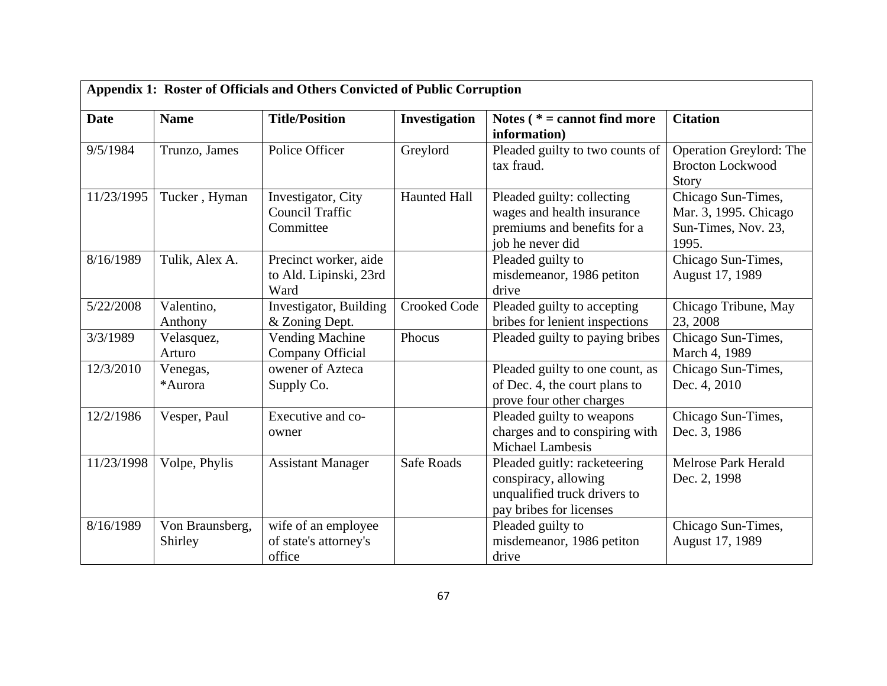**Appendix 1: Roster of Officials and Others Convicted of Public Corruption**

| Date | Name | Title/Position | Investigation | Notes ( * = cannot find more information) | Citation |
|---|---|---|---|---|---|
| 9/5/1984 | Trunzo, James | Police Officer | Greylord | Pleaded guilty to two counts of tax fraud. | Operation Greylord: The Brocton Lockwood Story |
| 11/23/1995 | Tucker , Hyman | Investigator, City Council Traffic Committee | Haunted Hall | Pleaded guilty: collecting wages and health insurance premiums and benefits for a job he never did | Chicago Sun-Times, Mar. 3, 1995. Chicago Sun-Times, Nov. 23, 1995. |
| 8/16/1989 | Tulik, Alex A. | Precinct worker, aide to Ald. Lipinski, 23rd Ward | | Pleaded guilty to misdemeanor, 1986 petiton drive | Chicago Sun-Times, August 17, 1989 |
| 5/22/2008 | Valentino, Anthony | Investigator, Building & Zoning Dept. | Crooked Code | Pleaded guilty to accepting bribes for lenient inspections | Chicago Tribune, May 23, 2008 |
| 3/3/1989 | Velasquez, Arturo | Vending Machine Company Official | Phocus | Pleaded guilty to paying bribes | Chicago Sun-Times, March 4, 1989 |
| 12/3/2010 | Venegas, *Aurora | owener of Azteca Supply Co. | | Pleaded guilty to one count, as of Dec. 4, the court plans to prove four other charges | Chicago Sun-Times, Dec. 4, 2010 |
| 12/2/1986 | Vesper, Paul | Executive and co-owner | | Pleaded guilty to weapons charges and to conspiring with Michael Lambesis | Chicago Sun-Times, Dec. 3, 1986 |
| 11/23/1998 | Volpe, Phylis | Assistant Manager | Safe Roads | Pleaded guitly: racketeering conspiracy, allowing unqualified truck drivers to pay bribes for licenses | Melrose Park Herald Dec. 2, 1998 |
| 8/16/1989 | Von Braunsberg, Shirley | wife of an employee of state's attorney's office | | Pleaded guilty to misdemeanor, 1986 petiton drive | Chicago Sun-Times, August 17, 1989 |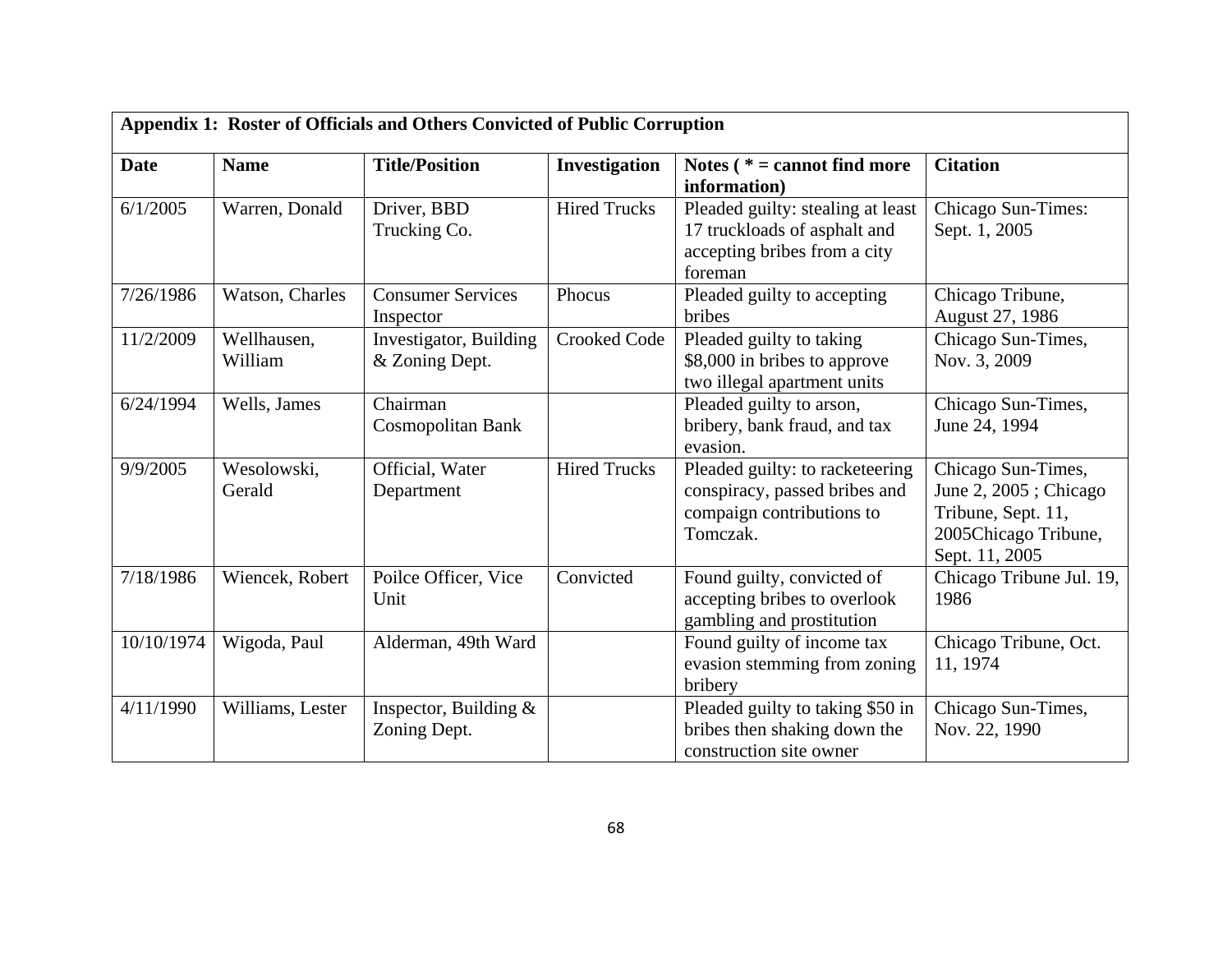| Appendix 1: Roster of Officials and Others Convicted of Public Corruption | | | | | |
|---|---|---|---|---|---|
| **Date** | **Name** | **Title/Position** | **Investigation** | **Notes ( * = cannot find more information)** | **Citation** |
| 6/1/2005 | Warren, Donald | Driver, BBD Trucking Co. | Hired Trucks | Pleaded guilty: stealing at least 17 truckloads of asphalt and accepting bribes from a city foreman | Chicago Sun-Times: Sept. 1, 2005 |
| 7/26/1986 | Watson, Charles | Consumer Services Inspector | Phocus | Pleaded guilty to accepting bribes | Chicago Tribune, August 27, 1986 |
| 11/2/2009 | Wellhausen, William | Investigator, Building & Zoning Dept. | Crooked Code | Pleaded guilty to taking $8,000 in bribes to approve two illegal apartment units | Chicago Sun-Times, Nov. 3, 2009 |
| 6/24/1994 | Wells, James | Chairman Cosmopolitan Bank | | Pleaded guilty to arson, bribery, bank fraud, and tax evasion. | Chicago Sun-Times, June 24, 1994 |
| 9/9/2005 | Wesolowski, Gerald | Official, Water Department | Hired Trucks | Pleaded guilty: to racketeering conspiracy, passed bribes and compaign contributions to Tomczak. | Chicago Sun-Times, June 2, 2005 ; Chicago Tribune, Sept. 11, 2005Chicago Tribune, Sept. 11, 2005 |
| 7/18/1986 | Wiencek, Robert | Poilce Officer, Vice Unit | Convicted | Found guilty, convicted of accepting bribes to overlook gambling and prostitution | Chicago Tribune Jul. 19, 1986 |
| 10/10/1974 | Wigoda, Paul | Alderman, 49th Ward | | Found guilty of income tax evasion stemming from zoning bribery | Chicago Tribune, Oct. 11, 1974 |
| 4/11/1990 | Williams, Lester | Inspector, Building & Zoning Dept. | | Pleaded guilty to taking $50 in bribes then shaking down the construction site owner | Chicago Sun-Times, Nov. 22, 1990 |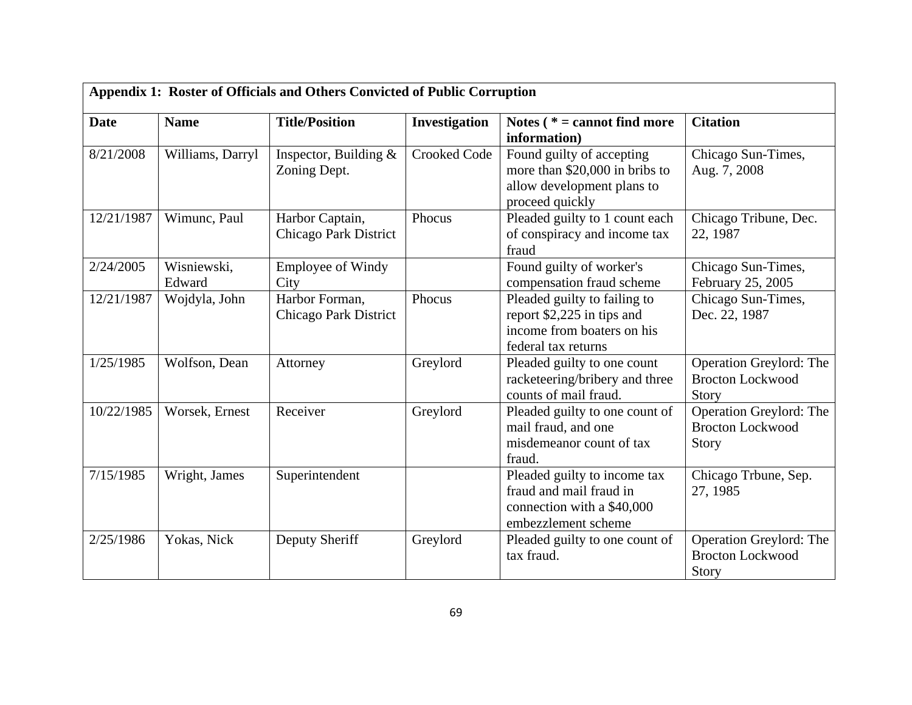| Appendix 1: Roster of Officials and Others Convicted of Public Corruption | | | | | |
|---|---|---|---|---|---|
| **Date** | **Name** | **Title/Position** | **Investigation** | **Notes ( * = cannot find more information)** | **Citation** |
| 8/21/2008 | Williams, Darryl | Inspector, Building & Zoning Dept. | Crooked Code | Found guilty of accepting more than $20,000 in bribs to allow development plans to proceed quickly | Chicago Sun-Times, Aug. 7, 2008 |
| 12/21/1987 | Wimunc, Paul | Harbor Captain, Chicago Park District | Phocus | Pleaded guilty to 1 count each of conspiracy and income tax fraud | Chicago Tribune, Dec. 22, 1987 |
| 2/24/2005 | Wisniewski, Edward | Employee of Windy City | | Found guilty of worker's compensation fraud scheme | Chicago Sun-Times, February 25, 2005 |
| 12/21/1987 | Wojdyla, John | Harbor Forman, Chicago Park District | Phocus | Pleaded guilty to failing to report $2,225 in tips and income from boaters on his federal tax returns | Chicago Sun-Times, Dec. 22, 1987 |
| 1/25/1985 | Wolfson, Dean | Attorney | Greylord | Pleaded guilty to one count racketeering/bribery and three counts of mail fraud. | Operation Greylord: The Brocton Lockwood Story |
| 10/22/1985 | Worsek, Ernest | Receiver | Greylord | Pleaded guilty to one count of mail fraud, and one misdemeanor count of tax fraud. | Operation Greylord: The Brocton Lockwood Story |
| 7/15/1985 | Wright, James | Superintendent | | Pleaded guilty to income tax fraud and mail fraud in connection with a $40,000 embezzlement scheme | Chicago Trbune, Sep. 27, 1985 |
| 2/25/1986 | Yokas, Nick | Deputy Sheriff | Greylord | Pleaded guilty to one count of tax fraud. | Operation Greylord: The Brocton Lockwood Story |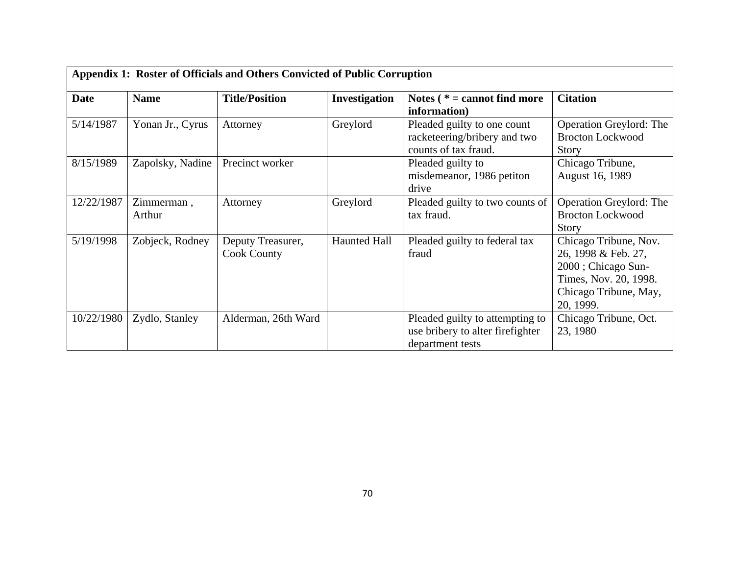| Appendix 1: Roster of Officials and Others Convicted of Public Corruption | | | | | |
|---|---|---|---|---|---|
| **Date** | **Name** | **Title/Position** | **Investigation** | **Notes ( * = cannot find more information)** | **Citation** |
| 5/14/1987 | Yonan Jr., Cyrus | Attorney | Greylord | Pleaded guilty to one count racketeering/bribery and two counts of tax fraud. | Operation Greylord: The Brocton Lockwood Story |
| 8/15/1989 | Zapolsky, Nadine | Precinct worker | | Pleaded guilty to misdemeanor, 1986 petiton drive | Chicago Tribune, August 16, 1989 |
| 12/22/1987 | Zimmerman , Arthur | Attorney | Greylord | Pleaded guilty to two counts of tax fraud. | Operation Greylord: The Brocton Lockwood Story |
| 5/19/1998 | Zobjeck, Rodney | Deputy Treasurer, Cook County | Haunted Hall | Pleaded guilty to federal tax fraud | Chicago Tribune, Nov. 26, 1998 & Feb. 27, 2000 ; Chicago Sun-Times, Nov. 20, 1998. Chicago Tribune, May, 20, 1999. |
| 10/22/1980 | Zydlo, Stanley | Alderman, 26th Ward | | Pleaded guilty to attempting to use bribery to alter firefighter department tests | Chicago Tribune, Oct. 23, 1980 |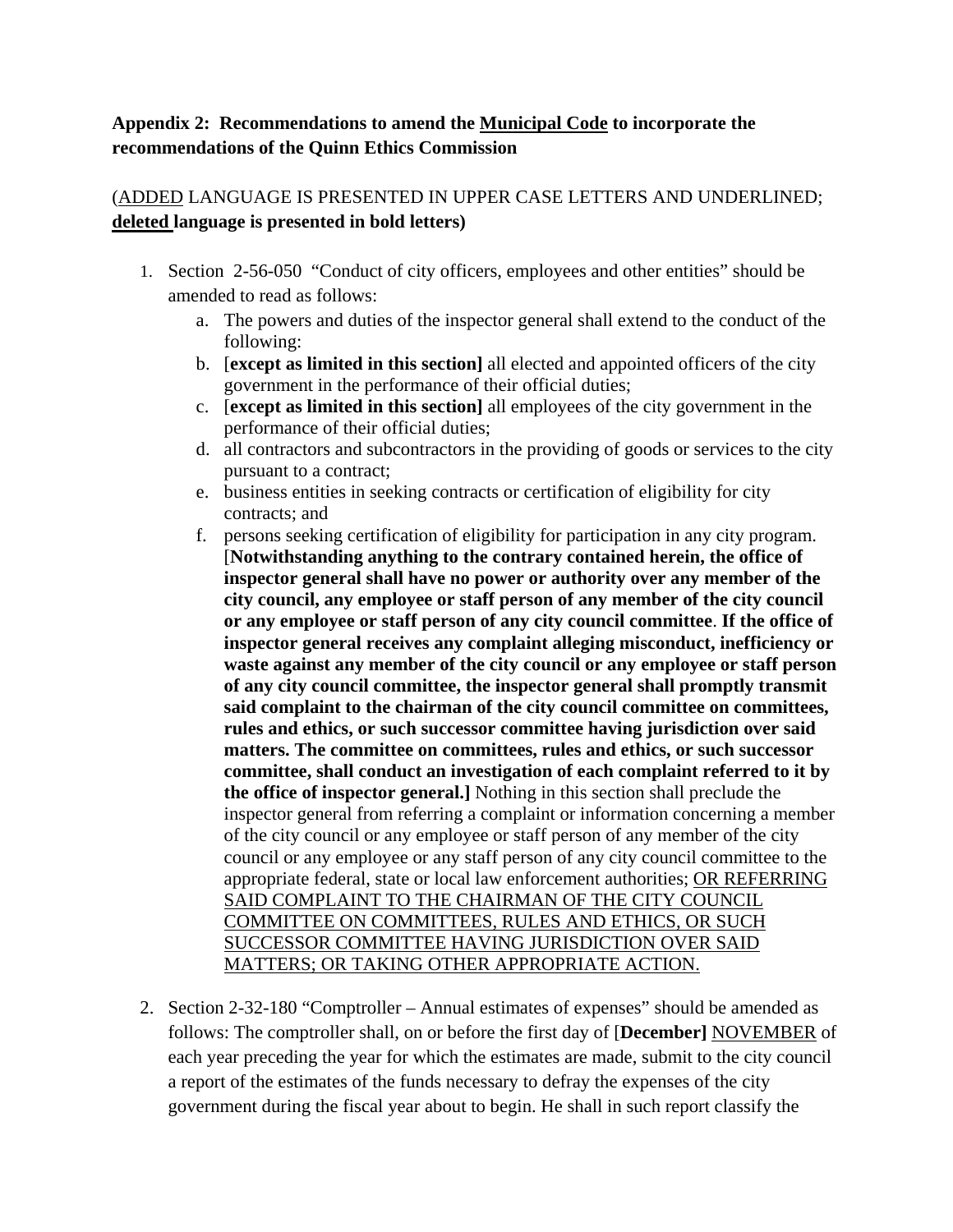**Appendix 2: Recommendations to amend the <u>Municipal Code</u> to incorporate the recommendations of the Quinn Ethics Commission**

(<u>ADDED</u> LANGUAGE IS PRESENTED IN UPPER CASE LETTERS AND UNDERLINED; **<u>deleted</u> language is presented in bold letters)**

1. Section 2-56-050 "Conduct of city officers, employees and other entities" should be amended to read as follows:
   a. The powers and duties of the inspector general shall extend to the conduct of the following:
   b. [**except as limited in this section]** all elected and appointed officers of the city government in the performance of their official duties;
   c. [**except as limited in this section]** all employees of the city government in the performance of their official duties;
   d. all contractors and subcontractors in the providing of goods or services to the city pursuant to a contract;
   e. business entities in seeking contracts or certification of eligibility for city contracts; and
   f. persons seeking certification of eligibility for participation in any city program. [**Notwithstanding anything to the contrary contained herein, the office of inspector general shall have no power or authority over any member of the city council, any employee or staff person of any member of the city council or any employee or staff person of any city council committee**. **If the office of inspector general receives any complaint alleging misconduct, inefficiency or waste against any member of the city council or any employee or staff person of any city council committee, the inspector general shall promptly transmit said complaint to the chairman of the city council committee on committees, rules and ethics, or such successor committee having jurisdiction over said matters. The committee on committees, rules and ethics, or such successor committee, shall conduct an investigation of each complaint referred to it by the office of inspector general.]** Nothing in this section shall preclude the inspector general from referring a complaint or information concerning a member of the city council or any employee or staff person of any member of the city council or any employee or any staff person of any city council committee to the appropriate federal, state or local law enforcement authorities; <u>OR REFERRING SAID COMPLAINT TO THE CHAIRMAN OF THE CITY COUNCIL COMMITTEE ON COMMITTEES, RULES AND ETHICS, OR SUCH SUCCESSOR COMMITTEE HAVING JURISDICTION OVER SAID MATTERS; OR TAKING OTHER APPROPRIATE ACTION.</u>

2. Section 2-32-180 "Comptroller – Annual estimates of expenses" should be amended as follows: The comptroller shall, on or before the first day of [**December]** <u>NOVEMBER</u> of each year preceding the year for which the estimates are made, submit to the city council a report of the estimates of the funds necessary to defray the expenses of the city government during the fiscal year about to begin. He shall in such report classify the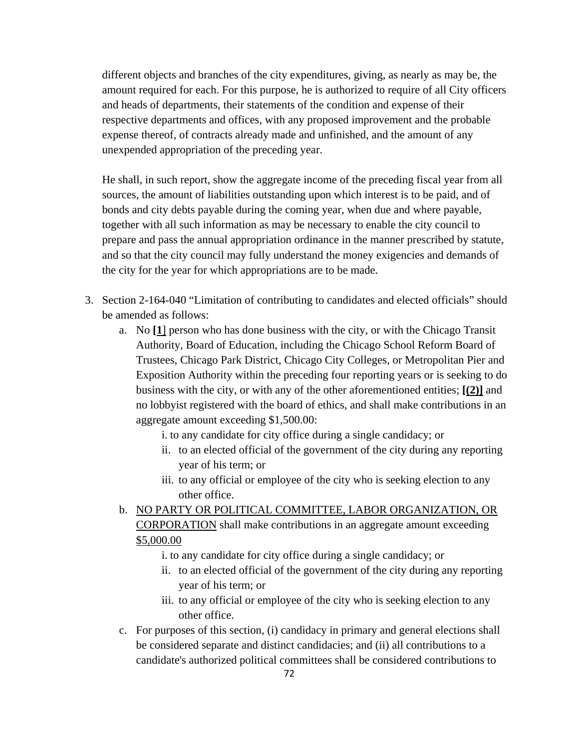different objects and branches of the city expenditures, giving, as nearly as may be, the amount required for each. For this purpose, he is authorized to require of all City officers and heads of departments, their statements of the condition and expense of their respective departments and offices, with any proposed improvement and the probable expense thereof, of contracts already made and unfinished, and the amount of any unexpended appropriation of the preceding year.

He shall, in such report, show the aggregate income of the preceding fiscal year from all sources, the amount of liabilities outstanding upon which interest is to be paid, and of bonds and city debts payable during the coming year, when due and where payable, together with all such information as may be necessary to enable the city council to prepare and pass the annual appropriation ordinance in the manner prescribed by statute, and so that the city council may fully understand the money exigencies and demands of the city for the year for which appropriations are to be made.

3. Section 2-164-040 "Limitation of contributing to candidates and elected officials" should be amended as follows:
   a. No **[1]** person who has done business with the city, or with the Chicago Transit Authority, Board of Education, including the Chicago School Reform Board of Trustees, Chicago Park District, Chicago City Colleges, or Metropolitan Pier and Exposition Authority within the preceding four reporting years or is seeking to do business with the city, or with any of the other aforementioned entities; **[(2)]** and no lobbyist registered with the board of ethics, and shall make contributions in an aggregate amount exceeding $1,500.00:
      i. to any candidate for city office during a single candidacy; or
      ii. to an elected official of the government of the city during any reporting year of his term; or
      iii. to any official or employee of the city who is seeking election to any other office.
   b. <u>NO PARTY OR POLITICAL COMMITTEE, LABOR ORGANIZATION, OR CORPORATION</u> shall make contributions in an aggregate amount exceeding <u>$5,000.00</u>
      i. to any candidate for city office during a single candidacy; or
      ii. to an elected official of the government of the city during any reporting year of his term; or
      iii. to any official or employee of the city who is seeking election to any other office.
   c. For purposes of this section, (i) candidacy in primary and general elections shall be considered separate and distinct candidacies; and (ii) all contributions to a candidate's authorized political committees shall be considered contributions to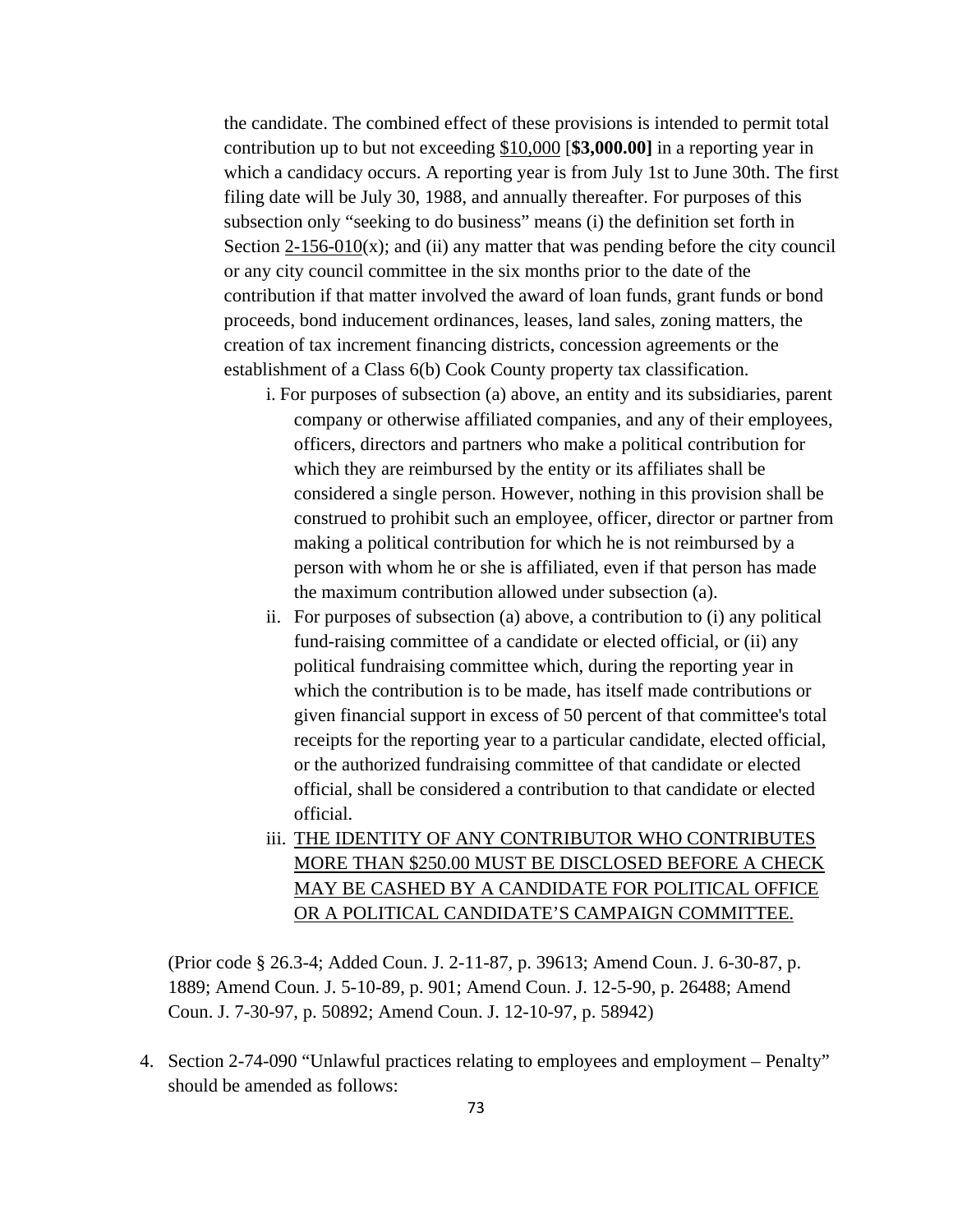the candidate. The combined effect of these provisions is intended to permit total contribution up to but not exceeding <u>$10,000</u> [**$3,000.00]** in a reporting year in which a candidacy occurs. A reporting year is from July 1st to June 30th. The first filing date will be July 30, 1988, and annually thereafter. For purposes of this subsection only "seeking to do business" means (i) the definition set forth in Section <u>2-156-010</u>(x); and (ii) any matter that was pending before the city council or any city council committee in the six months prior to the date of the contribution if that matter involved the award of loan funds, grant funds or bond proceeds, bond inducement ordinances, leases, land sales, zoning matters, the creation of tax increment financing districts, concession agreements or the establishment of a Class 6(b) Cook County property tax classification.

i. For purposes of subsection (a) above, an entity and its subsidiaries, parent company or otherwise affiliated companies, and any of their employees, officers, directors and partners who make a political contribution for which they are reimbursed by the entity or its affiliates shall be considered a single person. However, nothing in this provision shall be construed to prohibit such an employee, officer, director or partner from making a political contribution for which he is not reimbursed by a person with whom he or she is affiliated, even if that person has made the maximum contribution allowed under subsection (a).

ii. For purposes of subsection (a) above, a contribution to (i) any political fund-raising committee of a candidate or elected official, or (ii) any political fundraising committee which, during the reporting year in which the contribution is to be made, has itself made contributions or given financial support in excess of 50 percent of that committee's total receipts for the reporting year to a particular candidate, elected official, or the authorized fundraising committee of that candidate or elected official, shall be considered a contribution to that candidate or elected official.

iii. <u>THE IDENTITY OF ANY CONTRIBUTOR WHO CONTRIBUTES MORE THAN $250.00 MUST BE DISCLOSED BEFORE A CHECK MAY BE CASHED BY A CANDIDATE FOR POLITICAL OFFICE OR A POLITICAL CANDIDATE'S CAMPAIGN COMMITTEE.</u>

(Prior code § 26.3-4; Added Coun. J. 2-11-87, p. 39613; Amend Coun. J. 6-30-87, p. 1889; Amend Coun. J. 5-10-89, p. 901; Amend Coun. J. 12-5-90, p. 26488; Amend Coun. J. 7-30-97, p. 50892; Amend Coun. J. 12-10-97, p. 58942)

4. Section 2-74-090 "Unlawful practices relating to employees and employment – Penalty" should be amended as follows: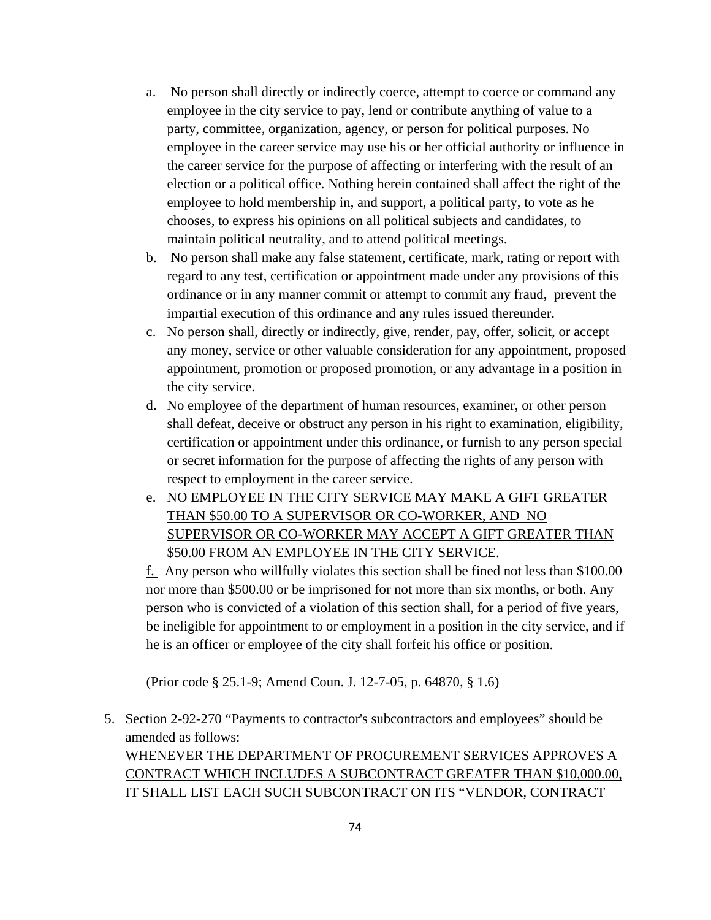a. No person shall directly or indirectly coerce, attempt to coerce or command any employee in the city service to pay, lend or contribute anything of value to a party, committee, organization, agency, or person for political purposes. No employee in the career service may use his or her official authority or influence in the career service for the purpose of affecting or interfering with the result of an election or a political office. Nothing herein contained shall affect the right of the employee to hold membership in, and support, a political party, to vote as he chooses, to express his opinions on all political subjects and candidates, to maintain political neutrality, and to attend political meetings.

b. No person shall make any false statement, certificate, mark, rating or report with regard to any test, certification or appointment made under any provisions of this ordinance or in any manner commit or attempt to commit any fraud, prevent the impartial execution of this ordinance and any rules issued thereunder.

c. No person shall, directly or indirectly, give, render, pay, offer, solicit, or accept any money, service or other valuable consideration for any appointment, proposed appointment, promotion or proposed promotion, or any advantage in a position in the city service.

d. No employee of the department of human resources, examiner, or other person shall defeat, deceive or obstruct any person in his right to examination, eligibility, certification or appointment under this ordinance, or furnish to any person special or secret information for the purpose of affecting the rights of any person with respect to employment in the career service.

e. <u>NO EMPLOYEE IN THE CITY SERVICE MAY MAKE A GIFT GREATER THAN $50.00 TO A SUPERVISOR OR CO-WORKER, AND NO SUPERVISOR OR CO-WORKER MAY ACCEPT A GIFT GREATER THAN $50.00 FROM AN EMPLOYEE IN THE CITY SERVICE.</u>

<u>f.</u> Any person who willfully violates this section shall be fined not less than $100.00 nor more than $500.00 or be imprisoned for not more than six months, or both. Any person who is convicted of a violation of this section shall, for a period of five years, be ineligible for appointment to or employment in a position in the city service, and if he is an officer or employee of the city shall forfeit his office or position.

(Prior code § 25.1-9; Amend Coun. J. 12-7-05, p. 64870, § 1.6)

5. Section 2-92-270 "Payments to contractor's subcontractors and employees" should be amended as follows:
<u>WHENEVER THE DEPARTMENT OF PROCUREMENT SERVICES APPROVES A CONTRACT WHICH INCLUDES A SUBCONTRACT GREATER THAN $10,000.00, IT SHALL LIST EACH SUCH SUBCONTRACT ON ITS "VENDOR, CONTRACT</u>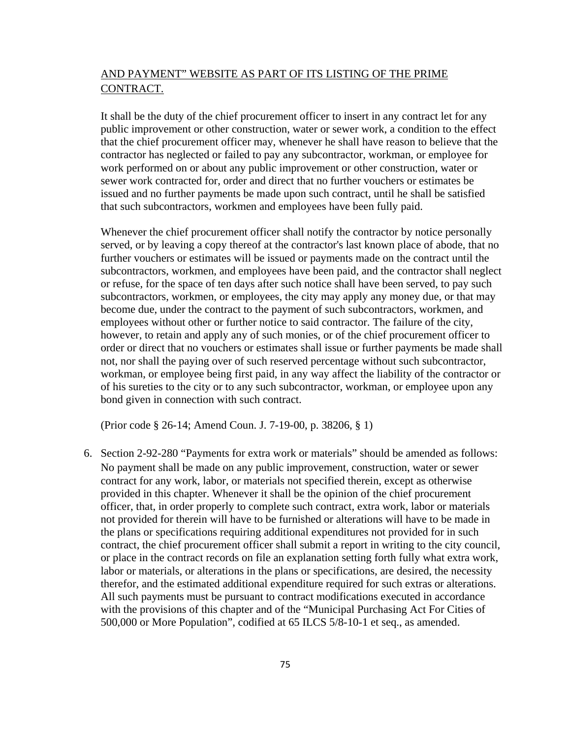<u>AND PAYMENT" WEBSITE AS PART OF ITS LISTING OF THE PRIME CONTRACT.</u>

It shall be the duty of the chief procurement officer to insert in any contract let for any public improvement or other construction, water or sewer work, a condition to the effect that the chief procurement officer may, whenever he shall have reason to believe that the contractor has neglected or failed to pay any subcontractor, workman, or employee for work performed on or about any public improvement or other construction, water or sewer work contracted for, order and direct that no further vouchers or estimates be issued and no further payments be made upon such contract, until he shall be satisfied that such subcontractors, workmen and employees have been fully paid.

Whenever the chief procurement officer shall notify the contractor by notice personally served, or by leaving a copy thereof at the contractor's last known place of abode, that no further vouchers or estimates will be issued or payments made on the contract until the subcontractors, workmen, and employees have been paid, and the contractor shall neglect or refuse, for the space of ten days after such notice shall have been served, to pay such subcontractors, workmen, or employees, the city may apply any money due, or that may become due, under the contract to the payment of such subcontractors, workmen, and employees without other or further notice to said contractor. The failure of the city, however, to retain and apply any of such monies, or of the chief procurement officer to order or direct that no vouchers or estimates shall issue or further payments be made shall not, nor shall the paying over of such reserved percentage without such subcontractor, workman, or employee being first paid, in any way affect the liability of the contractor or of his sureties to the city or to any such subcontractor, workman, or employee upon any bond given in connection with such contract.

(Prior code § 26-14; Amend Coun. J. 7-19-00, p. 38206, § 1)

6. Section 2-92-280 "Payments for extra work or materials" should be amended as follows: No payment shall be made on any public improvement, construction, water or sewer contract for any work, labor, or materials not specified therein, except as otherwise provided in this chapter. Whenever it shall be the opinion of the chief procurement officer, that, in order properly to complete such contract, extra work, labor or materials not provided for therein will have to be furnished or alterations will have to be made in the plans or specifications requiring additional expenditures not provided for in such contract, the chief procurement officer shall submit a report in writing to the city council, or place in the contract records on file an explanation setting forth fully what extra work, labor or materials, or alterations in the plans or specifications, are desired, the necessity therefor, and the estimated additional expenditure required for such extras or alterations. All such payments must be pursuant to contract modifications executed in accordance with the provisions of this chapter and of the "Municipal Purchasing Act For Cities of 500,000 or More Population", codified at 65 ILCS 5/8-10-1 et seq., as amended.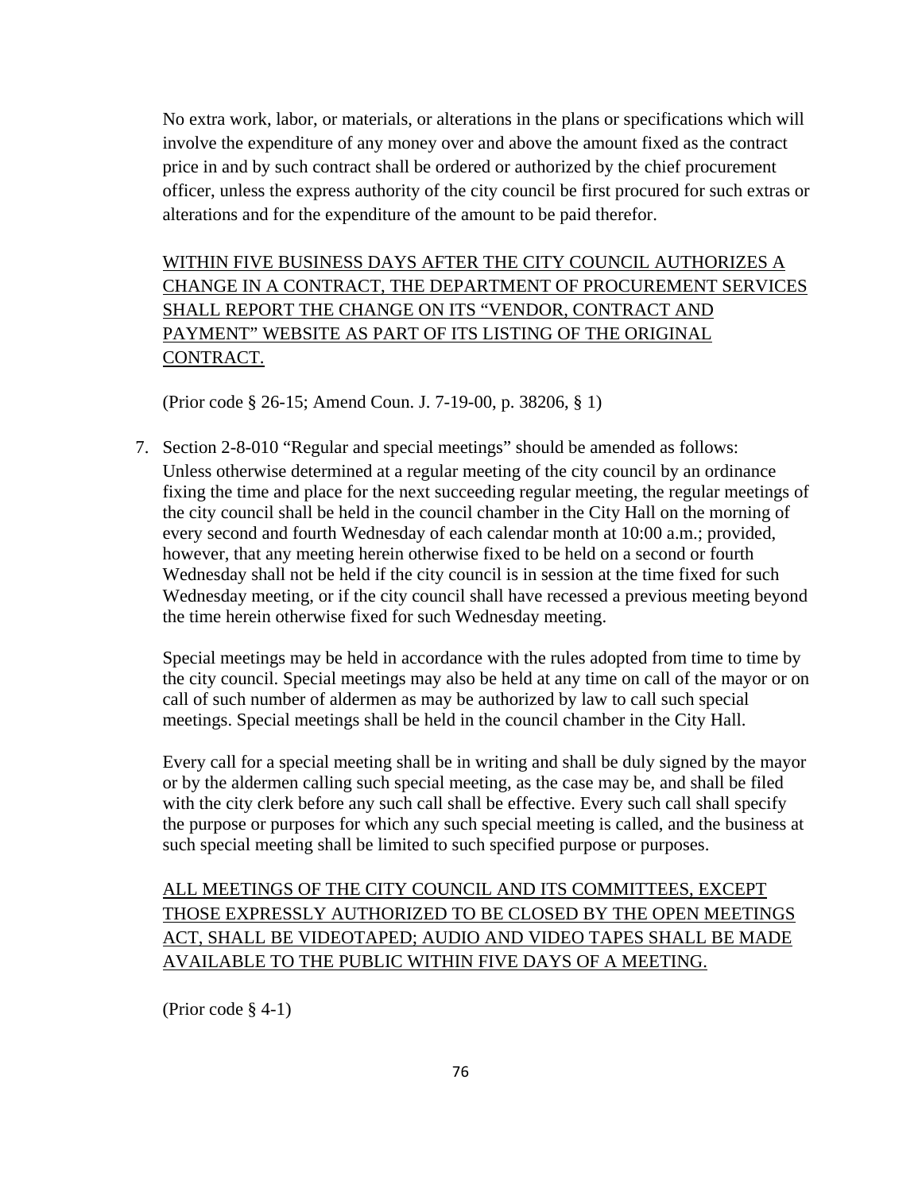No extra work, labor, or materials, or alterations in the plans or specifications which will involve the expenditure of any money over and above the amount fixed as the contract price in and by such contract shall be ordered or authorized by the chief procurement officer, unless the express authority of the city council be first procured for such extras or alterations and for the expenditure of the amount to be paid therefor.

<u>WITHIN FIVE BUSINESS DAYS AFTER THE CITY COUNCIL AUTHORIZES A CHANGE IN A CONTRACT, THE DEPARTMENT OF PROCUREMENT SERVICES SHALL REPORT THE CHANGE ON ITS "VENDOR, CONTRACT AND PAYMENT" WEBSITE AS PART OF ITS LISTING OF THE ORIGINAL CONTRACT.</u>

(Prior code § 26-15; Amend Coun. J. 7-19-00, p. 38206, § 1)

7. Section 2-8-010 "Regular and special meetings" should be amended as follows:

   Unless otherwise determined at a regular meeting of the city council by an ordinance fixing the time and place for the next succeeding regular meeting, the regular meetings of the city council shall be held in the council chamber in the City Hall on the morning of every second and fourth Wednesday of each calendar month at 10:00 a.m.; provided, however, that any meeting herein otherwise fixed to be held on a second or fourth Wednesday shall not be held if the city council is in session at the time fixed for such Wednesday meeting, or if the city council shall have recessed a previous meeting beyond the time herein otherwise fixed for such Wednesday meeting.

   Special meetings may be held in accordance with the rules adopted from time to time by the city council. Special meetings may also be held at any time on call of the mayor or on call of such number of aldermen as may be authorized by law to call such special meetings. Special meetings shall be held in the council chamber in the City Hall.

   Every call for a special meeting shall be in writing and shall be duly signed by the mayor or by the aldermen calling such special meeting, as the case may be, and shall be filed with the city clerk before any such call shall be effective. Every such call shall specify the purpose or purposes for which any such special meeting is called, and the business at such special meeting shall be limited to such specified purpose or purposes.

   <u>ALL MEETINGS OF THE CITY COUNCIL AND ITS COMMITTEES, EXCEPT THOSE EXPRESSLY AUTHORIZED TO BE CLOSED BY THE OPEN MEETINGS ACT, SHALL BE VIDEOTAPED; AUDIO AND VIDEO TAPES SHALL BE MADE AVAILABLE TO THE PUBLIC WITHIN FIVE DAYS OF A MEETING.</u>

   (Prior code § 4-1)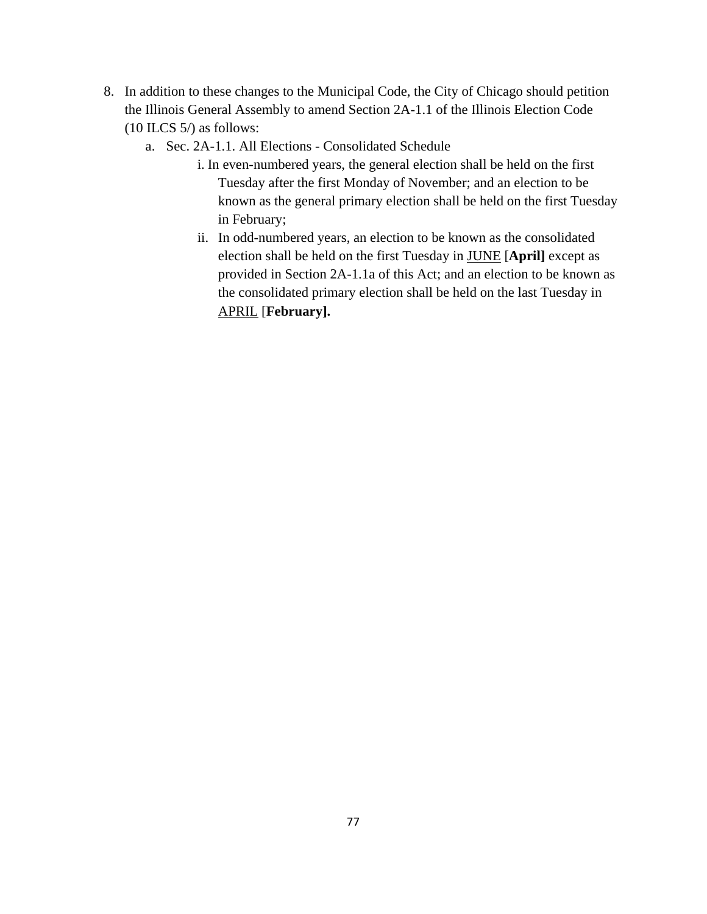8. In addition to these changes to the Municipal Code, the City of Chicago should petition the Illinois General Assembly to amend Section 2A-1.1 of the Illinois Election Code (10 ILCS 5/) as follows:
   a. Sec. 2A-1.1. All Elections - Consolidated Schedule
      i. In even-numbered years, the general election shall be held on the first Tuesday after the first Monday of November; and an election to be known as the general primary election shall be held on the first Tuesday in February;
      ii. In odd-numbered years, an election to be known as the consolidated election shall be held on the first Tuesday in <u>JUNE</u> [**April]** except as provided in Section 2A-1.1a of this Act; and an election to be known as the consolidated primary election shall be held on the last Tuesday in <u>APRIL</u> [**February].**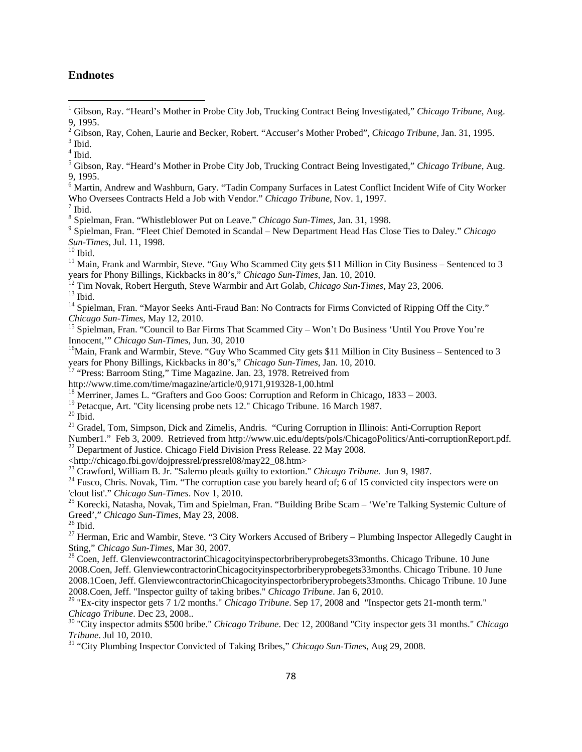## Endnotes

[1] Gibson, Ray. "Heard's Mother in Probe City Job, Trucking Contract Being Investigated," *Chicago Tribune*, Aug. 9, 1995.

[2] Gibson, Ray, Cohen, Laurie and Becker, Robert. "Accuser's Mother Probed", *Chicago Tribune*, Jan. 31, 1995.

[3] Ibid.

[4] Ibid.

[5] Gibson, Ray. "Heard's Mother in Probe City Job, Trucking Contract Being Investigated," *Chicago Tribune*, Aug. 9, 1995.

[6] Martin, Andrew and Washburn, Gary. "Tadin Company Surfaces in Latest Conflict Incident Wife of City Worker Who Oversees Contracts Held a Job with Vendor." *Chicago Tribune*, Nov. 1, 1997.

[7] Ibid.

[8] Spielman, Fran. "Whistleblower Put on Leave." *Chicago Sun-Times*, Jan. 31, 1998.

[9] Spielman, Fran. "Fleet Chief Demoted in Scandal – New Department Head Has Close Ties to Daley." *Chicago Sun-Times*, Jul. 11, 1998.

[10] Ibid.

[11] Main, Frank and Warmbir, Steve. "Guy Who Scammed City gets $11 Million in City Business – Sentenced to 3 years for Phony Billings, Kickbacks in 80's," *Chicago Sun-Times*, Jan. 10, 2010.

[12] Tim Novak, Robert Herguth, Steve Warmbir and Art Golab, *Chicago Sun-Times*, May 23, 2006.

[13] Ibid.

[14] Spielman, Fran. "Mayor Seeks Anti-Fraud Ban: No Contracts for Firms Convicted of Ripping Off the City." *Chicago Sun-Times*, May 12, 2010.

[15] Spielman, Fran. "Council to Bar Firms That Scammed City – Won't Do Business 'Until You Prove You're Innocent,'" *Chicago Sun-Times*, Jun. 30, 2010

[16] Main, Frank and Warmbir, Steve. "Guy Who Scammed City gets $11 Million in City Business – Sentenced to 3 years for Phony Billings, Kickbacks in 80's," *Chicago Sun-Times*, Jan. 10, 2010.

[17] "Press: Barroom Sting," Time Magazine. Jan. 23, 1978. Retreived from http://www.time.com/time/magazine/article/0,9171,919328-1,00.html

[18] Merriner, James L. "Grafters and Goo Goos: Corruption and Reform in Chicago, 1833 – 2003.

[19] Petacque, Art. "City licensing probe nets 12." Chicago Tribune. 16 March 1987.

[20] Ibid.

[21] Gradel, Tom, Simpson, Dick and Zimelis, Andris. "Curing Corruption in Illinois: Anti-Corruption Report Number1." Feb 3, 2009. Retrieved from http://www.uic.edu/depts/pols/ChicagoPolitics/Anti-corruptionReport.pdf.

[22] Department of Justice. Chicago Field Division Press Release. 22 May 2008. <http://chicago.fbi.gov/dojpressrel/pressrel08/may22_08.htm>

[23] Crawford, William B. Jr. "Salerno pleads guilty to extortion." *Chicago Tribune*. Jun 9, 1987.

[24] Fusco, Chris. Novak, Tim. "The corruption case you barely heard of; 6 of 15 convicted city inspectors were on 'clout list'." *Chicago Sun-Times*. Nov 1, 2010.

[25] Korecki, Natasha, Novak, Tim and Spielman, Fran. "Building Bribe Scam – 'We're Talking Systemic Culture of Greed'," *Chicago Sun-Times*, May 23, 2008.

[26] Ibid.

[27] Herman, Eric and Wambir, Steve. "3 City Workers Accused of Bribery – Plumbing Inspector Allegedly Caught in Sting," *Chicago Sun-Times*, Mar 30, 2007.

[28] Coen, Jeff. GlenviewcontractorinChicagocityinspectorbriberyprobegets33months. Chicago Tribune. 10 June 2008.Coen, Jeff. GlenviewcontractorinChicagocityinspectorbriberyprobegets33months. Chicago Tribune. 10 June 2008.1Coen, Jeff. GlenviewcontractorinChicagocityinspectorbriberyprobegets33months. Chicago Tribune. 10 June 2008.Coen, Jeff. "Inspector guilty of taking bribes." *Chicago Tribune*. Jan 6, 2010.

[29] "Ex-city inspector gets 7 1/2 months." *Chicago Tribune*. Sep 17, 2008 and "Inspector gets 21-month term." *Chicago Tribune*. Dec 23, 2008..

[30] "City inspector admits $500 bribe." *Chicago Tribune*. Dec 12, 2008and "City inspector gets 31 months." *Chicago Tribune*. Jul 10, 2010.

[31] "City Plumbing Inspector Convicted of Taking Bribes," *Chicago Sun-Times*, Aug 29, 2008.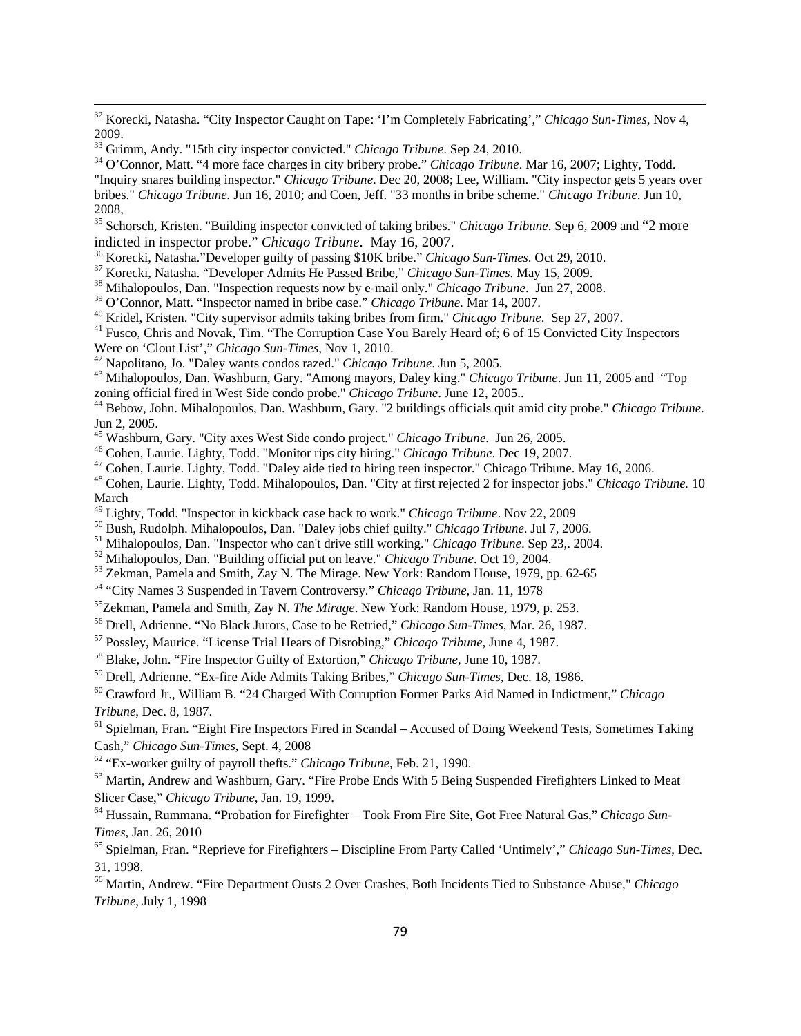[32] Korecki, Natasha. “City Inspector Caught on Tape: ‘I’m Completely Fabricating’,” *Chicago Sun-Times*, Nov 4, 2009.

[33] Grimm, Andy. "15th city inspector convicted." *Chicago Tribune*. Sep 24, 2010.

[34] O’Connor, Matt. “4 more face charges in city bribery probe.” *Chicago Tribune*. Mar 16, 2007; Lighty, Todd. "Inquiry snares building inspector." *Chicago Tribune*. Dec 20, 2008; Lee, William. "City inspector gets 5 years over bribes." *Chicago Tribune.* Jun 16, 2010; and Coen, Jeff. "33 months in bribe scheme." *Chicago Tribune*. Jun 10, 2008,

[35] Schorsch, Kristen. "Building inspector convicted of taking bribes." *Chicago Tribune*. Sep 6, 2009 and “2 more indicted in inspector probe.” *Chicago Tribune*. May 16, 2007.

[36] Korecki, Natasha.”Developer guilty of passing $10K bribe.” *Chicago Sun-Times*. Oct 29, 2010.

[37] Korecki, Natasha. “Developer Admits He Passed Bribe,” *Chicago Sun-Times*. May 15, 2009.

[38] Mihalopoulos, Dan. "Inspection requests now by e-mail only." *Chicago Tribune*. Jun 27, 2008.

[39] O’Connor, Matt. “Inspector named in bribe case.” *Chicago Tribune.* Mar 14, 2007.

[40] Kridel, Kristen. "City supervisor admits taking bribes from firm." *Chicago Tribune*. Sep 27, 2007.

[41] Fusco, Chris and Novak, Tim. “The Corruption Case You Barely Heard of; 6 of 15 Convicted City Inspectors Were on ‘Clout List’,” *Chicago Sun-Times*, Nov 1, 2010.

[42] Napolitano, Jo. "Daley wants condos razed." *Chicago Tribune*. Jun 5, 2005.

[43] Mihalopoulos, Dan. Washburn, Gary. "Among mayors, Daley king." *Chicago Tribune*. Jun 11, 2005 and “Top zoning official fired in West Side condo probe." *Chicago Tribune*. June 12, 2005..

[44] Bebow, John. Mihalopoulos, Dan. Washburn, Gary. "2 buildings officials quit amid city probe." *Chicago Tribune*. Jun 2, 2005.

[45] Washburn, Gary. "City axes West Side condo project." *Chicago Tribune*. Jun 26, 2005.

[46] Cohen, Laurie. Lighty, Todd. "Monitor rips city hiring." *Chicago Tribune*. Dec 19, 2007.

[47] Cohen, Laurie. Lighty, Todd. "Daley aide tied to hiring teen inspector." Chicago Tribune. May 16, 2006.

[48] Cohen, Laurie. Lighty, Todd. Mihalopoulos, Dan. "City at first rejected 2 for inspector jobs." *Chicago Tribune.* 10 March

[49] Lighty, Todd. "Inspector in kickback case back to work." *Chicago Tribune*. Nov 22, 2009

[50] Bush, Rudolph. Mihalopoulos, Dan. "Daley jobs chief guilty." *Chicago Tribune*. Jul 7, 2006.

[51] Mihalopoulos, Dan. "Inspector who can't drive still working." *Chicago Tribune*. Sep 23,. 2004.

[52] Mihalopoulos, Dan. "Building official put on leave." *Chicago Tribune*. Oct 19, 2004.

[53] Zekman, Pamela and Smith, Zay N. The Mirage. New York: Random House, 1979, pp. 62-65

[54] “City Names 3 Suspended in Tavern Controversy.” *Chicago Tribune*, Jan. 11, 1978

[55] Zekman, Pamela and Smith, Zay N. *The Mirage*. New York: Random House, 1979, p. 253.

[56] Drell, Adrienne. “No Black Jurors, Case to be Retried,” *Chicago Sun-Times*, Mar. 26, 1987.

[57] Possley, Maurice. “License Trial Hears of Disrobing,” *Chicago Tribune*, June 4, 1987.

[58] Blake, John. “Fire Inspector Guilty of Extortion,” *Chicago Tribune*, June 10, 1987.

[59] Drell, Adrienne. “Ex-fire Aide Admits Taking Bribes,” *Chicago Sun-Times*, Dec. 18, 1986.

[60] Crawford Jr., William B. “24 Charged With Corruption Former Parks Aid Named in Indictment,” *Chicago Tribune*, Dec. 8, 1987.

[61] Spielman, Fran. “Eight Fire Inspectors Fired in Scandal – Accused of Doing Weekend Tests, Sometimes Taking Cash,” *Chicago Sun-Times*, Sept. 4, 2008

[62] “Ex-worker guilty of payroll thefts.” *Chicago Tribune*, Feb. 21, 1990.

[63] Martin, Andrew and Washburn, Gary. “Fire Probe Ends With 5 Being Suspended Firefighters Linked to Meat Slicer Case,” *Chicago Tribune*, Jan. 19, 1999.

[64] Hussain, Rummana. “Probation for Firefighter – Took From Fire Site, Got Free Natural Gas,” *Chicago Sun-Times*, Jan. 26, 2010

[65] Spielman, Fran. “Reprieve for Firefighters – Discipline From Party Called ‘Untimely’,” *Chicago Sun-Times*, Dec. 31, 1998.

[66] Martin, Andrew. “Fire Department Ousts 2 Over Crashes, Both Incidents Tied to Substance Abuse," *Chicago Tribune*, July 1, 1998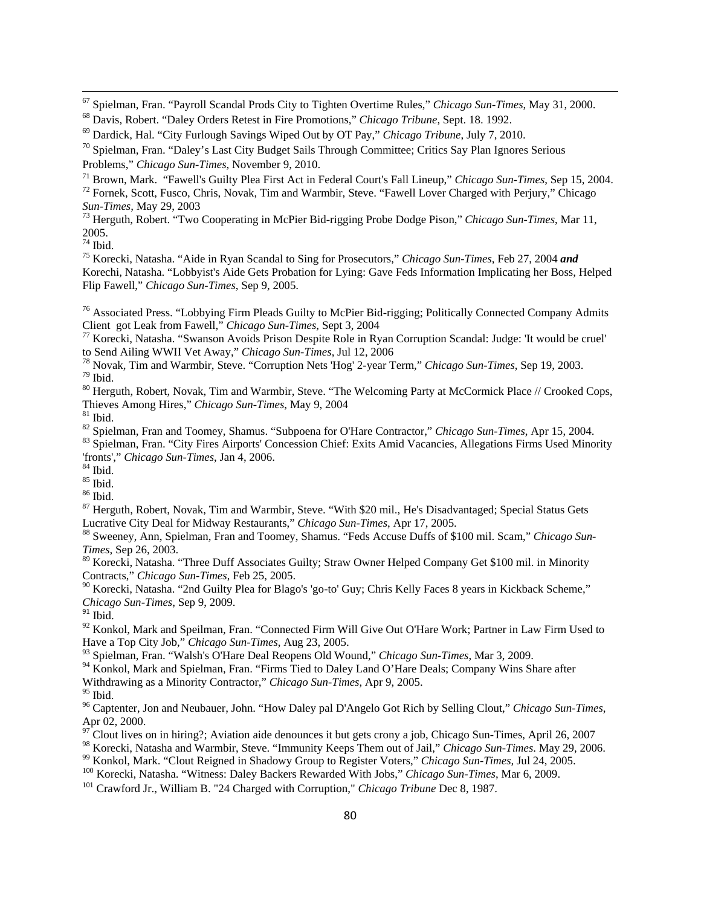[67] Spielman, Fran. "Payroll Scandal Prods City to Tighten Overtime Rules," *Chicago Sun-Times*, May 31, 2000.

[68] Davis, Robert. "Daley Orders Retest in Fire Promotions," *Chicago Tribune*, Sept. 18. 1992.

[69] Dardick, Hal. "City Furlough Savings Wiped Out by OT Pay," *Chicago Tribune*, July 7, 2010.

[70] Spielman, Fran. "Daley's Last City Budget Sails Through Committee; Critics Say Plan Ignores Serious Problems," *Chicago Sun-Times*, November 9, 2010.

[71] Brown, Mark. "Fawell's Guilty Plea First Act in Federal Court's Fall Lineup," *Chicago Sun-Times*, Sep 15, 2004.

[72] Fornek, Scott, Fusco, Chris, Novak, Tim and Warmbir, Steve. "Fawell Lover Charged with Perjury," Chicago *Sun-Times*, May 29, 2003

[73] Herguth, Robert. "Two Cooperating in McPier Bid-rigging Probe Dodge Pison," *Chicago Sun-Times*, Mar 11, 2005.

[74] Ibid.

[75] Korecki, Natasha. "Aide in Ryan Scandal to Sing for Prosecutors," *Chicago Sun-Times*, Feb 27, 2004 ***and*** Korechi, Natasha. "Lobbyist's Aide Gets Probation for Lying: Gave Feds Information Implicating her Boss, Helped Flip Fawell," *Chicago Sun-Times*, Sep 9, 2005.

[76] Associated Press. "Lobbying Firm Pleads Guilty to McPier Bid-rigging; Politically Connected Company Admits Client got Leak from Fawell," *Chicago Sun-Times*, Sept 3, 2004

[77] Korecki, Natasha. "Swanson Avoids Prison Despite Role in Ryan Corruption Scandal: Judge: 'It would be cruel' to Send Ailing WWII Vet Away," *Chicago Sun-Times*, Jul 12, 2006

[78] Novak, Tim and Warmbir, Steve. "Corruption Nets 'Hog' 2-year Term," *Chicago Sun-Times*, Sep 19, 2003.

[79] Ibid.

[80] Herguth, Robert, Novak, Tim and Warmbir, Steve. "The Welcoming Party at McCormick Place // Crooked Cops, Thieves Among Hires," *Chicago Sun-Times*, May 9, 2004

[81] Ibid.

[82] Spielman, Fran and Toomey, Shamus. "Subpoena for O'Hare Contractor," *Chicago Sun-Times*, Apr 15, 2004.

[83] Spielman, Fran. "City Fires Airports' Concession Chief: Exits Amid Vacancies, Allegations Firms Used Minority 'fronts'," *Chicago Sun-Times*, Jan 4, 2006.

[84] Ibid.

[85] Ibid.

[86] Ibid.

[87] Herguth, Robert, Novak, Tim and Warmbir, Steve. "With $20 mil., He's Disadvantaged; Special Status Gets Lucrative City Deal for Midway Restaurants," *Chicago Sun-Times*, Apr 17, 2005.

[88] Sweeney, Ann, Spielman, Fran and Toomey, Shamus. "Feds Accuse Duffs of $100 mil. Scam," *Chicago Sun-Times*, Sep 26, 2003.

[89] Korecki, Natasha. "Three Duff Associates Guilty; Straw Owner Helped Company Get $100 mil. in Minority Contracts," *Chicago Sun-Times*, Feb 25, 2005.

[90] Korecki, Natasha. "2nd Guilty Plea for Blago's 'go-to' Guy; Chris Kelly Faces 8 years in Kickback Scheme," *Chicago Sun-Times*, Sep 9, 2009.

[91] Ibid.

[92] Konkol, Mark and Speilman, Fran. "Connected Firm Will Give Out O'Hare Work; Partner in Law Firm Used to Have a Top City Job," *Chicago Sun-Times*, Aug 23, 2005.

[93] Spielman, Fran. "Walsh's O'Hare Deal Reopens Old Wound," *Chicago Sun-Times*, Mar 3, 2009.

[94] Konkol, Mark and Spielman, Fran. "Firms Tied to Daley Land O'Hare Deals; Company Wins Share after Withdrawing as a Minority Contractor," *Chicago Sun-Times*, Apr 9, 2005.

[95] Ibid.

[96] Captenter, Jon and Neubauer, John. "How Daley pal D'Angelo Got Rich by Selling Clout," *Chicago Sun-Times*, Apr 02, 2000.

[97] Clout lives on in hiring?; Aviation aide denounces it but gets crony a job, Chicago Sun-Times, April 26, 2007

[98] Korecki, Natasha and Warmbir, Steve. "Immunity Keeps Them out of Jail," *Chicago Sun-Times*. May 29, 2006.

[99] Konkol, Mark. "Clout Reigned in Shadowy Group to Register Voters," *Chicago Sun-Times*, Jul 24, 2005.

[100] Korecki, Natasha. "Witness: Daley Backers Rewarded With Jobs," *Chicago Sun-Times*, Mar 6, 2009.

[101] Crawford Jr., William B. "24 Charged with Corruption," *Chicago Tribune* Dec 8, 1987.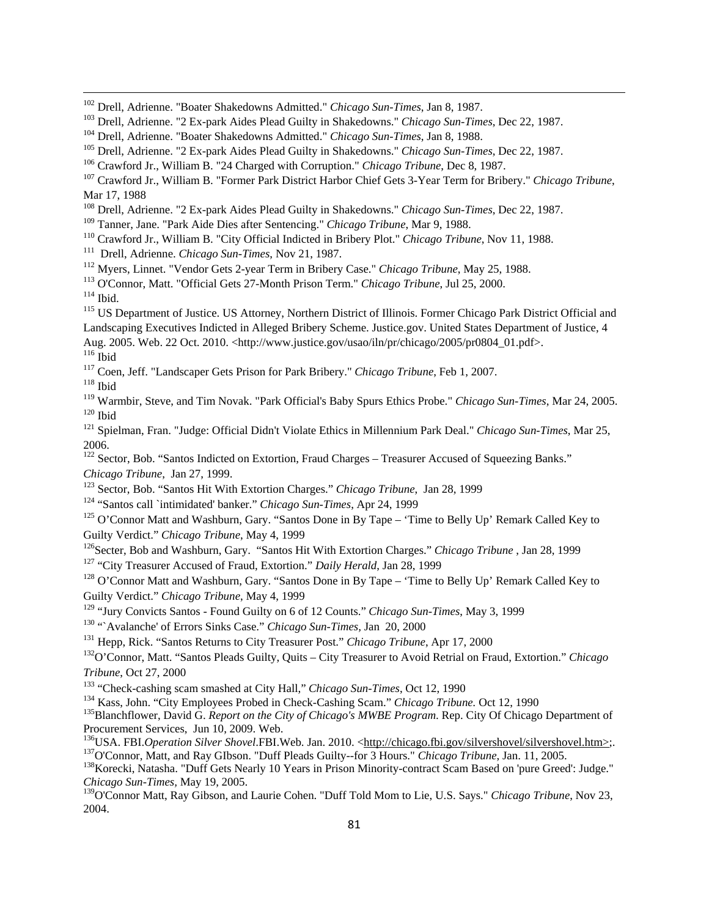[102] Drell, Adrienne. "Boater Shakedowns Admitted." *Chicago Sun-Times*, Jan 8, 1987.

[103] Drell, Adrienne. "2 Ex-park Aides Plead Guilty in Shakedowns." *Chicago Sun-Times*, Dec 22, 1987.

[104] Drell, Adrienne. "Boater Shakedowns Admitted." *Chicago Sun-Times*, Jan 8, 1988.

[105] Drell, Adrienne. "2 Ex-park Aides Plead Guilty in Shakedowns." *Chicago Sun-Times*, Dec 22, 1987.

[106] Crawford Jr., William B. "24 Charged with Corruption." *Chicago Tribune*, Dec 8, 1987.

[107] Crawford Jr., William B. "Former Park District Harbor Chief Gets 3-Year Term for Bribery." *Chicago Tribune*, Mar 17, 1988

[108] Drell, Adrienne. "2 Ex-park Aides Plead Guilty in Shakedowns." *Chicago Sun-Times*, Dec 22, 1987.

[109] Tanner, Jane. "Park Aide Dies after Sentencing." *Chicago Tribune*, Mar 9, 1988.

[110] Crawford Jr., William B. "City Official Indicted in Bribery Plot." *Chicago Tribune*, Nov 11, 1988.

[111] Drell, Adrienne. *Chicago Sun-Times*, Nov 21, 1987.

[112] Myers, Linnet. "Vendor Gets 2-year Term in Bribery Case." *Chicago Tribune*, May 25, 1988.

[113] O'Connor, Matt. "Official Gets 27-Month Prison Term." *Chicago Tribune*, Jul 25, 2000.

[114] Ibid.

[115] US Department of Justice. US Attorney, Northern District of Illinois. Former Chicago Park District Official and Landscaping Executives Indicted in Alleged Bribery Scheme. Justice.gov. United States Department of Justice, 4 Aug. 2005. Web. 22 Oct. 2010. <http://www.justice.gov/usao/iln/pr/chicago/2005/pr0804_01.pdf>.

[116] Ibid

[117] Coen, Jeff. "Landscaper Gets Prison for Park Bribery." *Chicago Tribune*, Feb 1, 2007.

[118] Ibid

[119] Warmbir, Steve, and Tim Novak. "Park Official's Baby Spurs Ethics Probe." *Chicago Sun-Times*, Mar 24, 2005.

[120] Ibid

[121] Spielman, Fran. "Judge: Official Didn't Violate Ethics in Millennium Park Deal." *Chicago Sun-Times*, Mar 25, 2006.

[122] Sector, Bob. "Santos Indicted on Extortion, Fraud Charges – Treasurer Accused of Squeezing Banks." *Chicago Tribune*, Jan 27, 1999.

[123] Sector, Bob. "Santos Hit With Extortion Charges." *Chicago Tribune*, Jan 28, 1999

[124] "Santos call `intimidated' banker." *Chicago Sun-Times*, Apr 24, 1999

[125] O'Connor Matt and Washburn, Gary. "Santos Done in By Tape – 'Time to Belly Up' Remark Called Key to Guilty Verdict." *Chicago Tribune*, May 4, 1999

[126] Secter, Bob and Washburn, Gary. "Santos Hit With Extortion Charges." *Chicago Tribune* , Jan 28, 1999

[127] "City Treasurer Accused of Fraud, Extortion." *Daily Herald*, Jan 28, 1999

[128] O'Connor Matt and Washburn, Gary. "Santos Done in By Tape – 'Time to Belly Up' Remark Called Key to Guilty Verdict." *Chicago Tribune*, May 4, 1999

[129] "Jury Convicts Santos - Found Guilty on 6 of 12 Counts." *Chicago Sun-Times*, May 3, 1999

[130] "`Avalanche' of Errors Sinks Case." *Chicago Sun-Times*, Jan 20, 2000

[131] Hepp, Rick. "Santos Returns to City Treasurer Post." *Chicago Tribune*, Apr 17, 2000

[132] O'Connor, Matt. "Santos Pleads Guilty, Quits – City Treasurer to Avoid Retrial on Fraud, Extortion." *Chicago Tribune*, Oct 27, 2000

[133] "Check-cashing scam smashed at City Hall," *Chicago Sun-Times*, Oct 12, 1990

[134] Kass, John. "City Employees Probed in Check-Cashing Scam." *Chicago Tribune.* Oct 12, 1990

[135] Blanchflower, David G. *Report on the City of Chicago's MWBE Program*. Rep. City Of Chicago Department of Procurement Services, Jun 10, 2009. Web.

[136] USA. FBI.*Operation Silver Shovel*.FBI.Web. Jan. 2010. <http://chicago.fbi.gov/silvershovel/silvershovel.htm>;.

[137] O'Connor, Matt, and Ray GIbson. "Duff Pleads Guilty--for 3 Hours." *Chicago Tribune*, Jan. 11, 2005.

[138] Korecki, Natasha. "Duff Gets Nearly 10 Years in Prison Minority-contract Scam Based on 'pure Greed': Judge." *Chicago Sun-Times*, May 19, 2005.

[139] O'Connor Matt, Ray Gibson, and Laurie Cohen. "Duff Told Mom to Lie, U.S. Says." *Chicago Tribune*, Nov 23, 2004.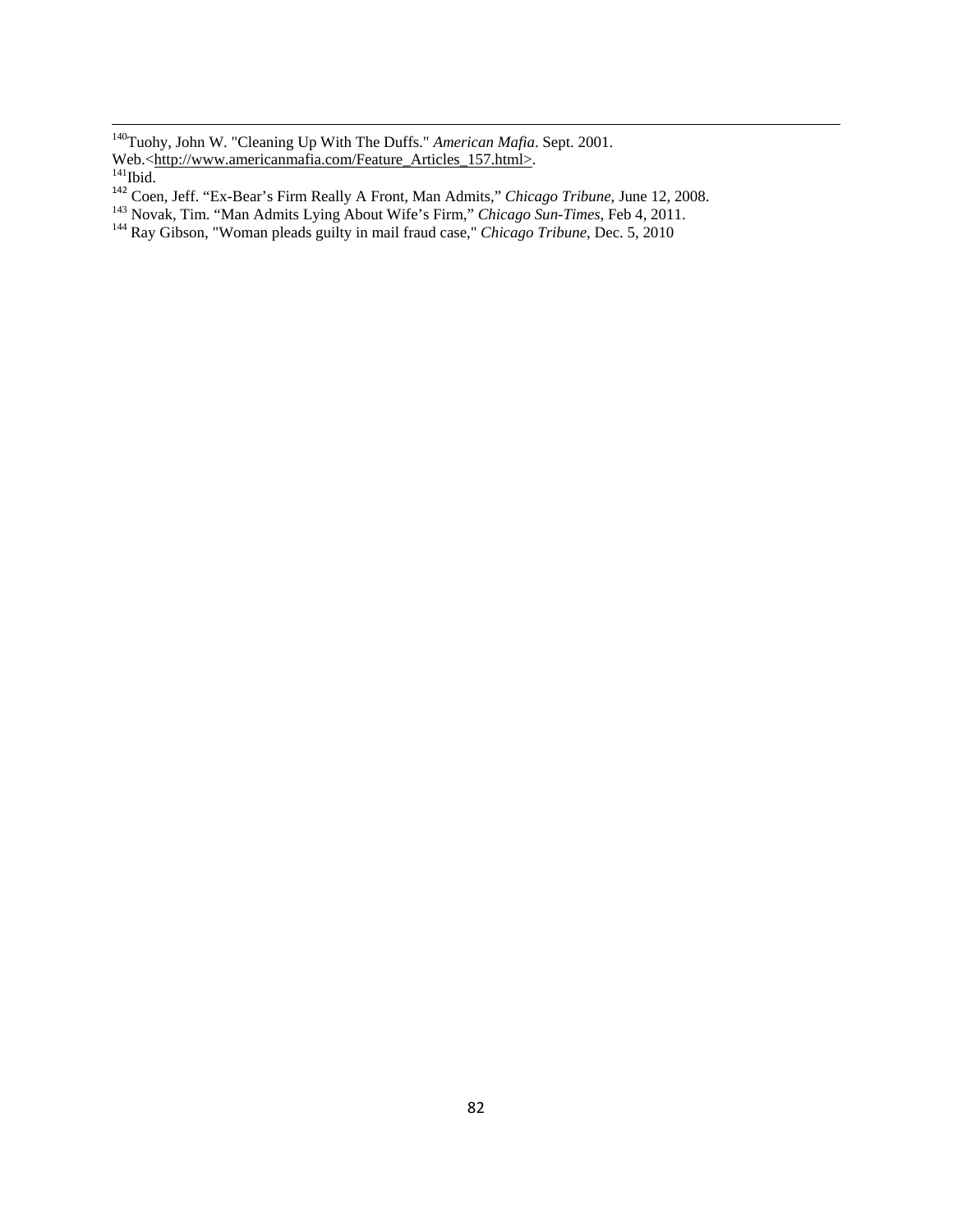[140]Tuohy, John W. "Cleaning Up With The Duffs." *American Mafia*. Sept. 2001. Web.<http://www.americanmafia.com/Feature_Articles_157.html>.

[141]Ibid.

[142] Coen, Jeff. "Ex-Bear's Firm Really A Front, Man Admits," *Chicago Tribune*, June 12, 2008.

[143] Novak, Tim. "Man Admits Lying About Wife's Firm," *Chicago Sun-Times*, Feb 4, 2011.

[144] Ray Gibson, "Woman pleads guilty in mail fraud case," *Chicago Tribune*, Dec. 5, 2010